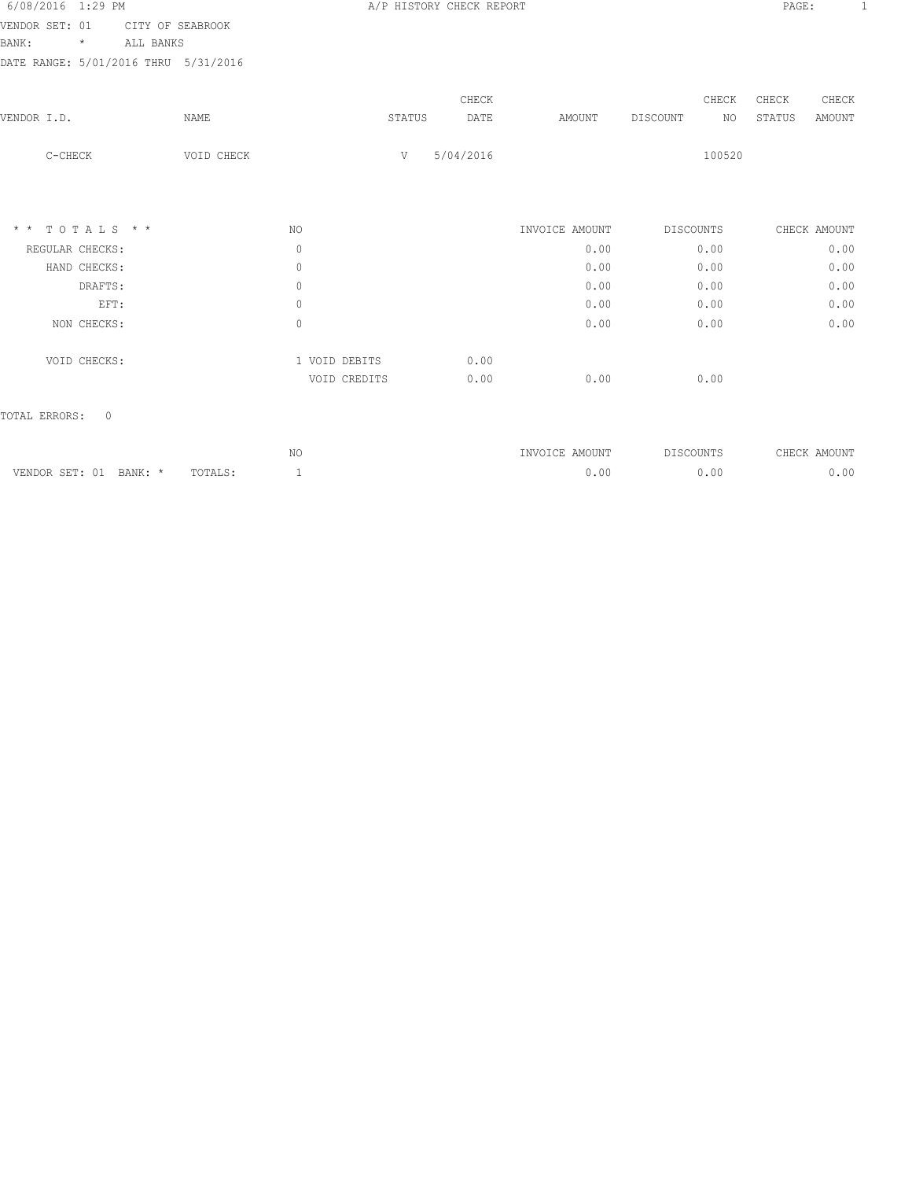# A/P HISTORY CHECK REPORT

6/08/2016 1:29 PM

VENDOR SET: 01 CITY OF SEABROOK
BANK: * ALL BANKS
DATE RANGE: 5/01/2016 THRU 5/31/2016

| VENDOR I.D. | NAME | STATUS | CHECK DATE | AMOUNT | DISCOUNT | CHECK NO | CHECK STATUS | CHECK AMOUNT |
|---|---|---|---|---|---|---|---|---|
| C-CHECK | VOID CHECK | V | 5/04/2016 | | | 100520 | | |

| * * T O T A L S * * | NO | | | INVOICE AMOUNT | DISCOUNTS | CHECK AMOUNT |
|---|---|---|---|---|---|---|
| REGULAR CHECKS: | 0 | | | 0.00 | 0.00 | 0.00 |
| HAND CHECKS: | 0 | | | 0.00 | 0.00 | 0.00 |
| DRAFTS: | 0 | | | 0.00 | 0.00 | 0.00 |
| EFT: | 0 | | | 0.00 | 0.00 | 0.00 |
| NON CHECKS: | 0 | | | 0.00 | 0.00 | 0.00 |
| VOID CHECKS: | 1 | VOID DEBITS | 0.00 | | | |
| | | VOID CREDITS | 0.00 | 0.00 | 0.00 | |

TOTAL ERRORS: 0

| | NO | INVOICE AMOUNT | DISCOUNTS | CHECK AMOUNT |
|---|---|---|---|---|
| VENDOR SET: 01 BANK: * TOTALS: | 1 | 0.00 | 0.00 | 0.00 |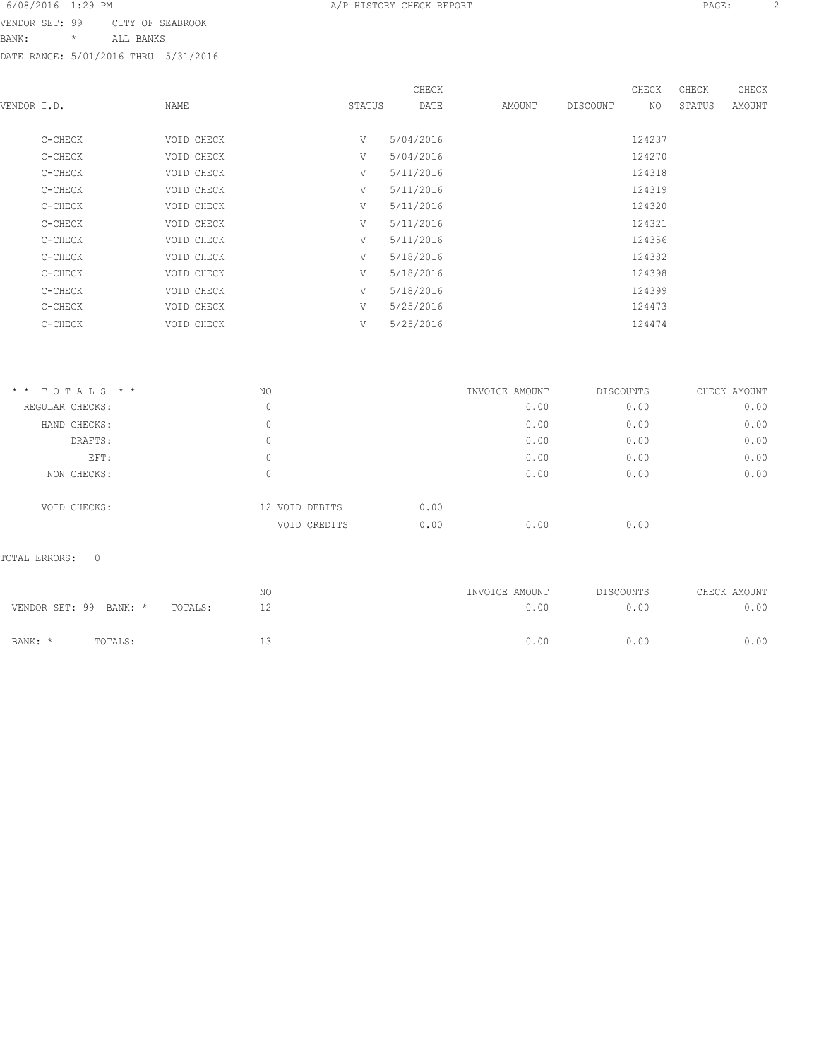6/08/2016 1:29 PM A/P HISTORY CHECK REPORT

VENDOR SET: 99 CITY OF SEABROOK
BANK: * ALL BANKS
DATE RANGE: 5/01/2016 THRU 5/31/2016

| VENDOR I.D. | NAME | STATUS | CHECK DATE | AMOUNT | DISCOUNT | CHECK NO | CHECK STATUS | CHECK AMOUNT |
|---|---|---|---|---|---|---|---|---|
| C-CHECK | VOID CHECK | V | 5/04/2016 | | | 124237 | | |
| C-CHECK | VOID CHECK | V | 5/04/2016 | | | 124270 | | |
| C-CHECK | VOID CHECK | V | 5/11/2016 | | | 124318 | | |
| C-CHECK | VOID CHECK | V | 5/11/2016 | | | 124319 | | |
| C-CHECK | VOID CHECK | V | 5/11/2016 | | | 124320 | | |
| C-CHECK | VOID CHECK | V | 5/11/2016 | | | 124321 | | |
| C-CHECK | VOID CHECK | V | 5/11/2016 | | | 124356 | | |
| C-CHECK | VOID CHECK | V | 5/18/2016 | | | 124382 | | |
| C-CHECK | VOID CHECK | V | 5/18/2016 | | | 124398 | | |
| C-CHECK | VOID CHECK | V | 5/18/2016 | | | 124399 | | |
| C-CHECK | VOID CHECK | V | 5/25/2016 | | | 124473 | | |
| C-CHECK | VOID CHECK | V | 5/25/2016 | | | 124474 | | |

| * * T O T A L S * * | NO | | | INVOICE AMOUNT | DISCOUNTS | CHECK AMOUNT |
|---|---|---|---|---|---|---|
| REGULAR CHECKS: | 0 | | | 0.00 | 0.00 | 0.00 |
| HAND CHECKS: | 0 | | | 0.00 | 0.00 | 0.00 |
| DRAFTS: | 0 | | | 0.00 | 0.00 | 0.00 |
| EFT: | 0 | | | 0.00 | 0.00 | 0.00 |
| NON CHECKS: | 0 | | | 0.00 | 0.00 | 0.00 |
| VOID CHECKS: | 12 | VOID DEBITS | 0.00 | | | |
| | | VOID CREDITS | 0.00 | 0.00 | 0.00 | |

TOTAL ERRORS: 0

| | NO | INVOICE AMOUNT | DISCOUNTS | CHECK AMOUNT |
|---|---|---|---|---|
| VENDOR SET: 99 BANK: * TOTALS: | 12 | 0.00 | 0.00 | 0.00 |
| BANK: * TOTALS: | 13 | 0.00 | 0.00 | 0.00 |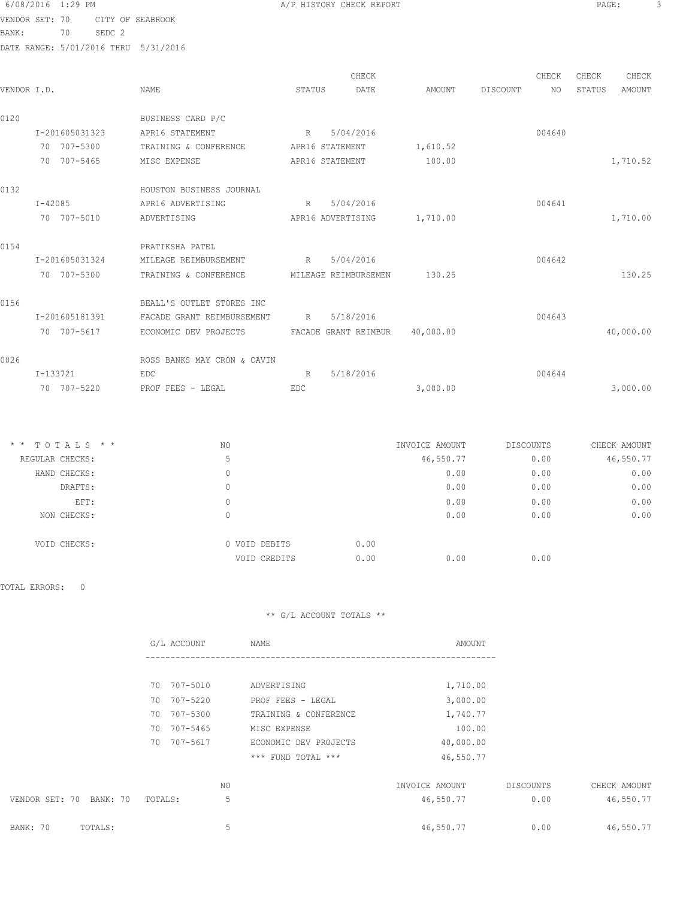6/08/2016 1:29 PM — A/P HISTORY CHECK REPORT

VENDOR SET: 70 CITY OF SEABROOK
BANK: 70 SEDC 2
DATE RANGE: 5/01/2016 THRU 5/31/2016

| VENDOR I.D. | NAME | STATUS | CHECK DATE | AMOUNT | DISCOUNT | CHECK NO | CHECK STATUS | CHECK AMOUNT |
|---|---|---|---|---|---|---|---|---|
| 0120 | BUSINESS CARD P/C | | | | | | | |
| I-201605031323 | APR16 STATEMENT | R | 5/04/2016 | | | 004640 | | |
| 70 707-5300 | TRAINING & CONFERENCE | APR16 STATEMENT | | 1,610.52 | | | | |
| 70 707-5465 | MISC EXPENSE | APR16 STATEMENT | | 100.00 | | | | 1,710.52 |
| 0132 | HOUSTON BUSINESS JOURNAL | | | | | | | |
| I-42085 | APR16 ADVERTISING | R | 5/04/2016 | | | 004641 | | |
| 70 707-5010 | ADVERTISING | APR16 ADVERTISING | | 1,710.00 | | | | 1,710.00 |
| 0154 | PRATIKSHA PATEL | | | | | | | |
| I-201605031324 | MILEAGE REIMBURSEMENT | R | 5/04/2016 | | | 004642 | | |
| 70 707-5300 | TRAINING & CONFERENCE | MILEAGE REIMBURSEMEN | | 130.25 | | | | 130.25 |
| 0156 | BEALL'S OUTLET STORES INC | | | | | | | |
| I-201605181391 | FACADE GRANT REIMBURSEMENT | R | 5/18/2016 | | | 004643 | | |
| 70 707-5617 | ECONOMIC DEV PROJECTS | FACADE GRANT REIMBUR | | 40,000.00 | | | | 40,000.00 |
| 0026 | ROSS BANKS MAY CRON & CAVIN | | | | | | | |
| I-133721 | EDC | R | 5/18/2016 | | | 004644 | | |
| 70 707-5220 | PROF FEES - LEGAL | EDC | | 3,000.00 | | | | 3,000.00 |

| * * T O T A L S * * | NO | | | INVOICE AMOUNT | DISCOUNTS | CHECK AMOUNT |
|---|---|---|---|---|---|---|
| REGULAR CHECKS: | 5 | | | 46,550.77 | 0.00 | 46,550.77 |
| HAND CHECKS: | 0 | | | 0.00 | 0.00 | 0.00 |
| DRAFTS: | 0 | | | 0.00 | 0.00 | 0.00 |
| EFT: | 0 | | | 0.00 | 0.00 | 0.00 |
| NON CHECKS: | 0 | | | 0.00 | 0.00 | 0.00 |
| VOID CHECKS: | 0 | VOID DEBITS | 0.00 | | | |
| | | VOID CREDITS | 0.00 | 0.00 | 0.00 | |

TOTAL ERRORS: 0

** G/L ACCOUNT TOTALS **

| G/L ACCOUNT | NAME | AMOUNT |
|---|---|---|
| 70 707-5010 | ADVERTISING | 1,710.00 |
| 70 707-5220 | PROF FEES - LEGAL | 3,000.00 |
| 70 707-5300 | TRAINING & CONFERENCE | 1,740.77 |
| 70 707-5465 | MISC EXPENSE | 100.00 |
| 70 707-5617 | ECONOMIC DEV PROJECTS | 40,000.00 |
| | *** FUND TOTAL *** | 46,550.77 |

| | NO | INVOICE AMOUNT | DISCOUNTS | CHECK AMOUNT |
|---|---|---|---|---|
| VENDOR SET: 70 BANK: 70 TOTALS: | 5 | 46,550.77 | 0.00 | 46,550.77 |
| BANK: 70 TOTALS: | 5 | 46,550.77 | 0.00 | 46,550.77 |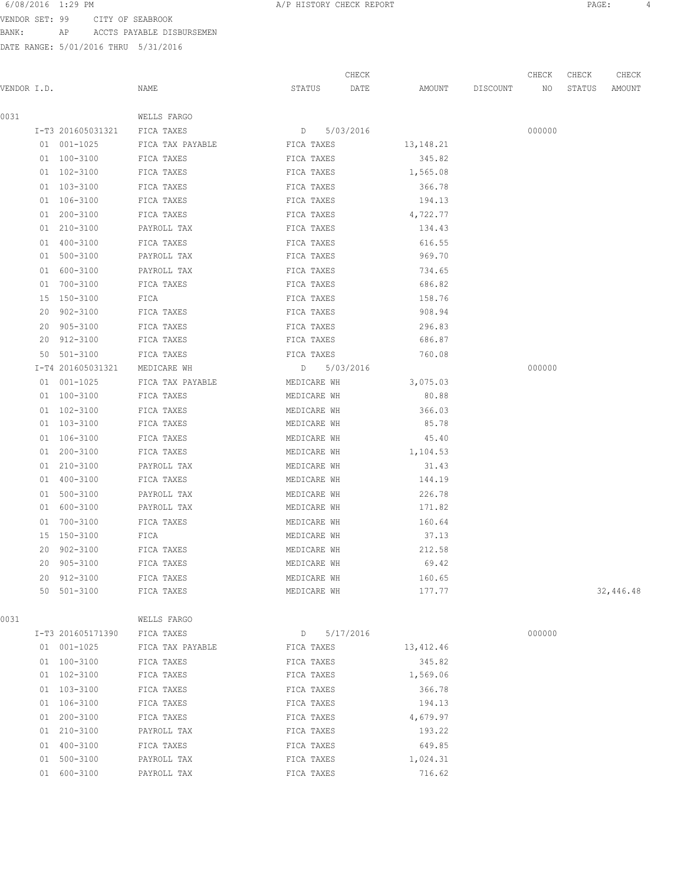VENDOR SET: 99 CITY OF SEABROOK
BANK: AP ACCTS PAYABLE DISBURSEMEN
DATE RANGE: 5/01/2016 THRU 5/31/2016

| VENDOR I.D. | | NAME | STATUS | CHECK DATE | AMOUNT | DISCOUNT | CHECK NO | CHECK STATUS | CHECK AMOUNT |
|---|---|---|---|---|---|---|---|---|---|
| 0031 | | WELLS FARGO | | | | | | | |
| | I-T3 201605031321 | FICA TAXES | D | 5/03/2016 | | | 000000 | | |
| | 01 001-1025 | FICA TAX PAYABLE | FICA TAXES | | 13,148.21 | | | | |
| | 01 100-3100 | FICA TAXES | FICA TAXES | | 345.82 | | | | |
| | 01 102-3100 | FICA TAXES | FICA TAXES | | 1,565.08 | | | | |
| | 01 103-3100 | FICA TAXES | FICA TAXES | | 366.78 | | | | |
| | 01 106-3100 | FICA TAXES | FICA TAXES | | 194.13 | | | | |
| | 01 200-3100 | FICA TAXES | FICA TAXES | | 4,722.77 | | | | |
| | 01 210-3100 | PAYROLL TAX | FICA TAXES | | 134.43 | | | | |
| | 01 400-3100 | FICA TAXES | FICA TAXES | | 616.55 | | | | |
| | 01 500-3100 | PAYROLL TAX | FICA TAXES | | 969.70 | | | | |
| | 01 600-3100 | PAYROLL TAX | FICA TAXES | | 734.65 | | | | |
| | 01 700-3100 | FICA TAXES | FICA TAXES | | 686.82 | | | | |
| | 15 150-3100 | FICA | FICA TAXES | | 158.76 | | | | |
| | 20 902-3100 | FICA TAXES | FICA TAXES | | 908.94 | | | | |
| | 20 905-3100 | FICA TAXES | FICA TAXES | | 296.83 | | | | |
| | 20 912-3100 | FICA TAXES | FICA TAXES | | 686.87 | | | | |
| | 50 501-3100 | FICA TAXES | FICA TAXES | | 760.08 | | | | |
| | I-T4 201605031321 | MEDICARE WH | D | 5/03/2016 | | | 000000 | | |
| | 01 001-1025 | FICA TAX PAYABLE | MEDICARE WH | | 3,075.03 | | | | |
| | 01 100-3100 | FICA TAXES | MEDICARE WH | | 80.88 | | | | |
| | 01 102-3100 | FICA TAXES | MEDICARE WH | | 366.03 | | | | |
| | 01 103-3100 | FICA TAXES | MEDICARE WH | | 85.78 | | | | |
| | 01 106-3100 | FICA TAXES | MEDICARE WH | | 45.40 | | | | |
| | 01 200-3100 | FICA TAXES | MEDICARE WH | | 1,104.53 | | | | |
| | 01 210-3100 | PAYROLL TAX | MEDICARE WH | | 31.43 | | | | |
| | 01 400-3100 | FICA TAXES | MEDICARE WH | | 144.19 | | | | |
| | 01 500-3100 | PAYROLL TAX | MEDICARE WH | | 226.78 | | | | |
| | 01 600-3100 | PAYROLL TAX | MEDICARE WH | | 171.82 | | | | |
| | 01 700-3100 | FICA TAXES | MEDICARE WH | | 160.64 | | | | |
| | 15 150-3100 | FICA | MEDICARE WH | | 37.13 | | | | |
| | 20 902-3100 | FICA TAXES | MEDICARE WH | | 212.58 | | | | |
| | 20 905-3100 | FICA TAXES | MEDICARE WH | | 69.42 | | | | |
| | 20 912-3100 | FICA TAXES | MEDICARE WH | | 160.65 | | | | |
| | 50 501-3100 | FICA TAXES | MEDICARE WH | | 177.77 | | | | 32,446.48 |
| 0031 | | WELLS FARGO | | | | | | | |
| | I-T3 201605171390 | FICA TAXES | D | 5/17/2016 | | | 000000 | | |
| | 01 001-1025 | FICA TAX PAYABLE | FICA TAXES | | 13,412.46 | | | | |
| | 01 100-3100 | FICA TAXES | FICA TAXES | | 345.82 | | | | |
| | 01 102-3100 | FICA TAXES | FICA TAXES | | 1,569.06 | | | | |
| | 01 103-3100 | FICA TAXES | FICA TAXES | | 366.78 | | | | |
| | 01 106-3100 | FICA TAXES | FICA TAXES | | 194.13 | | | | |
| | 01 200-3100 | FICA TAXES | FICA TAXES | | 4,679.97 | | | | |
| | 01 210-3100 | PAYROLL TAX | FICA TAXES | | 193.22 | | | | |
| | 01 400-3100 | FICA TAXES | FICA TAXES | | 649.85 | | | | |
| | 01 500-3100 | PAYROLL TAX | FICA TAXES | | 1,024.31 | | | | |
| | 01 600-3100 | PAYROLL TAX | FICA TAXES | | 716.62 | | | | |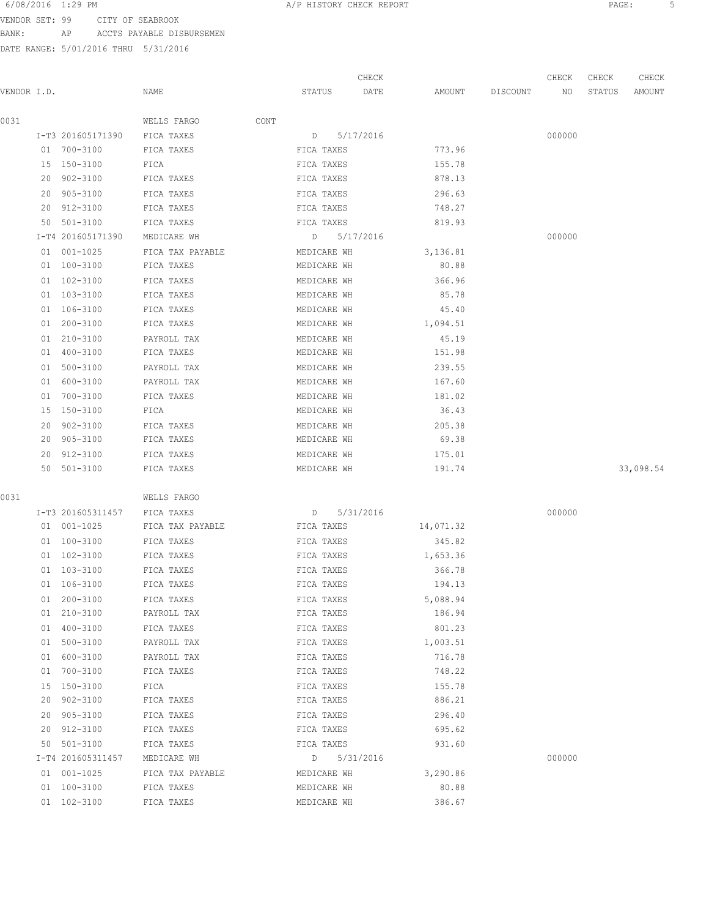6/08/2016 1:29 PM A/P HISTORY CHECK REPORT

VENDOR SET: 99 CITY OF SEABROOK
BANK: AP ACCTS PAYABLE DISBURSEMEN
DATE RANGE: 5/01/2016 THRU 5/31/2016

| VENDOR I.D. | NAME | STATUS | CHECK DATE | AMOUNT | DISCOUNT | CHECK NO | CHECK STATUS | CHECK AMOUNT |
|---|---|---|---|---|---|---|---|---|
| 0031 | WELLS FARGO CONT | | | | | | | |
| I-T3 201605171390 | FICA TAXES | D | 5/17/2016 | | | 000000 | | |
| 01 700-3100 | FICA TAXES | FICA TAXES | | 773.96 | | | | |
| 15 150-3100 | FICA | FICA TAXES | | 155.78 | | | | |
| 20 902-3100 | FICA TAXES | FICA TAXES | | 878.13 | | | | |
| 20 905-3100 | FICA TAXES | FICA TAXES | | 296.63 | | | | |
| 20 912-3100 | FICA TAXES | FICA TAXES | | 748.27 | | | | |
| 50 501-3100 | FICA TAXES | FICA TAXES | | 819.93 | | | | |
| I-T4 201605171390 | MEDICARE WH | D | 5/17/2016 | | | 000000 | | |
| 01 001-1025 | FICA TAX PAYABLE | MEDICARE WH | | 3,136.81 | | | | |
| 01 100-3100 | FICA TAXES | MEDICARE WH | | 80.88 | | | | |
| 01 102-3100 | FICA TAXES | MEDICARE WH | | 366.96 | | | | |
| 01 103-3100 | FICA TAXES | MEDICARE WH | | 85.78 | | | | |
| 01 106-3100 | FICA TAXES | MEDICARE WH | | 45.40 | | | | |
| 01 200-3100 | FICA TAXES | MEDICARE WH | | 1,094.51 | | | | |
| 01 210-3100 | PAYROLL TAX | MEDICARE WH | | 45.19 | | | | |
| 01 400-3100 | FICA TAXES | MEDICARE WH | | 151.98 | | | | |
| 01 500-3100 | PAYROLL TAX | MEDICARE WH | | 239.55 | | | | |
| 01 600-3100 | PAYROLL TAX | MEDICARE WH | | 167.60 | | | | |
| 01 700-3100 | FICA TAXES | MEDICARE WH | | 181.02 | | | | |
| 15 150-3100 | FICA | MEDICARE WH | | 36.43 | | | | |
| 20 902-3100 | FICA TAXES | MEDICARE WH | | 205.38 | | | | |
| 20 905-3100 | FICA TAXES | MEDICARE WH | | 69.38 | | | | |
| 20 912-3100 | FICA TAXES | MEDICARE WH | | 175.01 | | | | |
| 50 501-3100 | FICA TAXES | MEDICARE WH | | 191.74 | | | | 33,098.54 |
| 0031 | WELLS FARGO | | | | | | | |
| I-T3 201605311457 | FICA TAXES | D | 5/31/2016 | | | 000000 | | |
| 01 001-1025 | FICA TAX PAYABLE | FICA TAXES | | 14,071.32 | | | | |
| 01 100-3100 | FICA TAXES | FICA TAXES | | 345.82 | | | | |
| 01 102-3100 | FICA TAXES | FICA TAXES | | 1,653.36 | | | | |
| 01 103-3100 | FICA TAXES | FICA TAXES | | 366.78 | | | | |
| 01 106-3100 | FICA TAXES | FICA TAXES | | 194.13 | | | | |
| 01 200-3100 | FICA TAXES | FICA TAXES | | 5,088.94 | | | | |
| 01 210-3100 | PAYROLL TAX | FICA TAXES | | 186.94 | | | | |
| 01 400-3100 | FICA TAXES | FICA TAXES | | 801.23 | | | | |
| 01 500-3100 | PAYROLL TAX | FICA TAXES | | 1,003.51 | | | | |
| 01 600-3100 | PAYROLL TAX | FICA TAXES | | 716.78 | | | | |
| 01 700-3100 | FICA TAXES | FICA TAXES | | 748.22 | | | | |
| 15 150-3100 | FICA | FICA TAXES | | 155.78 | | | | |
| 20 902-3100 | FICA TAXES | FICA TAXES | | 886.21 | | | | |
| 20 905-3100 | FICA TAXES | FICA TAXES | | 296.40 | | | | |
| 20 912-3100 | FICA TAXES | FICA TAXES | | 695.62 | | | | |
| 50 501-3100 | FICA TAXES | FICA TAXES | | 931.60 | | | | |
| I-T4 201605311457 | MEDICARE WH | D | 5/31/2016 | | | 000000 | | |
| 01 001-1025 | FICA TAX PAYABLE | MEDICARE WH | | 3,290.86 | | | | |
| 01 100-3100 | FICA TAXES | MEDICARE WH | | 80.88 | | | | |
| 01 102-3100 | FICA TAXES | MEDICARE WH | | 386.67 | | | | |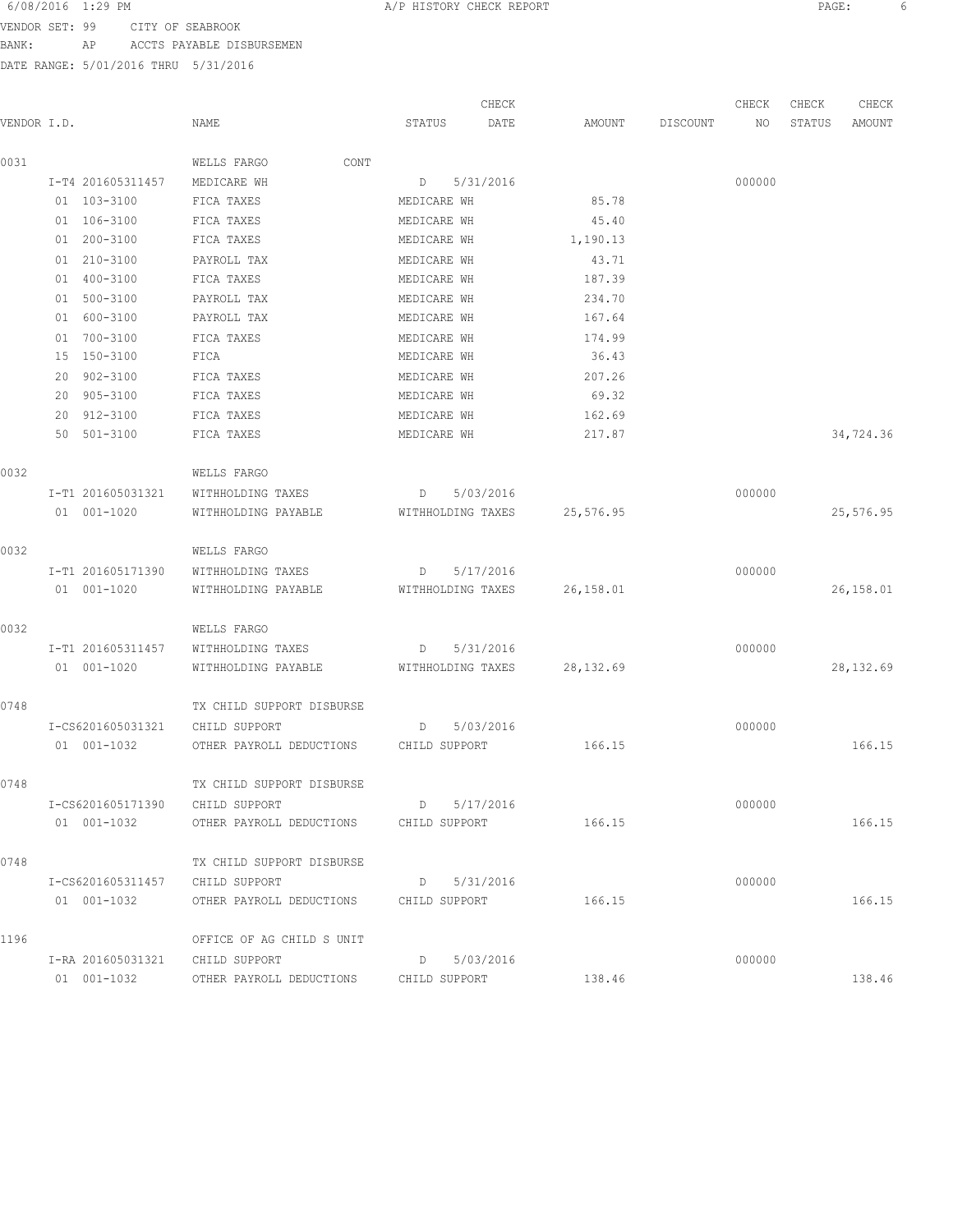6/08/2016 1:29 PM A/P HISTORY CHECK REPORT

VENDOR SET: 99 CITY OF SEABROOK
BANK: AP ACCTS PAYABLE DISBURSEMEN
DATE RANGE: 5/01/2016 THRU 5/31/2016

| VENDOR I.D. | | NAME | STATUS | CHECK DATE | AMOUNT | DISCOUNT | CHECK NO | CHECK STATUS | CHECK AMOUNT |
|---|---|---|---|---|---|---|---|---|---|
| 0031 | | WELLS FARGO CONT | | | | | | | |
| | I-T4 201605311457 | MEDICARE WH | D | 5/31/2016 | | | 000000 | | |
| | 01 103-3100 | FICA TAXES | MEDICARE WH | | 85.78 | | | | |
| | 01 106-3100 | FICA TAXES | MEDICARE WH | | 45.40 | | | | |
| | 01 200-3100 | FICA TAXES | MEDICARE WH | | 1,190.13 | | | | |
| | 01 210-3100 | PAYROLL TAX | MEDICARE WH | | 43.71 | | | | |
| | 01 400-3100 | FICA TAXES | MEDICARE WH | | 187.39 | | | | |
| | 01 500-3100 | PAYROLL TAX | MEDICARE WH | | 234.70 | | | | |
| | 01 600-3100 | PAYROLL TAX | MEDICARE WH | | 167.64 | | | | |
| | 01 700-3100 | FICA TAXES | MEDICARE WH | | 174.99 | | | | |
| | 15 150-3100 | FICA | MEDICARE WH | | 36.43 | | | | |
| | 20 902-3100 | FICA TAXES | MEDICARE WH | | 207.26 | | | | |
| | 20 905-3100 | FICA TAXES | MEDICARE WH | | 69.32 | | | | |
| | 20 912-3100 | FICA TAXES | MEDICARE WH | | 162.69 | | | | |
| | 50 501-3100 | FICA TAXES | MEDICARE WH | | 217.87 | | | | 34,724.36 |
| 0032 | | WELLS FARGO | | | | | | | |
| | I-T1 201605031321 | WITHHOLDING TAXES | D | 5/03/2016 | | | 000000 | | |
| | 01 001-1020 | WITHHOLDING PAYABLE | WITHHOLDING TAXES | | 25,576.95 | | | | 25,576.95 |
| 0032 | | WELLS FARGO | | | | | | | |
| | I-T1 201605171390 | WITHHOLDING TAXES | D | 5/17/2016 | | | 000000 | | |
| | 01 001-1020 | WITHHOLDING PAYABLE | WITHHOLDING TAXES | | 26,158.01 | | | | 26,158.01 |
| 0032 | | WELLS FARGO | | | | | | | |
| | I-T1 201605311457 | WITHHOLDING TAXES | D | 5/31/2016 | | | 000000 | | |
| | 01 001-1020 | WITHHOLDING PAYABLE | WITHHOLDING TAXES | | 28,132.69 | | | | 28,132.69 |
| 0748 | | TX CHILD SUPPORT DISBURSE | | | | | | | |
| | I-CS6201605031321 | CHILD SUPPORT | D | 5/03/2016 | | | 000000 | | |
| | 01 001-1032 | OTHER PAYROLL DEDUCTIONS | CHILD SUPPORT | | 166.15 | | | | 166.15 |
| 0748 | | TX CHILD SUPPORT DISBURSE | | | | | | | |
| | I-CS6201605171390 | CHILD SUPPORT | D | 5/17/2016 | | | 000000 | | |
| | 01 001-1032 | OTHER PAYROLL DEDUCTIONS | CHILD SUPPORT | | 166.15 | | | | 166.15 |
| 0748 | | TX CHILD SUPPORT DISBURSE | | | | | | | |
| | I-CS6201605311457 | CHILD SUPPORT | D | 5/31/2016 | | | 000000 | | |
| | 01 001-1032 | OTHER PAYROLL DEDUCTIONS | CHILD SUPPORT | | 166.15 | | | | 166.15 |
| 1196 | | OFFICE OF AG CHILD S UNIT | | | | | | | |
| | I-RA 201605031321 | CHILD SUPPORT | D | 5/03/2016 | | | 000000 | | |
| | 01 001-1032 | OTHER PAYROLL DEDUCTIONS | CHILD SUPPORT | | 138.46 | | | | 138.46 |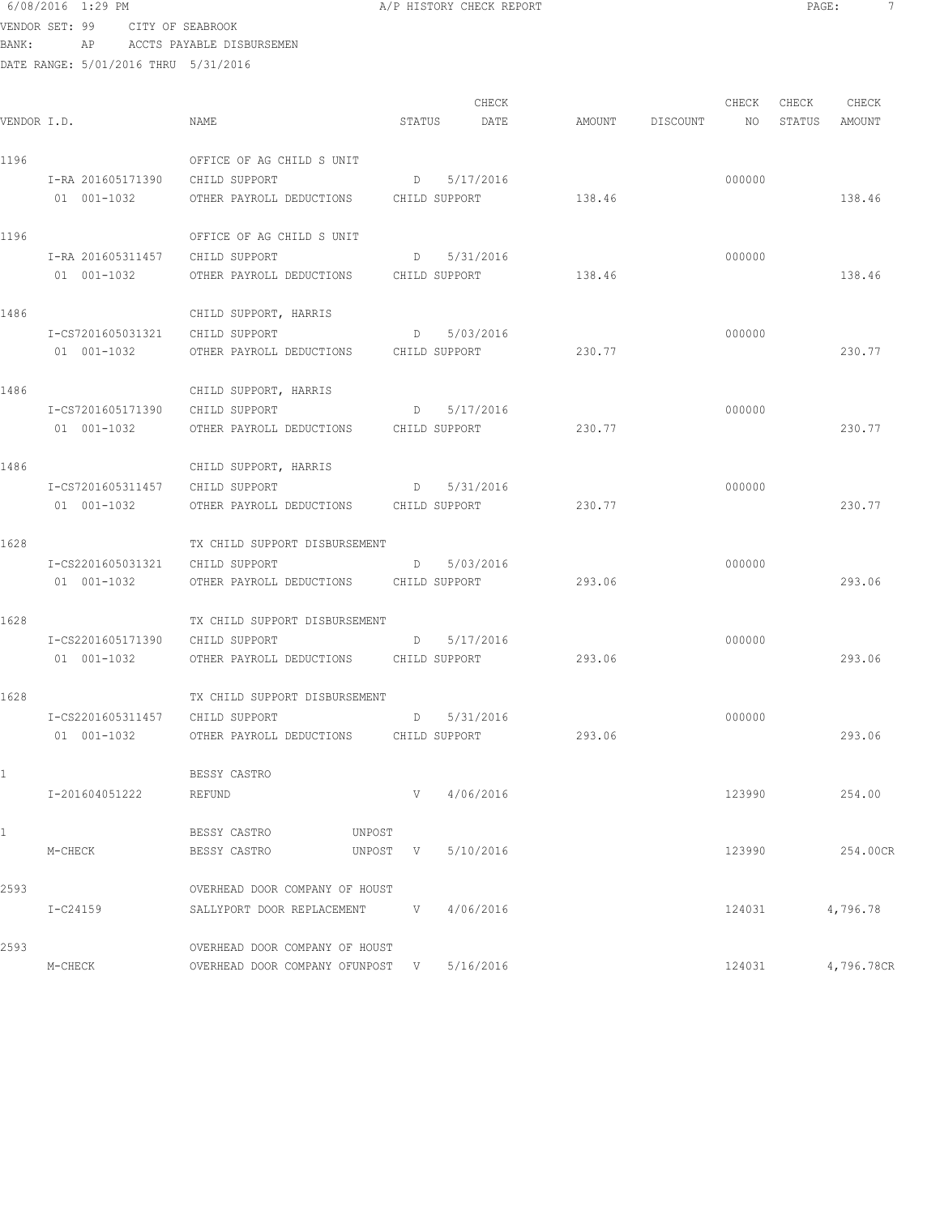6/08/2016 1:29 PM A/P HISTORY CHECK REPORT

VENDOR SET: 99 CITY OF SEABROOK
BANK: AP ACCTS PAYABLE DISBURSEMEN
DATE RANGE: 5/01/2016 THRU 5/31/2016

| VENDOR I.D. | NAME | STATUS | CHECK DATE | AMOUNT | DISCOUNT | CHECK NO | CHECK STATUS | CHECK AMOUNT |
|---|---|---|---|---|---|---|---|---|
| 1196 | OFFICE OF AG CHILD S UNIT | | | | | | | |
| I-RA 201605171390 | CHILD SUPPORT | D | 5/17/2016 | | | 000000 | | |
| 01 001-1032 | OTHER PAYROLL DEDUCTIONS | CHILD SUPPORT | | 138.46 | | | | 138.46 |
| 1196 | OFFICE OF AG CHILD S UNIT | | | | | | | |
| I-RA 201605311457 | CHILD SUPPORT | D | 5/31/2016 | | | 000000 | | |
| 01 001-1032 | OTHER PAYROLL DEDUCTIONS | CHILD SUPPORT | | 138.46 | | | | 138.46 |
| 1486 | CHILD SUPPORT, HARRIS | | | | | | | |
| I-CS7201605031321 | CHILD SUPPORT | D | 5/03/2016 | | | 000000 | | |
| 01 001-1032 | OTHER PAYROLL DEDUCTIONS | CHILD SUPPORT | | 230.77 | | | | 230.77 |
| 1486 | CHILD SUPPORT, HARRIS | | | | | | | |
| I-CS7201605171390 | CHILD SUPPORT | D | 5/17/2016 | | | 000000 | | |
| 01 001-1032 | OTHER PAYROLL DEDUCTIONS | CHILD SUPPORT | | 230.77 | | | | 230.77 |
| 1486 | CHILD SUPPORT, HARRIS | | | | | | | |
| I-CS7201605311457 | CHILD SUPPORT | D | 5/31/2016 | | | 000000 | | |
| 01 001-1032 | OTHER PAYROLL DEDUCTIONS | CHILD SUPPORT | | 230.77 | | | | 230.77 |
| 1628 | TX CHILD SUPPORT DISBURSEMENT | | | | | | | |
| I-CS2201605031321 | CHILD SUPPORT | D | 5/03/2016 | | | 000000 | | |
| 01 001-1032 | OTHER PAYROLL DEDUCTIONS | CHILD SUPPORT | | 293.06 | | | | 293.06 |
| 1628 | TX CHILD SUPPORT DISBURSEMENT | | | | | | | |
| I-CS2201605171390 | CHILD SUPPORT | D | 5/17/2016 | | | 000000 | | |
| 01 001-1032 | OTHER PAYROLL DEDUCTIONS | CHILD SUPPORT | | 293.06 | | | | 293.06 |
| 1628 | TX CHILD SUPPORT DISBURSEMENT | | | | | | | |
| I-CS2201605311457 | CHILD SUPPORT | D | 5/31/2016 | | | 000000 | | |
| 01 001-1032 | OTHER PAYROLL DEDUCTIONS | CHILD SUPPORT | | 293.06 | | | | 293.06 |
| 1 | BESSY CASTRO | | | | | | | |
| I-201604051222 | REFUND | V | 4/06/2016 | | | 123990 | | 254.00 |
| 1 | BESSY CASTRO UNPOST | | | | | | | |
| M-CHECK | BESSY CASTRO UNPOST | V | 5/10/2016 | | | 123990 | | 254.00CR |
| 2593 | OVERHEAD DOOR COMPANY OF HOUST | | | | | | | |
| I-C24159 | SALLYPORT DOOR REPLACEMENT | V | 4/06/2016 | | | 124031 | | 4,796.78 |
| 2593 | OVERHEAD DOOR COMPANY OF HOUST | | | | | | | |
| M-CHECK | OVERHEAD DOOR COMPANY OFUNPOST | V | 5/16/2016 | | | 124031 | | 4,796.78CR |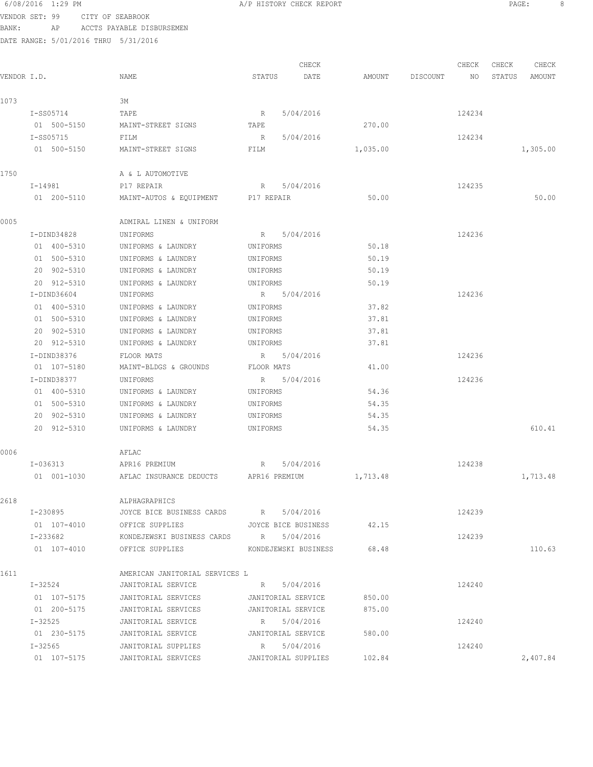6/08/2016 1:29 PM A/P HISTORY CHECK REPORT

VENDOR SET: 99 CITY OF SEABROOK
BANK: AP ACCTS PAYABLE DISBURSEMEN
DATE RANGE: 5/01/2016 THRU 5/31/2016

| VENDOR I.D. | NAME | STATUS | CHECK DATE | AMOUNT | DISCOUNT | CHECK NO | CHECK STATUS | CHECK AMOUNT |
|---|---|---|---|---|---|---|---|---|
| 1073 | 3M | | | | | | | |
| I-SS05714 | TAPE | R | 5/04/2016 | | | 124234 | | |
| 01 500-5150 | MAINT-STREET SIGNS | TAPE | | 270.00 | | | | |
| I-SS05715 | FILM | R | 5/04/2016 | | | 124234 | | |
| 01 500-5150 | MAINT-STREET SIGNS | FILM | | 1,035.00 | | | | 1,305.00 |
| 1750 | A & L AUTOMOTIVE | | | | | | | |
| I-14981 | P17 REPAIR | R | 5/04/2016 | | | 124235 | | |
| 01 200-5110 | MAINT-AUTOS & EQUIPMENT | P17 REPAIR | | 50.00 | | | | 50.00 |
| 0005 | ADMIRAL LINEN & UNIFORM | | | | | | | |
| I-DIND34828 | UNIFORMS | R | 5/04/2016 | | | 124236 | | |
| 01 400-5310 | UNIFORMS & LAUNDRY | UNIFORMS | | 50.18 | | | | |
| 01 500-5310 | UNIFORMS & LAUNDRY | UNIFORMS | | 50.19 | | | | |
| 20 902-5310 | UNIFORMS & LAUNDRY | UNIFORMS | | 50.19 | | | | |
| 20 912-5310 | UNIFORMS & LAUNDRY | UNIFORMS | | 50.19 | | | | |
| I-DIND36604 | UNIFORMS | R | 5/04/2016 | | | 124236 | | |
| 01 400-5310 | UNIFORMS & LAUNDRY | UNIFORMS | | 37.82 | | | | |
| 01 500-5310 | UNIFORMS & LAUNDRY | UNIFORMS | | 37.81 | | | | |
| 20 902-5310 | UNIFORMS & LAUNDRY | UNIFORMS | | 37.81 | | | | |
| 20 912-5310 | UNIFORMS & LAUNDRY | UNIFORMS | | 37.81 | | | | |
| I-DIND38376 | FLOOR MATS | R | 5/04/2016 | | | 124236 | | |
| 01 107-5180 | MAINT-BLDGS & GROUNDS | FLOOR MATS | | 41.00 | | | | |
| I-DIND38377 | UNIFORMS | R | 5/04/2016 | | | 124236 | | |
| 01 400-5310 | UNIFORMS & LAUNDRY | UNIFORMS | | 54.36 | | | | |
| 01 500-5310 | UNIFORMS & LAUNDRY | UNIFORMS | | 54.35 | | | | |
| 20 902-5310 | UNIFORMS & LAUNDRY | UNIFORMS | | 54.35 | | | | |
| 20 912-5310 | UNIFORMS & LAUNDRY | UNIFORMS | | 54.35 | | | | 610.41 |
| 0006 | AFLAC | | | | | | | |
| I-036313 | APR16 PREMIUM | R | 5/04/2016 | | | 124238 | | |
| 01 001-1030 | AFLAC INSURANCE DEDUCTS | APR16 PREMIUM | | 1,713.48 | | | | 1,713.48 |
| 2618 | ALPHAGRAPHICS | | | | | | | |
| I-230895 | JOYCE BICE BUSINESS CARDS | R | 5/04/2016 | | | 124239 | | |
| 01 107-4010 | OFFICE SUPPLIES | JOYCE BICE BUSINESS | | 42.15 | | | | |
| I-233682 | KONDEJEWSKI BUSINESS CARDS | R | 5/04/2016 | | | 124239 | | |
| 01 107-4010 | OFFICE SUPPLIES | KONDEJEWSKI BUSINESS | | 68.48 | | | | 110.63 |
| 1611 | AMERICAN JANITORIAL SERVICES L | | | | | | | |
| I-32524 | JANITORIAL SERVICE | R | 5/04/2016 | | | 124240 | | |
| 01 107-5175 | JANITORIAL SERVICES | JANITORIAL SERVICE | | 850.00 | | | | |
| 01 200-5175 | JANITORIAL SERVICES | JANITORIAL SERVICE | | 875.00 | | | | |
| I-32525 | JANITORIAL SERVICE | R | 5/04/2016 | | | 124240 | | |
| 01 230-5175 | JANITORIAL SERVICE | JANITORIAL SERVICE | | 580.00 | | | | |
| I-32565 | JANITORIAL SUPPLIES | R | 5/04/2016 | | | 124240 | | |
| 01 107-5175 | JANITORIAL SERVICES | JANITORIAL SUPPLIES | | 102.84 | | | | 2,407.84 |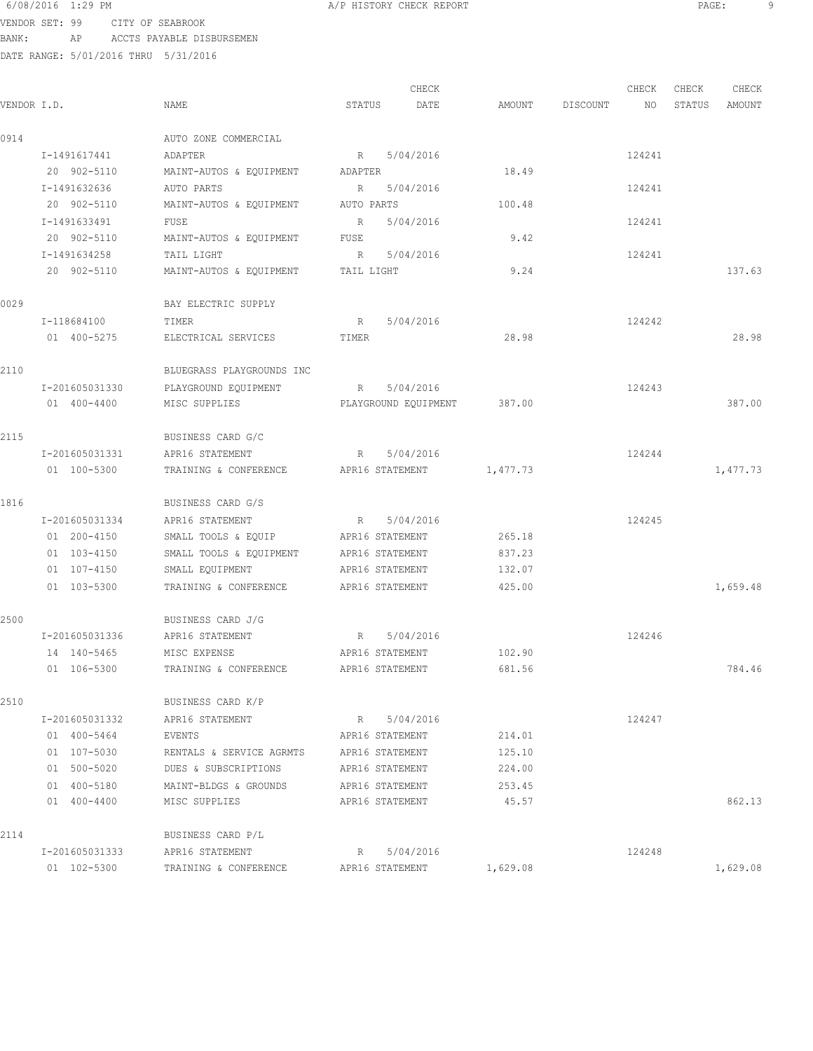6/08/2016 1:29 PM A/P HISTORY CHECK REPORT

VENDOR SET: 99 CITY OF SEABROOK
BANK: AP ACCTS PAYABLE DISBURSEMEN
DATE RANGE: 5/01/2016 THRU 5/31/2016

| VENDOR I.D. | NAME | STATUS | CHECK DATE | AMOUNT | DISCOUNT | CHECK NO | CHECK STATUS | CHECK AMOUNT |
|---|---|---|---|---|---|---|---|---|
| 0914 | AUTO ZONE COMMERCIAL | | | | | | | |
| I-1491617441 | ADAPTER | R | 5/04/2016 | | | 124241 | | |
| 20 902-5110 | MAINT-AUTOS & EQUIPMENT | ADAPTER | | 18.49 | | | | |
| I-1491632636 | AUTO PARTS | R | 5/04/2016 | | | 124241 | | |
| 20 902-5110 | MAINT-AUTOS & EQUIPMENT | AUTO PARTS | | 100.48 | | | | |
| I-1491633491 | FUSE | R | 5/04/2016 | | | 124241 | | |
| 20 902-5110 | MAINT-AUTOS & EQUIPMENT | FUSE | | 9.42 | | | | |
| I-1491634258 | TAIL LIGHT | R | 5/04/2016 | | | 124241 | | |
| 20 902-5110 | MAINT-AUTOS & EQUIPMENT | TAIL LIGHT | | 9.24 | | | | 137.63 |
| 0029 | BAY ELECTRIC SUPPLY | | | | | | | |
| I-118684100 | TIMER | R | 5/04/2016 | | | 124242 | | |
| 01 400-5275 | ELECTRICAL SERVICES | TIMER | | 28.98 | | | | 28.98 |
| 2110 | BLUEGRASS PLAYGROUNDS INC | | | | | | | |
| I-201605031330 | PLAYGROUND EQUIPMENT | R | 5/04/2016 | | | 124243 | | |
| 01 400-4400 | MISC SUPPLIES | PLAYGROUND EQUIPMENT | | 387.00 | | | | 387.00 |
| 2115 | BUSINESS CARD G/C | | | | | | | |
| I-201605031331 | APR16 STATEMENT | R | 5/04/2016 | | | 124244 | | |
| 01 100-5300 | TRAINING & CONFERENCE | APR16 STATEMENT | | 1,477.73 | | | | 1,477.73 |
| 1816 | BUSINESS CARD G/S | | | | | | | |
| I-201605031334 | APR16 STATEMENT | R | 5/04/2016 | | | 124245 | | |
| 01 200-4150 | SMALL TOOLS & EQUIP | APR16 STATEMENT | | 265.18 | | | | |
| 01 103-4150 | SMALL TOOLS & EQUIPMENT | APR16 STATEMENT | | 837.23 | | | | |
| 01 107-4150 | SMALL EQUIPMENT | APR16 STATEMENT | | 132.07 | | | | |
| 01 103-5300 | TRAINING & CONFERENCE | APR16 STATEMENT | | 425.00 | | | | 1,659.48 |
| 2500 | BUSINESS CARD J/G | | | | | | | |
| I-201605031336 | APR16 STATEMENT | R | 5/04/2016 | | | 124246 | | |
| 14 140-5465 | MISC EXPENSE | APR16 STATEMENT | | 102.90 | | | | |
| 01 106-5300 | TRAINING & CONFERENCE | APR16 STATEMENT | | 681.56 | | | | 784.46 |
| 2510 | BUSINESS CARD K/P | | | | | | | |
| I-201605031332 | APR16 STATEMENT | R | 5/04/2016 | | | 124247 | | |
| 01 400-5464 | EVENTS | APR16 STATEMENT | | 214.01 | | | | |
| 01 107-5030 | RENTALS & SERVICE AGRMTS | APR16 STATEMENT | | 125.10 | | | | |
| 01 500-5020 | DUES & SUBSCRIPTIONS | APR16 STATEMENT | | 224.00 | | | | |
| 01 400-5180 | MAINT-BLDGS & GROUNDS | APR16 STATEMENT | | 253.45 | | | | |
| 01 400-4400 | MISC SUPPLIES | APR16 STATEMENT | | 45.57 | | | | 862.13 |
| 2114 | BUSINESS CARD P/L | | | | | | | |
| I-201605031333 | APR16 STATEMENT | R | 5/04/2016 | | | 124248 | | |
| 01 102-5300 | TRAINING & CONFERENCE | APR16 STATEMENT | | 1,629.08 | | | | 1,629.08 |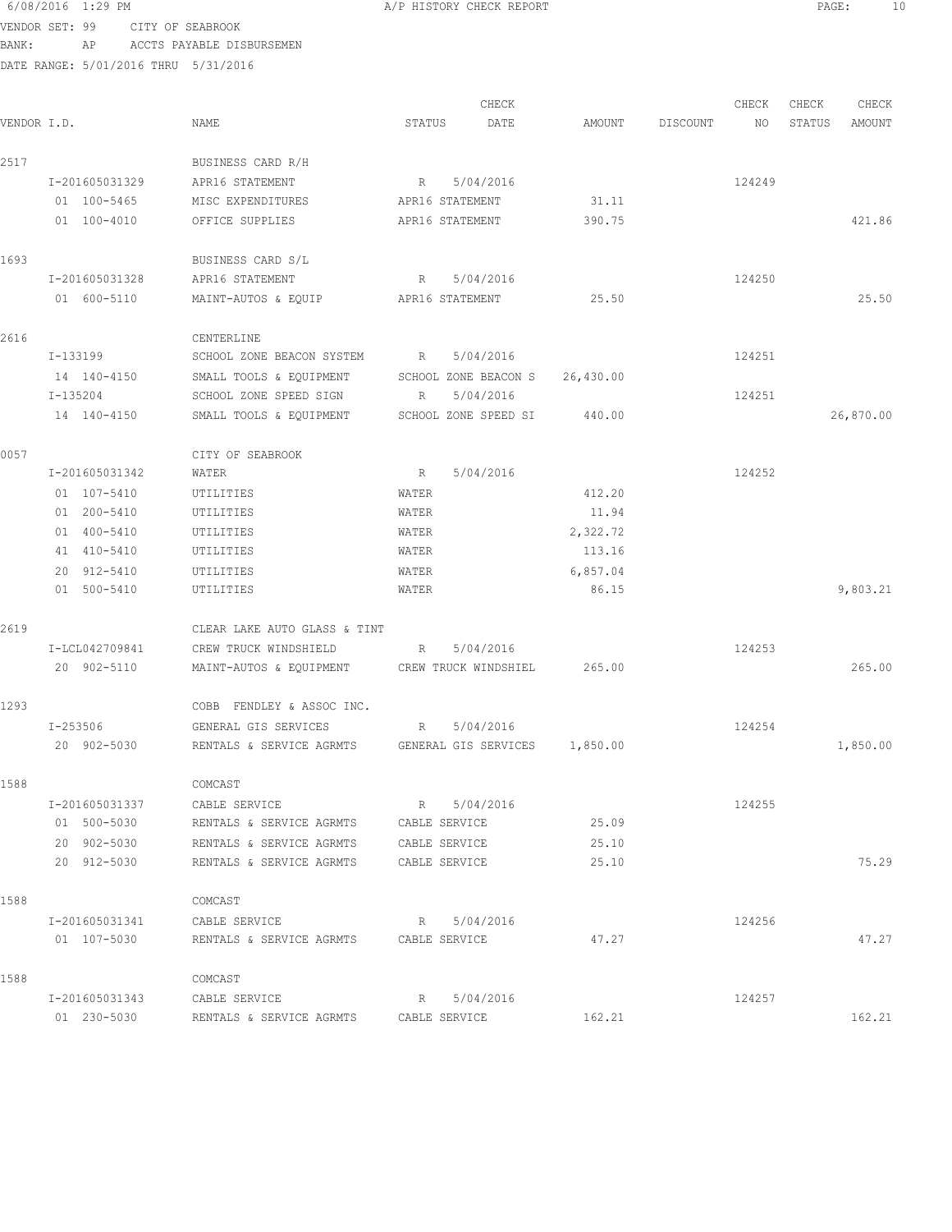6/08/2016 1:29 PM A/P HISTORY CHECK REPORT

VENDOR SET: 99 CITY OF SEABROOK
BANK: AP ACCTS PAYABLE DISBURSEMEN
DATE RANGE: 5/01/2016 THRU 5/31/2016

| VENDOR I.D. | NAME | STATUS | CHECK DATE | AMOUNT | DISCOUNT | CHECK NO | CHECK STATUS | CHECK AMOUNT |
|---|---|---|---|---|---|---|---|---|
| 2517 | BUSINESS CARD R/H | | | | | | | |
| I-201605031329 | APR16 STATEMENT | R | 5/04/2016 | | | 124249 | | |
| 01 100-5465 | MISC EXPENDITURES | APR16 STATEMENT | | 31.11 | | | | |
| 01 100-4010 | OFFICE SUPPLIES | APR16 STATEMENT | | 390.75 | | | | 421.86 |
| 1693 | BUSINESS CARD S/L | | | | | | | |
| I-201605031328 | APR16 STATEMENT | R | 5/04/2016 | | | 124250 | | |
| 01 600-5110 | MAINT-AUTOS & EQUIP | APR16 STATEMENT | | 25.50 | | | | 25.50 |
| 2616 | CENTERLINE | | | | | | | |
| I-133199 | SCHOOL ZONE BEACON SYSTEM | R | 5/04/2016 | | | 124251 | | |
| 14 140-4150 | SMALL TOOLS & EQUIPMENT | SCHOOL ZONE BEACON S | | 26,430.00 | | | | |
| I-135204 | SCHOOL ZONE SPEED SIGN | R | 5/04/2016 | | | 124251 | | |
| 14 140-4150 | SMALL TOOLS & EQUIPMENT | SCHOOL ZONE SPEED SI | | 440.00 | | | | 26,870.00 |
| 0057 | CITY OF SEABROOK | | | | | | | |
| I-201605031342 | WATER | R | 5/04/2016 | | | 124252 | | |
| 01 107-5410 | UTILITIES | WATER | | 412.20 | | | | |
| 01 200-5410 | UTILITIES | WATER | | 11.94 | | | | |
| 01 400-5410 | UTILITIES | WATER | | 2,322.72 | | | | |
| 41 410-5410 | UTILITIES | WATER | | 113.16 | | | | |
| 20 912-5410 | UTILITIES | WATER | | 6,857.04 | | | | |
| 01 500-5410 | UTILITIES | WATER | | 86.15 | | | | 9,803.21 |
| 2619 | CLEAR LAKE AUTO GLASS & TINT | | | | | | | |
| I-LCL042709841 | CREW TRUCK WINDSHIELD | R | 5/04/2016 | | | 124253 | | |
| 20 902-5110 | MAINT-AUTOS & EQUIPMENT | CREW TRUCK WINDSHIEL | | 265.00 | | | | 265.00 |
| 1293 | COBB FENDLEY & ASSOC INC. | | | | | | | |
| I-253506 | GENERAL GIS SERVICES | R | 5/04/2016 | | | 124254 | | |
| 20 902-5030 | RENTALS & SERVICE AGRMTS | GENERAL GIS SERVICES | | 1,850.00 | | | | 1,850.00 |
| 1588 | COMCAST | | | | | | | |
| I-201605031337 | CABLE SERVICE | R | 5/04/2016 | | | 124255 | | |
| 01 500-5030 | RENTALS & SERVICE AGRMTS | CABLE SERVICE | | 25.09 | | | | |
| 20 902-5030 | RENTALS & SERVICE AGRMTS | CABLE SERVICE | | 25.10 | | | | |
| 20 912-5030 | RENTALS & SERVICE AGRMTS | CABLE SERVICE | | 25.10 | | | | 75.29 |
| 1588 | COMCAST | | | | | | | |
| I-201605031341 | CABLE SERVICE | R | 5/04/2016 | | | 124256 | | |
| 01 107-5030 | RENTALS & SERVICE AGRMTS | CABLE SERVICE | | 47.27 | | | | 47.27 |
| 1588 | COMCAST | | | | | | | |
| I-201605031343 | CABLE SERVICE | R | 5/04/2016 | | | 124257 | | |
| 01 230-5030 | RENTALS & SERVICE AGRMTS | CABLE SERVICE | | 162.21 | | | | 162.21 |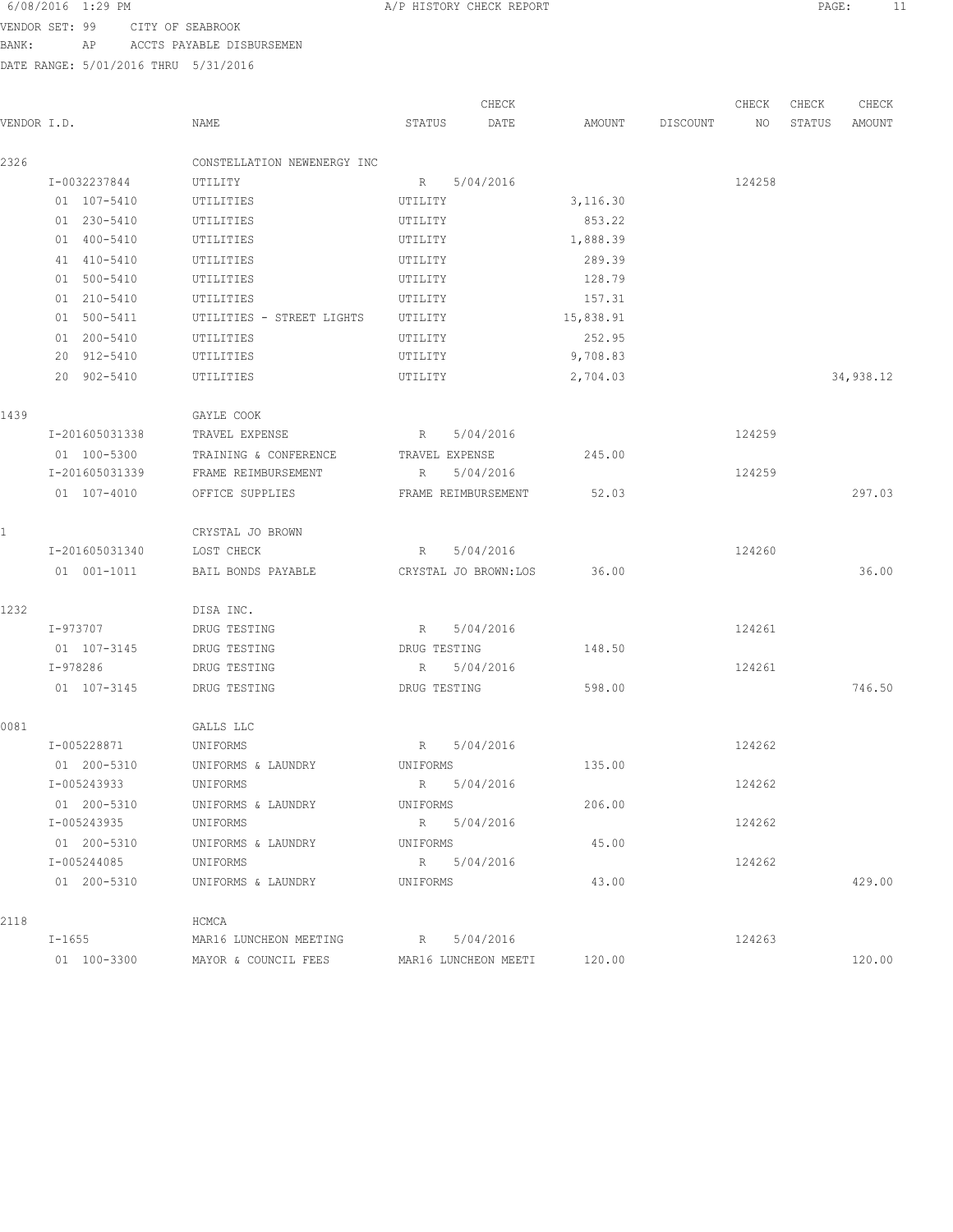6/08/2016 1:29 PM A/P HISTORY CHECK REPORT

VENDOR SET: 99 CITY OF SEABROOK
BANK: AP ACCTS PAYABLE DISBURSEMEN
DATE RANGE: 5/01/2016 THRU 5/31/2016

| VENDOR I.D. | NAME | STATUS | CHECK DATE | AMOUNT | DISCOUNT | CHECK NO | CHECK STATUS | CHECK AMOUNT |
|---|---|---|---|---|---|---|---|---|
| 2326 | CONSTELLATION NEWENERGY INC | | | | | | | |
| I-0032237844 | UTILITY | R | 5/04/2016 | | | 124258 | | |
| 01 107-5410 | UTILITIES | UTILITY | | 3,116.30 | | | | |
| 01 230-5410 | UTILITIES | UTILITY | | 853.22 | | | | |
| 01 400-5410 | UTILITIES | UTILITY | | 1,888.39 | | | | |
| 41 410-5410 | UTILITIES | UTILITY | | 289.39 | | | | |
| 01 500-5410 | UTILITIES | UTILITY | | 128.79 | | | | |
| 01 210-5410 | UTILITIES | UTILITY | | 157.31 | | | | |
| 01 500-5411 | UTILITIES - STREET LIGHTS | UTILITY | | 15,838.91 | | | | |
| 01 200-5410 | UTILITIES | UTILITY | | 252.95 | | | | |
| 20 912-5410 | UTILITIES | UTILITY | | 9,708.83 | | | | |
| 20 902-5410 | UTILITIES | UTILITY | | 2,704.03 | | | | 34,938.12 |
| 1439 | GAYLE COOK | | | | | | | |
| I-201605031338 | TRAVEL EXPENSE | R | 5/04/2016 | | | 124259 | | |
| 01 100-5300 | TRAINING & CONFERENCE | TRAVEL EXPENSE | | 245.00 | | | | |
| I-201605031339 | FRAME REIMBURSEMENT | R | 5/04/2016 | | | 124259 | | |
| 01 107-4010 | OFFICE SUPPLIES | FRAME REIMBURSEMENT | | 52.03 | | | | 297.03 |
| 1 | CRYSTAL JO BROWN | | | | | | | |
| I-201605031340 | LOST CHECK | R | 5/04/2016 | | | 124260 | | |
| 01 001-1011 | BAIL BONDS PAYABLE | CRYSTAL JO BROWN:LOS | | 36.00 | | | | 36.00 |
| 1232 | DISA INC. | | | | | | | |
| I-973707 | DRUG TESTING | R | 5/04/2016 | | | 124261 | | |
| 01 107-3145 | DRUG TESTING | DRUG TESTING | | 148.50 | | | | |
| I-978286 | DRUG TESTING | R | 5/04/2016 | | | 124261 | | |
| 01 107-3145 | DRUG TESTING | DRUG TESTING | | 598.00 | | | | 746.50 |
| 0081 | GALLS LLC | | | | | | | |
| I-005228871 | UNIFORMS | R | 5/04/2016 | | | 124262 | | |
| 01 200-5310 | UNIFORMS & LAUNDRY | UNIFORMS | | 135.00 | | | | |
| I-005243933 | UNIFORMS | R | 5/04/2016 | | | 124262 | | |
| 01 200-5310 | UNIFORMS & LAUNDRY | UNIFORMS | | 206.00 | | | | |
| I-005243935 | UNIFORMS | R | 5/04/2016 | | | 124262 | | |
| 01 200-5310 | UNIFORMS & LAUNDRY | UNIFORMS | | 45.00 | | | | |
| I-005244085 | UNIFORMS | R | 5/04/2016 | | | 124262 | | |
| 01 200-5310 | UNIFORMS & LAUNDRY | UNIFORMS | | 43.00 | | | | 429.00 |
| 2118 | HCMCA | | | | | | | |
| I-1655 | MAR16 LUNCHEON MEETING | R | 5/04/2016 | | | 124263 | | |
| 01 100-3300 | MAYOR & COUNCIL FEES | MAR16 LUNCHEON MEETI | | 120.00 | | | | 120.00 |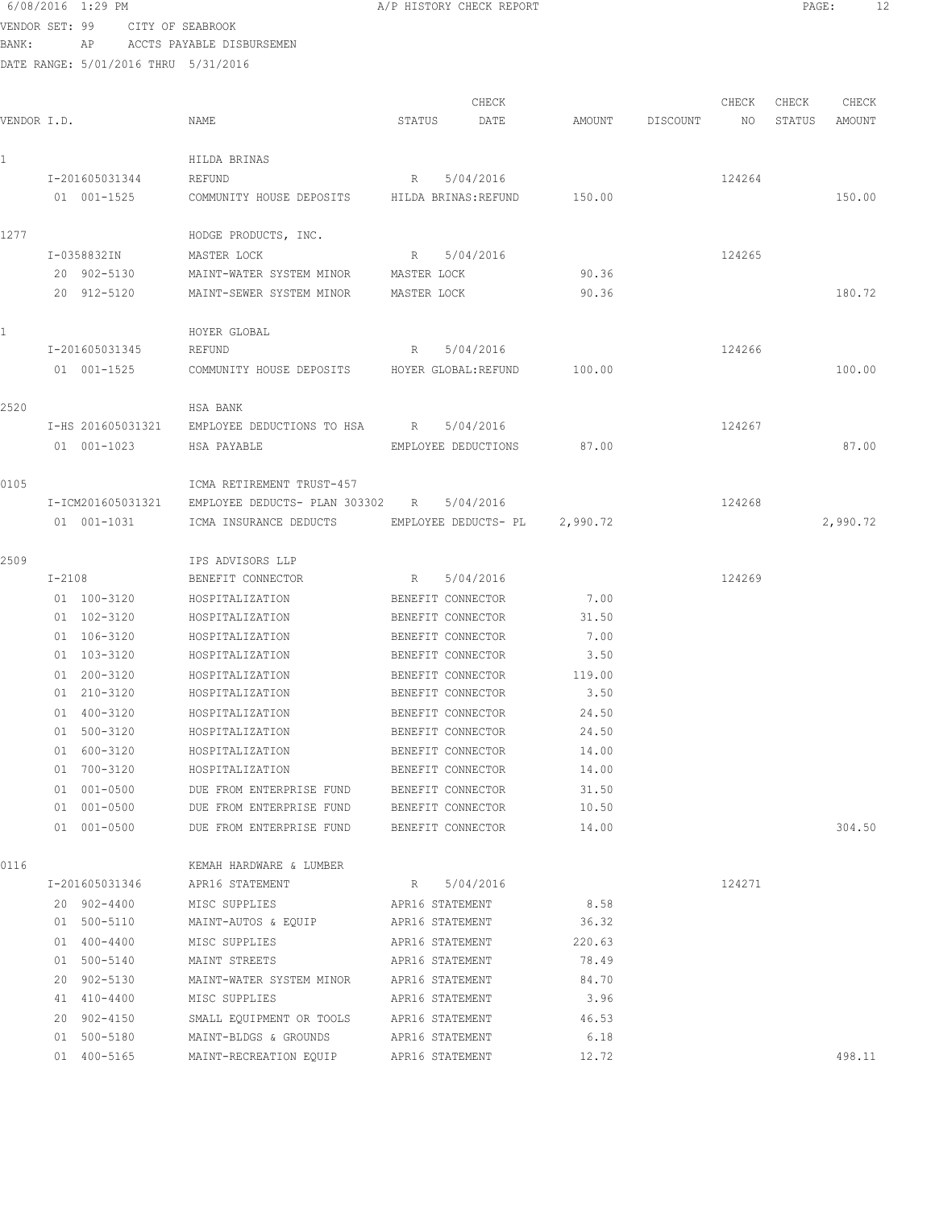A/P HISTORY CHECK REPORT

VENDOR SET: 99 CITY OF SEABROOK
BANK: AP ACCTS PAYABLE DISBURSEMEN
DATE RANGE: 5/01/2016 THRU 5/31/2016

| VENDOR I.D. | NAME | STATUS | CHECK DATE | AMOUNT | DISCOUNT | CHECK NO | CHECK STATUS | CHECK AMOUNT |
|---|---|---|---|---|---|---|---|---|
| 1 | HILDA BRINAS | | | | | | | |
| I-201605031344 | REFUND | R | 5/04/2016 | | | 124264 | | |
| 01 001-1525 | COMMUNITY HOUSE DEPOSITS | HILDA BRINAS:REFUND | | 150.00 | | | | 150.00 |
| 1277 | HODGE PRODUCTS, INC. | | | | | | | |
| I-0358832IN | MASTER LOCK | R | 5/04/2016 | | | 124265 | | |
| 20 902-5130 | MAINT-WATER SYSTEM MINOR | MASTER LOCK | | 90.36 | | | | |
| 20 912-5120 | MAINT-SEWER SYSTEM MINOR | MASTER LOCK | | 90.36 | | | | 180.72 |
| 1 | HOYER GLOBAL | | | | | | | |
| I-201605031345 | REFUND | R | 5/04/2016 | | | 124266 | | |
| 01 001-1525 | COMMUNITY HOUSE DEPOSITS | HOYER GLOBAL:REFUND | | 100.00 | | | | 100.00 |
| 2520 | HSA BANK | | | | | | | |
| I-HS 201605031321 | EMPLOYEE DEDUCTIONS TO HSA | R | 5/04/2016 | | | 124267 | | |
| 01 001-1023 | HSA PAYABLE | EMPLOYEE DEDUCTIONS | | 87.00 | | | | 87.00 |
| 0105 | ICMA RETIREMENT TRUST-457 | | | | | | | |
| I-ICM201605031321 | EMPLOYEE DEDUCTS- PLAN 303302 | R | 5/04/2016 | | | 124268 | | |
| 01 001-1031 | ICMA INSURANCE DEDUCTS | EMPLOYEE DEDUCTS- PL | | 2,990.72 | | | | 2,990.72 |
| 2509 | IPS ADVISORS LLP | | | | | | | |
| I-2108 | BENEFIT CONNECTOR | R | 5/04/2016 | | | 124269 | | |
| 01 100-3120 | HOSPITALIZATION | BENEFIT CONNECTOR | | 7.00 | | | | |
| 01 102-3120 | HOSPITALIZATION | BENEFIT CONNECTOR | | 31.50 | | | | |
| 01 106-3120 | HOSPITALIZATION | BENEFIT CONNECTOR | | 7.00 | | | | |
| 01 103-3120 | HOSPITALIZATION | BENEFIT CONNECTOR | | 3.50 | | | | |
| 01 200-3120 | HOSPITALIZATION | BENEFIT CONNECTOR | | 119.00 | | | | |
| 01 210-3120 | HOSPITALIZATION | BENEFIT CONNECTOR | | 3.50 | | | | |
| 01 400-3120 | HOSPITALIZATION | BENEFIT CONNECTOR | | 24.50 | | | | |
| 01 500-3120 | HOSPITALIZATION | BENEFIT CONNECTOR | | 24.50 | | | | |
| 01 600-3120 | HOSPITALIZATION | BENEFIT CONNECTOR | | 14.00 | | | | |
| 01 700-3120 | HOSPITALIZATION | BENEFIT CONNECTOR | | 14.00 | | | | |
| 01 001-0500 | DUE FROM ENTERPRISE FUND | BENEFIT CONNECTOR | | 31.50 | | | | |
| 01 001-0500 | DUE FROM ENTERPRISE FUND | BENEFIT CONNECTOR | | 10.50 | | | | |
| 01 001-0500 | DUE FROM ENTERPRISE FUND | BENEFIT CONNECTOR | | 14.00 | | | | 304.50 |
| 0116 | KEMAH HARDWARE & LUMBER | | | | | | | |
| I-201605031346 | APR16 STATEMENT | R | 5/04/2016 | | | 124271 | | |
| 20 902-4400 | MISC SUPPLIES | APR16 STATEMENT | | 8.58 | | | | |
| 01 500-5110 | MAINT-AUTOS & EQUIP | APR16 STATEMENT | | 36.32 | | | | |
| 01 400-4400 | MISC SUPPLIES | APR16 STATEMENT | | 220.63 | | | | |
| 01 500-5140 | MAINT STREETS | APR16 STATEMENT | | 78.49 | | | | |
| 20 902-5130 | MAINT-WATER SYSTEM MINOR | APR16 STATEMENT | | 84.70 | | | | |
| 41 410-4400 | MISC SUPPLIES | APR16 STATEMENT | | 3.96 | | | | |
| 20 902-4150 | SMALL EQUIPMENT OR TOOLS | APR16 STATEMENT | | 46.53 | | | | |
| 01 500-5180 | MAINT-BLDGS & GROUNDS | APR16 STATEMENT | | 6.18 | | | | |
| 01 400-5165 | MAINT-RECREATION EQUIP | APR16 STATEMENT | | 12.72 | | | | 498.11 |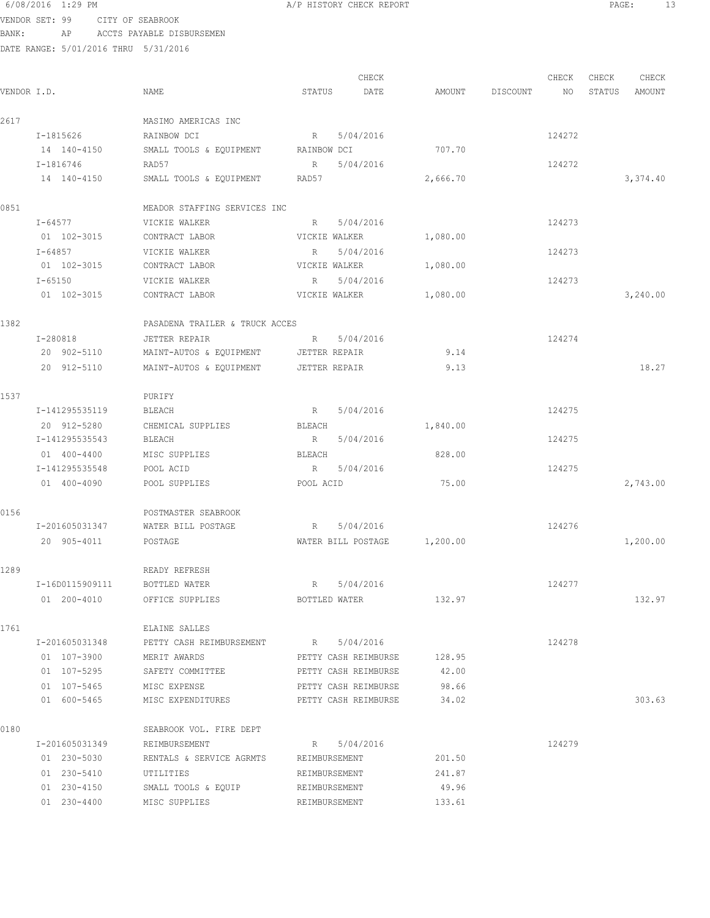6/08/2016 1:29 PM A/P HISTORY CHECK REPORT

VENDOR SET: 99 CITY OF SEABROOK
BANK: AP ACCTS PAYABLE DISBURSEMEN
DATE RANGE: 5/01/2016 THRU 5/31/2016

| VENDOR I.D. | NAME | STATUS | CHECK DATE | AMOUNT | DISCOUNT | CHECK NO | CHECK STATUS | CHECK AMOUNT |
|---|---|---|---|---|---|---|---|---|
| 2617 | MASIMO AMERICAS INC | | | | | | | |
| I-1815626 | RAINBOW DCI | R | 5/04/2016 | | | 124272 | | |
| 14 140-4150 | SMALL TOOLS & EQUIPMENT | RAINBOW DCI | | 707.70 | | | | |
| I-1816746 | RAD57 | R | 5/04/2016 | | | 124272 | | |
| 14 140-4150 | SMALL TOOLS & EQUIPMENT | RAD57 | | 2,666.70 | | | | 3,374.40 |
| 0851 | MEADOR STAFFING SERVICES INC | | | | | | | |
| I-64577 | VICKIE WALKER | R | 5/04/2016 | | | 124273 | | |
| 01 102-3015 | CONTRACT LABOR | VICKIE WALKER | | 1,080.00 | | | | |
| I-64857 | VICKIE WALKER | R | 5/04/2016 | | | 124273 | | |
| 01 102-3015 | CONTRACT LABOR | VICKIE WALKER | | 1,080.00 | | | | |
| I-65150 | VICKIE WALKER | R | 5/04/2016 | | | 124273 | | |
| 01 102-3015 | CONTRACT LABOR | VICKIE WALKER | | 1,080.00 | | | | 3,240.00 |
| 1382 | PASADENA TRAILER & TRUCK ACCES | | | | | | | |
| I-280818 | JETTER REPAIR | R | 5/04/2016 | | | 124274 | | |
| 20 902-5110 | MAINT-AUTOS & EQUIPMENT | JETTER REPAIR | | 9.14 | | | | |
| 20 912-5110 | MAINT-AUTOS & EQUIPMENT | JETTER REPAIR | | 9.13 | | | | 18.27 |
| 1537 | PURIFY | | | | | | | |
| I-141295535119 | BLEACH | R | 5/04/2016 | | | 124275 | | |
| 20 912-5280 | CHEMICAL SUPPLIES | BLEACH | | 1,840.00 | | | | |
| I-141295535543 | BLEACH | R | 5/04/2016 | | | 124275 | | |
| 01 400-4400 | MISC SUPPLIES | BLEACH | | 828.00 | | | | |
| I-141295535548 | POOL ACID | R | 5/04/2016 | | | 124275 | | |
| 01 400-4090 | POOL SUPPLIES | POOL ACID | | 75.00 | | | | 2,743.00 |
| 0156 | POSTMASTER SEABROOK | | | | | | | |
| I-201605031347 | WATER BILL POSTAGE | R | 5/04/2016 | | | 124276 | | |
| 20 905-4011 | POSTAGE | WATER BILL POSTAGE | | 1,200.00 | | | | 1,200.00 |
| 1289 | READY REFRESH | | | | | | | |
| I-16D0115909111 | BOTTLED WATER | R | 5/04/2016 | | | 124277 | | |
| 01 200-4010 | OFFICE SUPPLIES | BOTTLED WATER | | 132.97 | | | | 132.97 |
| 1761 | ELAINE SALLES | | | | | | | |
| I-201605031348 | PETTY CASH REIMBURSEMENT | R | 5/04/2016 | | | 124278 | | |
| 01 107-3900 | MERIT AWARDS | PETTY CASH REIMBURSE | | 128.95 | | | | |
| 01 107-5295 | SAFETY COMMITTEE | PETTY CASH REIMBURSE | | 42.00 | | | | |
| 01 107-5465 | MISC EXPENSE | PETTY CASH REIMBURSE | | 98.66 | | | | |
| 01 600-5465 | MISC EXPENDITURES | PETTY CASH REIMBURSE | | 34.02 | | | | 303.63 |
| 0180 | SEABROOK VOL. FIRE DEPT | | | | | | | |
| I-201605031349 | REIMBURSEMENT | R | 5/04/2016 | | | 124279 | | |
| 01 230-5030 | RENTALS & SERVICE AGRMTS | REIMBURSEMENT | | 201.50 | | | | |
| 01 230-5410 | UTILITIES | REIMBURSEMENT | | 241.87 | | | | |
| 01 230-4150 | SMALL TOOLS & EQUIP | REIMBURSEMENT | | 49.96 | | | | |
| 01 230-4400 | MISC SUPPLIES | REIMBURSEMENT | | 133.61 | | | | |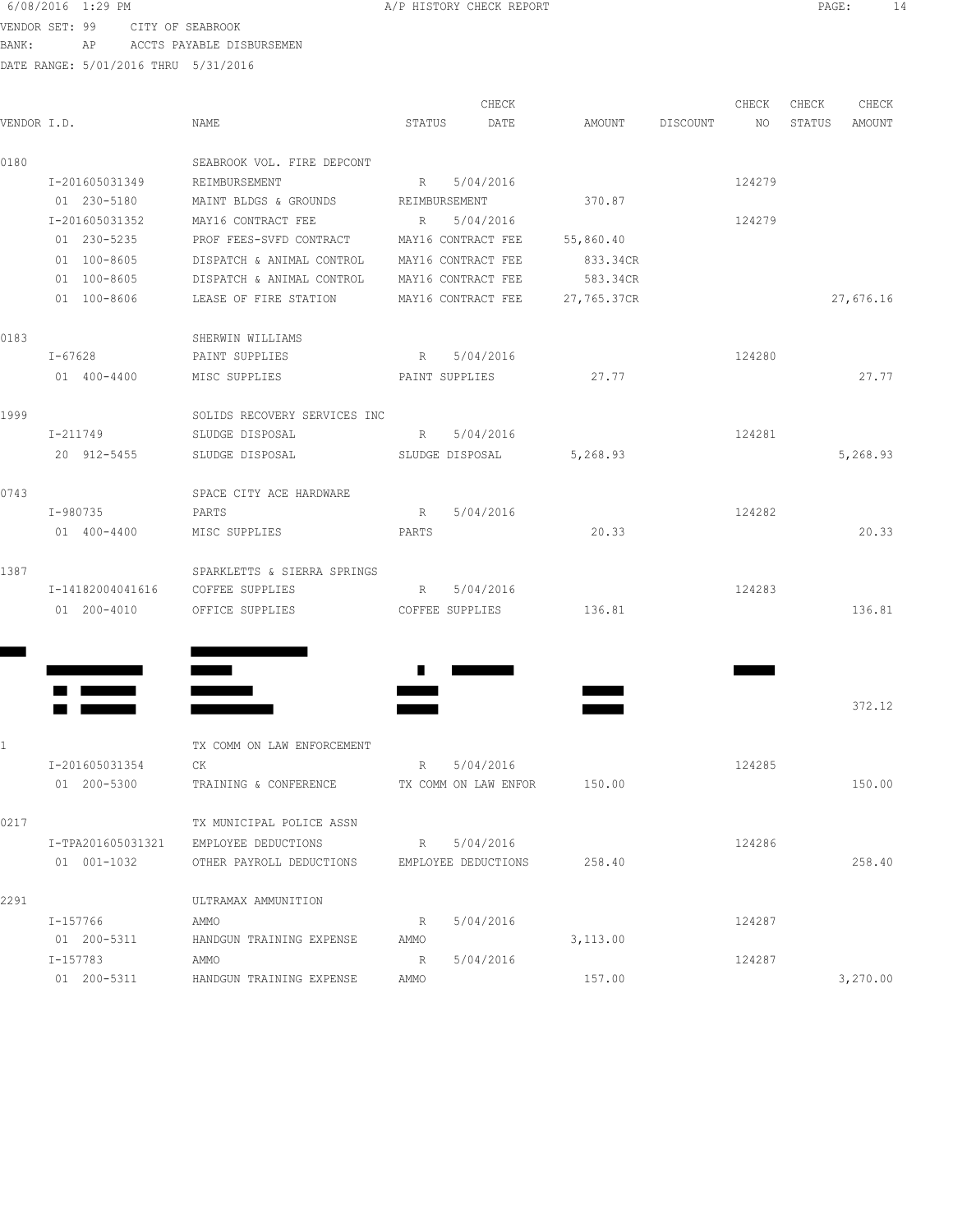6/08/2016 1:29 PM A/P HISTORY CHECK REPORT

VENDOR SET: 99 CITY OF SEABROOK
BANK: AP ACCTS PAYABLE DISBURSEMEN
DATE RANGE: 5/01/2016 THRU 5/31/2016

| VENDOR I.D. | NAME | STATUS | CHECK DATE | AMOUNT | DISCOUNT | CHECK NO | CHECK STATUS | CHECK AMOUNT |
|---|---|---|---|---|---|---|---|---|
| 0180 | SEABROOK VOL. FIRE DEPCONT | | | | | | | |
| I-201605031349 | REIMBURSEMENT | R | 5/04/2016 | | | 124279 | | |
| 01 230-5180 | MAINT BLDGS & GROUNDS | REIMBURSEMENT | | 370.87 | | | | |
| I-201605031352 | MAY16 CONTRACT FEE | R | 5/04/2016 | | | 124279 | | |
| 01 230-5235 | PROF FEES-SVFD CONTRACT | MAY16 CONTRACT FEE | | 55,860.40 | | | | |
| 01 100-8605 | DISPATCH & ANIMAL CONTROL | MAY16 CONTRACT FEE | | 833.34CR | | | | |
| 01 100-8605 | DISPATCH & ANIMAL CONTROL | MAY16 CONTRACT FEE | | 583.34CR | | | | |
| 01 100-8606 | LEASE OF FIRE STATION | MAY16 CONTRACT FEE | | 27,765.37CR | | | | 27,676.16 |
| 0183 | SHERWIN WILLIAMS | | | | | | | |
| I-67628 | PAINT SUPPLIES | R | 5/04/2016 | | | 124280 | | |
| 01 400-4400 | MISC SUPPLIES | PAINT SUPPLIES | | 27.77 | | | | 27.77 |
| 1999 | SOLIDS RECOVERY SERVICES INC | | | | | | | |
| I-211749 | SLUDGE DISPOSAL | R | 5/04/2016 | | | 124281 | | |
| 20 912-5455 | SLUDGE DISPOSAL | SLUDGE DISPOSAL | | 5,268.93 | | | | 5,268.93 |
| 0743 | SPACE CITY ACE HARDWARE | | | | | | | |
| I-980735 | PARTS | R | 5/04/2016 | | | 124282 | | |
| 01 400-4400 | MISC SUPPLIES | PARTS | | 20.33 | | | | 20.33 |
| 1387 | SPARKLETTS & SIERRA SPRINGS | | | | | | | |
| I-14182004041616 | COFFEE SUPPLIES | R | 5/04/2016 | | | 124283 | | |
| 01 200-4010 | OFFICE SUPPLIES | COFFEE SUPPLIES | | 136.81 | | | | 136.81 |
| [REDACTED] | [REDACTED] | | | | | | | |
| [REDACTED] | [REDACTED] | [REDACTED] | [REDACTED] | | | [REDACTED] | | |
| [REDACTED] | [REDACTED] | [REDACTED] | | [REDACTED] | | | | |
| [REDACTED] | [REDACTED] | [REDACTED] | | [REDACTED] | | | | 372.12 |
| 1 | TX COMM ON LAW ENFORCEMENT | | | | | | | |
| I-201605031354 | CK | R | 5/04/2016 | | | 124285 | | |
| 01 200-5300 | TRAINING & CONFERENCE | TX COMM ON LAW ENFOR | | 150.00 | | | | 150.00 |
| 0217 | TX MUNICIPAL POLICE ASSN | | | | | | | |
| I-TPA201605031321 | EMPLOYEE DEDUCTIONS | R | 5/04/2016 | | | 124286 | | |
| 01 001-1032 | OTHER PAYROLL DEDUCTIONS | EMPLOYEE DEDUCTIONS | | 258.40 | | | | 258.40 |
| 2291 | ULTRAMAX AMMUNITION | | | | | | | |
| I-157766 | AMMO | R | 5/04/2016 | | | 124287 | | |
| 01 200-5311 | HANDGUN TRAINING EXPENSE | AMMO | | 3,113.00 | | | | |
| I-157783 | AMMO | R | 5/04/2016 | | | 124287 | | |
| 01 200-5311 | HANDGUN TRAINING EXPENSE | AMMO | | 157.00 | | | | 3,270.00 |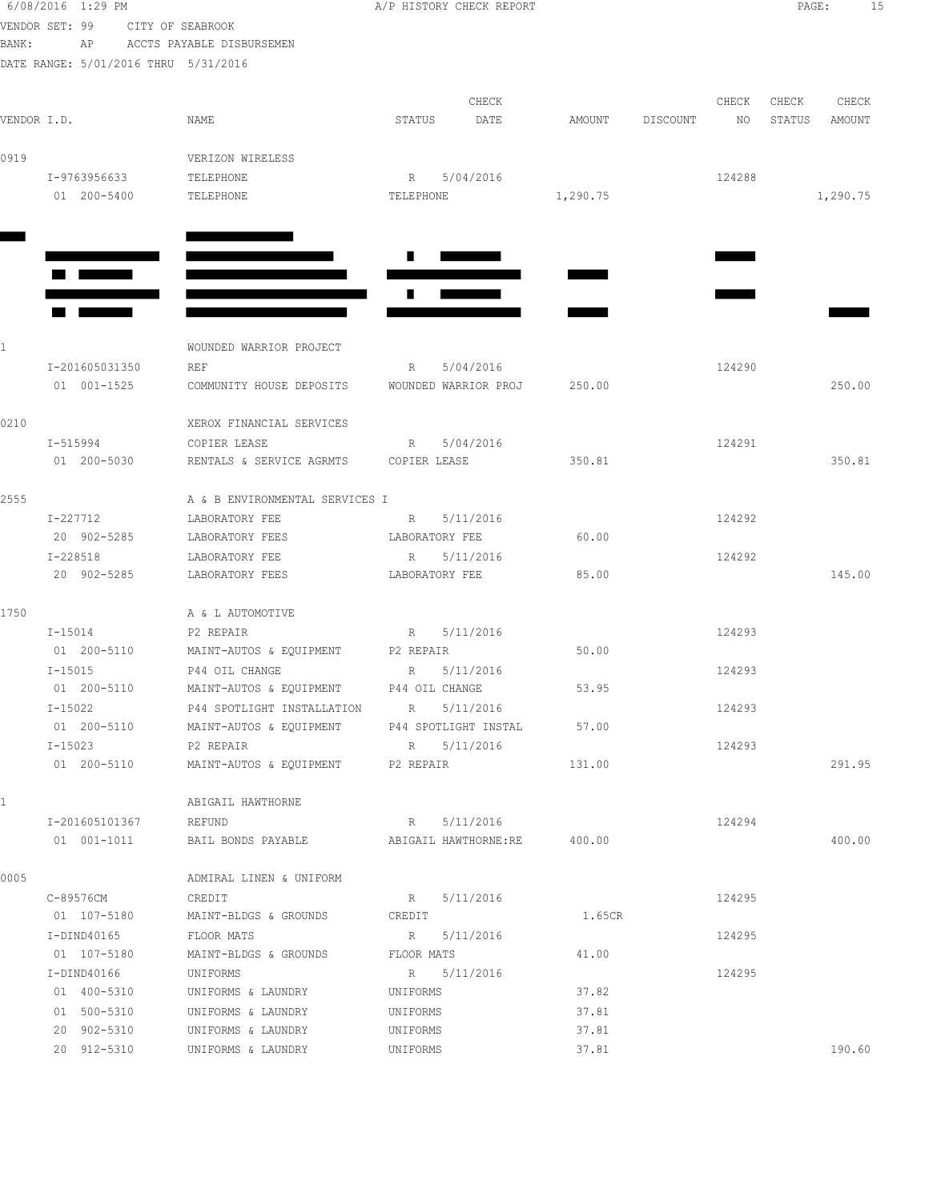6/08/2016 1:29 PM A/P HISTORY CHECK REPORT

VENDOR SET: 99 CITY OF SEABROOK

BANK: AP ACCTS PAYABLE DISBURSEMEN

DATE RANGE: 5/01/2016 THRU 5/31/2016

| VENDOR I.D. | NAME | STATUS | CHECK DATE | AMOUNT | DISCOUNT | CHECK NO | CHECK STATUS | CHECK AMOUNT |
|---|---|---|---|---|---|---|---|---|
| 0919 | VERIZON WIRELESS | | | | | | | |
| I-9763956633 | TELEPHONE | R | 5/04/2016 | | | 124288 | | |
| 01 200-5400 | TELEPHONE | TELEPHONE | | 1,290.75 | | | | 1,290.75 |
| 1 | WOUNDED WARRIOR PROJECT | | | | | | | |
| I-201605031350 | REF | R | 5/04/2016 | | | 124290 | | |
| 01 001-1525 | COMMUNITY HOUSE DEPOSITS | WOUNDED WARRIOR PROJ | | 250.00 | | | | 250.00 |
| 0210 | XEROX FINANCIAL SERVICES | | | | | | | |
| I-515994 | COPIER LEASE | R | 5/04/2016 | | | 124291 | | |
| 01 200-5030 | RENTALS & SERVICE AGRMTS | COPIER LEASE | | 350.81 | | | | 350.81 |
| 2555 | A & B ENVIRONMENTAL SERVICES I | | | | | | | |
| I-227712 | LABORATORY FEE | R | 5/11/2016 | | | 124292 | | |
| 20 902-5285 | LABORATORY FEES | LABORATORY FEE | | 60.00 | | | | |
| I-228518 | LABORATORY FEE | R | 5/11/2016 | | | 124292 | | |
| 20 902-5285 | LABORATORY FEES | LABORATORY FEE | | 85.00 | | | | 145.00 |
| 1750 | A & L AUTOMOTIVE | | | | | | | |
| I-15014 | P2 REPAIR | R | 5/11/2016 | | | 124293 | | |
| 01 200-5110 | MAINT-AUTOS & EQUIPMENT | P2 REPAIR | | 50.00 | | | | |
| I-15015 | P44 OIL CHANGE | R | 5/11/2016 | | | 124293 | | |
| 01 200-5110 | MAINT-AUTOS & EQUIPMENT | P44 OIL CHANGE | | 53.95 | | | | |
| I-15022 | P44 SPOTLIGHT INSTALLATION | R | 5/11/2016 | | | 124293 | | |
| 01 200-5110 | MAINT-AUTOS & EQUIPMENT | P44 SPOTLIGHT INSTAL | | 57.00 | | | | |
| I-15023 | P2 REPAIR | R | 5/11/2016 | | | 124293 | | |
| 01 200-5110 | MAINT-AUTOS & EQUIPMENT | P2 REPAIR | | 131.00 | | | | 291.95 |
| 1 | ABIGAIL HAWTHORNE | | | | | | | |
| I-201605101367 | REFUND | R | 5/11/2016 | | | 124294 | | |
| 01 001-1011 | BAIL BONDS PAYABLE | ABIGAIL HAWTHORNE:RE | | 400.00 | | | | 400.00 |
| 0005 | ADMIRAL LINEN & UNIFORM | | | | | | | |
| C-89576CM | CREDIT | R | 5/11/2016 | | | 124295 | | |
| 01 107-5180 | MAINT-BLDGS & GROUNDS | CREDIT | | 1.65CR | | | | |
| I-DIND40165 | FLOOR MATS | R | 5/11/2016 | | | 124295 | | |
| 01 107-5180 | MAINT-BLDGS & GROUNDS | FLOOR MATS | | 41.00 | | | | |
| I-DIND40166 | UNIFORMS | R | 5/11/2016 | | | 124295 | | |
| 01 400-5310 | UNIFORMS & LAUNDRY | UNIFORMS | | 37.82 | | | | |
| 01 500-5310 | UNIFORMS & LAUNDRY | UNIFORMS | | 37.81 | | | | |
| 20 902-5310 | UNIFORMS & LAUNDRY | UNIFORMS | | 37.81 | | | | |
| 20 912-5310 | UNIFORMS & LAUNDRY | UNIFORMS | | 37.81 | | | | 190.60 |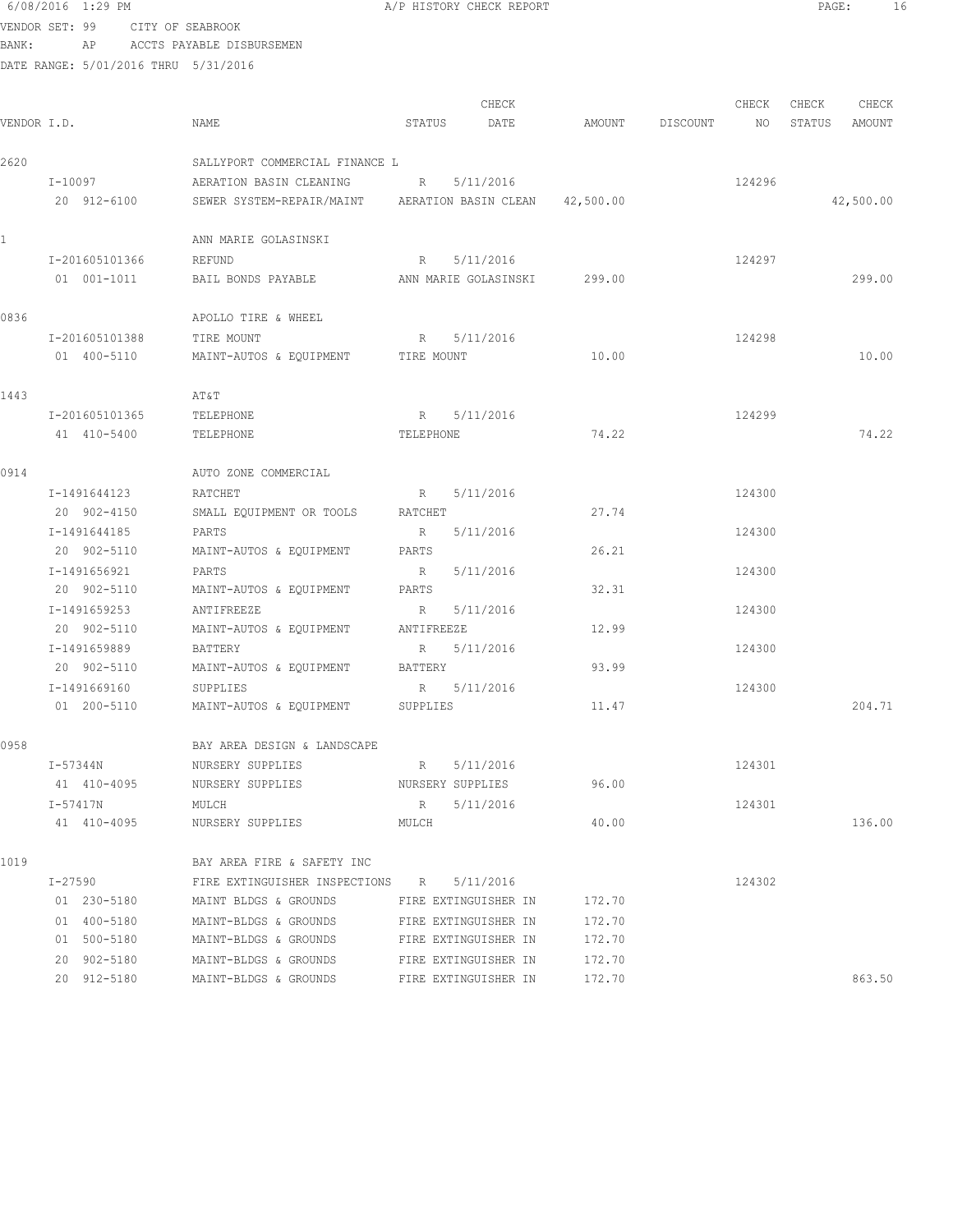6/08/2016 1:29 PM A/P HISTORY CHECK REPORT

VENDOR SET: 99 CITY OF SEABROOK
BANK: AP ACCTS PAYABLE DISBURSEMEN
DATE RANGE: 5/01/2016 THRU 5/31/2016

| VENDOR I.D. | NAME | STATUS | CHECK DATE | AMOUNT | DISCOUNT | CHECK NO | CHECK STATUS | CHECK AMOUNT |
|---|---|---|---|---|---|---|---|---|
| 2620 | SALLYPORT COMMERCIAL FINANCE L | | | | | | | |
| I-10097 | AERATION BASIN CLEANING | R | 5/11/2016 | | | 124296 | | |
| 20 912-6100 | SEWER SYSTEM-REPAIR/MAINT | AERATION BASIN CLEAN | | 42,500.00 | | | | 42,500.00 |
| 1 | ANN MARIE GOLASINSKI | | | | | | | |
| I-201605101366 | REFUND | R | 5/11/2016 | | | 124297 | | |
| 01 001-1011 | BAIL BONDS PAYABLE | ANN MARIE GOLASINSKI | | 299.00 | | | | 299.00 |
| 0836 | APOLLO TIRE & WHEEL | | | | | | | |
| I-201605101388 | TIRE MOUNT | R | 5/11/2016 | | | 124298 | | |
| 01 400-5110 | MAINT-AUTOS & EQUIPMENT | TIRE MOUNT | | 10.00 | | | | 10.00 |
| 1443 | AT&T | | | | | | | |
| I-201605101365 | TELEPHONE | R | 5/11/2016 | | | 124299 | | |
| 41 410-5400 | TELEPHONE | TELEPHONE | | 74.22 | | | | 74.22 |
| 0914 | AUTO ZONE COMMERCIAL | | | | | | | |
| I-1491644123 | RATCHET | R | 5/11/2016 | | | 124300 | | |
| 20 902-4150 | SMALL EQUIPMENT OR TOOLS | RATCHET | | 27.74 | | | | |
| I-1491644185 | PARTS | R | 5/11/2016 | | | 124300 | | |
| 20 902-5110 | MAINT-AUTOS & EQUIPMENT | PARTS | | 26.21 | | | | |
| I-1491656921 | PARTS | R | 5/11/2016 | | | 124300 | | |
| 20 902-5110 | MAINT-AUTOS & EQUIPMENT | PARTS | | 32.31 | | | | |
| I-1491659253 | ANTIFREEZE | R | 5/11/2016 | | | 124300 | | |
| 20 902-5110 | MAINT-AUTOS & EQUIPMENT | ANTIFREEZE | | 12.99 | | | | |
| I-1491659889 | BATTERY | R | 5/11/2016 | | | 124300 | | |
| 20 902-5110 | MAINT-AUTOS & EQUIPMENT | BATTERY | | 93.99 | | | | |
| I-1491669160 | SUPPLIES | R | 5/11/2016 | | | 124300 | | |
| 01 200-5110 | MAINT-AUTOS & EQUIPMENT | SUPPLIES | | 11.47 | | | | 204.71 |
| 0958 | BAY AREA DESIGN & LANDSCAPE | | | | | | | |
| I-57344N | NURSERY SUPPLIES | R | 5/11/2016 | | | 124301 | | |
| 41 410-4095 | NURSERY SUPPLIES | NURSERY SUPPLIES | | 96.00 | | | | |
| I-57417N | MULCH | R | 5/11/2016 | | | 124301 | | |
| 41 410-4095 | NURSERY SUPPLIES | MULCH | | 40.00 | | | | 136.00 |
| 1019 | BAY AREA FIRE & SAFETY INC | | | | | | | |
| I-27590 | FIRE EXTINGUISHER INSPECTIONS | R | 5/11/2016 | | | 124302 | | |
| 01 230-5180 | MAINT BLDGS & GROUNDS | FIRE EXTINGUISHER IN | | 172.70 | | | | |
| 01 400-5180 | MAINT-BLDGS & GROUNDS | FIRE EXTINGUISHER IN | | 172.70 | | | | |
| 01 500-5180 | MAINT-BLDGS & GROUNDS | FIRE EXTINGUISHER IN | | 172.70 | | | | |
| 20 902-5180 | MAINT-BLDGS & GROUNDS | FIRE EXTINGUISHER IN | | 172.70 | | | | |
| 20 912-5180 | MAINT-BLDGS & GROUNDS | FIRE EXTINGUISHER IN | | 172.70 | | | | 863.50 |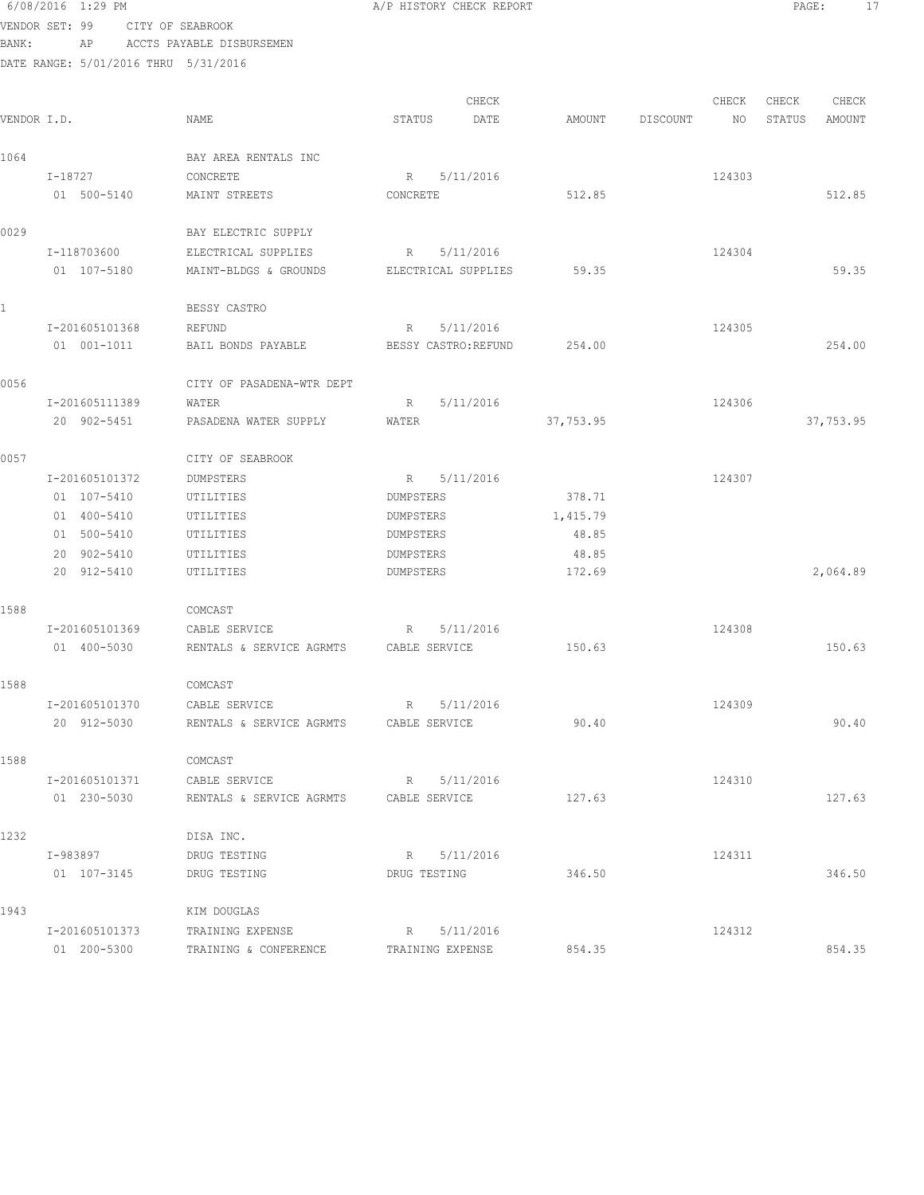6/08/2016 1:29 PM A/P HISTORY CHECK REPORT

VENDOR SET: 99 CITY OF SEABROOK
BANK: AP ACCTS PAYABLE DISBURSEMEN
DATE RANGE: 5/01/2016 THRU 5/31/2016

| VENDOR I.D. | NAME | STATUS | CHECK DATE | AMOUNT | DISCOUNT | CHECK NO | CHECK STATUS | CHECK AMOUNT |
|---|---|---|---|---|---|---|---|---|
| 1064 | BAY AREA RENTALS INC | | | | | | | |
| I-18727 | CONCRETE | R | 5/11/2016 | | | 124303 | | |
| 01 500-5140 | MAINT STREETS | CONCRETE | | 512.85 | | | | 512.85 |
| 0029 | BAY ELECTRIC SUPPLY | | | | | | | |
| I-118703600 | ELECTRICAL SUPPLIES | R | 5/11/2016 | | | 124304 | | |
| 01 107-5180 | MAINT-BLDGS & GROUNDS | ELECTRICAL SUPPLIES | | 59.35 | | | | 59.35 |
| 1 | BESSY CASTRO | | | | | | | |
| I-201605101368 | REFUND | R | 5/11/2016 | | | 124305 | | |
| 01 001-1011 | BAIL BONDS PAYABLE | BESSY CASTRO:REFUND | | 254.00 | | | | 254.00 |
| 0056 | CITY OF PASADENA-WTR DEPT | | | | | | | |
| I-201605111389 | WATER | R | 5/11/2016 | | | 124306 | | |
| 20 902-5451 | PASADENA WATER SUPPLY | WATER | | 37,753.95 | | | | 37,753.95 |
| 0057 | CITY OF SEABROOK | | | | | | | |
| I-201605101372 | DUMPSTERS | R | 5/11/2016 | | | 124307 | | |
| 01 107-5410 | UTILITIES | DUMPSTERS | | 378.71 | | | | |
| 01 400-5410 | UTILITIES | DUMPSTERS | | 1,415.79 | | | | |
| 01 500-5410 | UTILITIES | DUMPSTERS | | 48.85 | | | | |
| 20 902-5410 | UTILITIES | DUMPSTERS | | 48.85 | | | | |
| 20 912-5410 | UTILITIES | DUMPSTERS | | 172.69 | | | | 2,064.89 |
| 1588 | COMCAST | | | | | | | |
| I-201605101369 | CABLE SERVICE | R | 5/11/2016 | | | 124308 | | |
| 01 400-5030 | RENTALS & SERVICE AGRMTS | CABLE SERVICE | | 150.63 | | | | 150.63 |
| 1588 | COMCAST | | | | | | | |
| I-201605101370 | CABLE SERVICE | R | 5/11/2016 | | | 124309 | | |
| 20 912-5030 | RENTALS & SERVICE AGRMTS | CABLE SERVICE | | 90.40 | | | | 90.40 |
| 1588 | COMCAST | | | | | | | |
| I-201605101371 | CABLE SERVICE | R | 5/11/2016 | | | 124310 | | |
| 01 230-5030 | RENTALS & SERVICE AGRMTS | CABLE SERVICE | | 127.63 | | | | 127.63 |
| 1232 | DISA INC. | | | | | | | |
| I-983897 | DRUG TESTING | R | 5/11/2016 | | | 124311 | | |
| 01 107-3145 | DRUG TESTING | DRUG TESTING | | 346.50 | | | | 346.50 |
| 1943 | KIM DOUGLAS | | | | | | | |
| I-201605101373 | TRAINING EXPENSE | R | 5/11/2016 | | | 124312 | | |
| 01 200-5300 | TRAINING & CONFERENCE | TRAINING EXPENSE | | 854.35 | | | | 854.35 |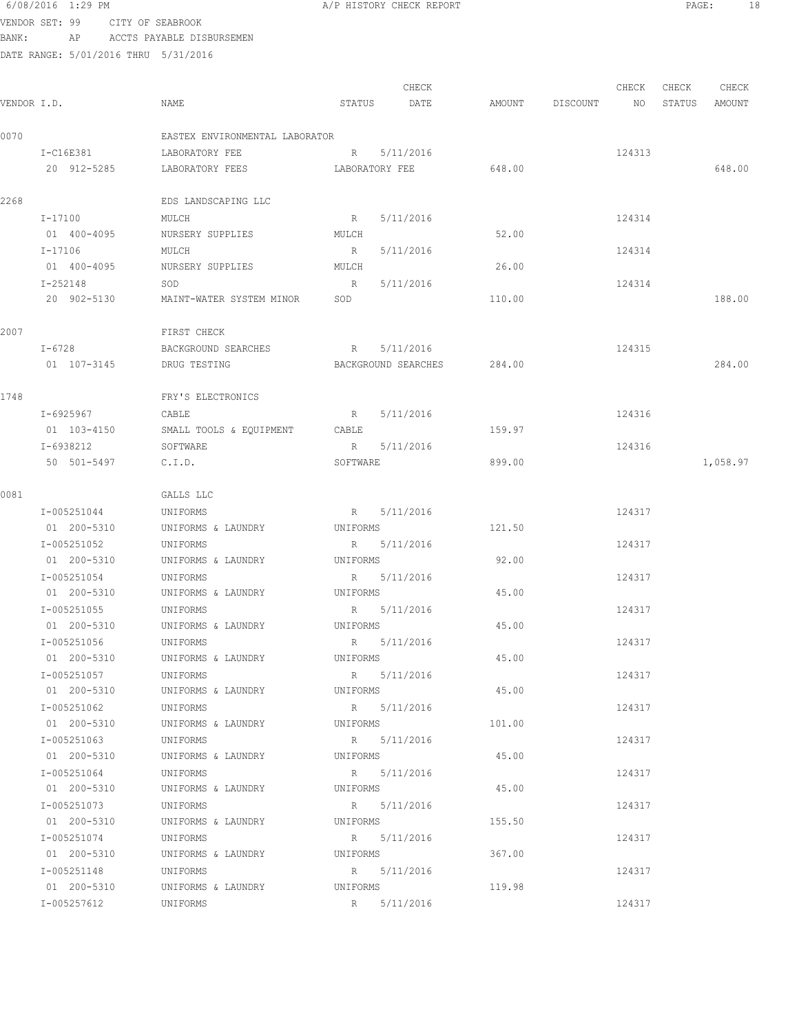VENDOR SET: 99 CITY OF SEABROOK
BANK: AP ACCTS PAYABLE DISBURSEMEN
DATE RANGE: 5/01/2016 THRU 5/31/2016

| VENDOR I.D. | NAME | STATUS | CHECK DATE | AMOUNT | DISCOUNT | CHECK NO | CHECK STATUS | CHECK AMOUNT |
|---|---|---|---|---|---|---|---|---|
| 0070 | EASTEX ENVIRONMENTAL LABORATOR | | | | | | | |
| I-C16E381 | LABORATORY FEE | R | 5/11/2016 | | | 124313 | | |
| 20 912-5285 | LABORATORY FEES | LABORATORY FEE | | 648.00 | | | | 648.00 |
| 2268 | EDS LANDSCAPING LLC | | | | | | | |
| I-17100 | MULCH | R | 5/11/2016 | | | 124314 | | |
| 01 400-4095 | NURSERY SUPPLIES | MULCH | | 52.00 | | | | |
| I-17106 | MULCH | R | 5/11/2016 | | | 124314 | | |
| 01 400-4095 | NURSERY SUPPLIES | MULCH | | 26.00 | | | | |
| I-252148 | SOD | R | 5/11/2016 | | | 124314 | | |
| 20 902-5130 | MAINT-WATER SYSTEM MINOR | SOD | | 110.00 | | | | 188.00 |
| 2007 | FIRST CHECK | | | | | | | |
| I-6728 | BACKGROUND SEARCHES | R | 5/11/2016 | | | 124315 | | |
| 01 107-3145 | DRUG TESTING | BACKGROUND SEARCHES | | 284.00 | | | | 284.00 |
| 1748 | FRY'S ELECTRONICS | | | | | | | |
| I-6925967 | CABLE | R | 5/11/2016 | | | 124316 | | |
| 01 103-4150 | SMALL TOOLS & EQUIPMENT | CABLE | | 159.97 | | | | |
| I-6938212 | SOFTWARE | R | 5/11/2016 | | | 124316 | | |
| 50 501-5497 | C.I.D. | SOFTWARE | | 899.00 | | | | 1,058.97 |
| 0081 | GALLS LLC | | | | | | | |
| I-005251044 | UNIFORMS | R | 5/11/2016 | | | 124317 | | |
| 01 200-5310 | UNIFORMS & LAUNDRY | UNIFORMS | | 121.50 | | | | |
| I-005251052 | UNIFORMS | R | 5/11/2016 | | | 124317 | | |
| 01 200-5310 | UNIFORMS & LAUNDRY | UNIFORMS | | 92.00 | | | | |
| I-005251054 | UNIFORMS | R | 5/11/2016 | | | 124317 | | |
| 01 200-5310 | UNIFORMS & LAUNDRY | UNIFORMS | | 45.00 | | | | |
| I-005251055 | UNIFORMS | R | 5/11/2016 | | | 124317 | | |
| 01 200-5310 | UNIFORMS & LAUNDRY | UNIFORMS | | 45.00 | | | | |
| I-005251056 | UNIFORMS | R | 5/11/2016 | | | 124317 | | |
| 01 200-5310 | UNIFORMS & LAUNDRY | UNIFORMS | | 45.00 | | | | |
| I-005251057 | UNIFORMS | R | 5/11/2016 | | | 124317 | | |
| 01 200-5310 | UNIFORMS & LAUNDRY | UNIFORMS | | 45.00 | | | | |
| I-005251062 | UNIFORMS | R | 5/11/2016 | | | 124317 | | |
| 01 200-5310 | UNIFORMS & LAUNDRY | UNIFORMS | | 101.00 | | | | |
| I-005251063 | UNIFORMS | R | 5/11/2016 | | | 124317 | | |
| 01 200-5310 | UNIFORMS & LAUNDRY | UNIFORMS | | 45.00 | | | | |
| I-005251064 | UNIFORMS | R | 5/11/2016 | | | 124317 | | |
| 01 200-5310 | UNIFORMS & LAUNDRY | UNIFORMS | | 45.00 | | | | |
| I-005251073 | UNIFORMS | R | 5/11/2016 | | | 124317 | | |
| 01 200-5310 | UNIFORMS & LAUNDRY | UNIFORMS | | 155.50 | | | | |
| I-005251074 | UNIFORMS | R | 5/11/2016 | | | 124317 | | |
| 01 200-5310 | UNIFORMS & LAUNDRY | UNIFORMS | | 367.00 | | | | |
| I-005251148 | UNIFORMS | R | 5/11/2016 | | | 124317 | | |
| 01 200-5310 | UNIFORMS & LAUNDRY | UNIFORMS | | 119.98 | | | | |
| I-005257612 | UNIFORMS | R | 5/11/2016 | | | 124317 | | |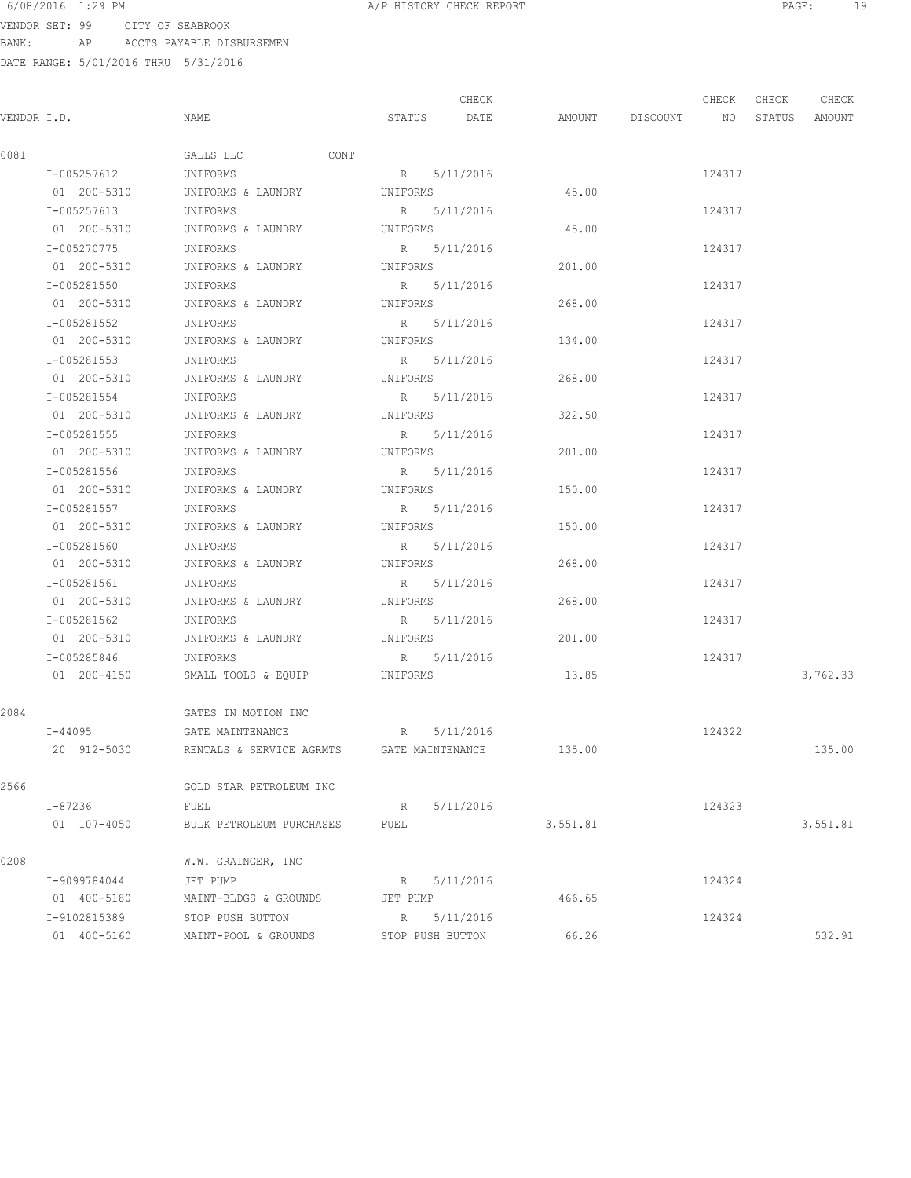6/08/2016 1:29 PM A/P HISTORY CHECK REPORT

VENDOR SET: 99 CITY OF SEABROOK
BANK: AP ACCTS PAYABLE DISBURSEMEN
DATE RANGE: 5/01/2016 THRU 5/31/2016

| VENDOR I.D. | NAME | STATUS | CHECK DATE | AMOUNT | DISCOUNT | CHECK NO | CHECK STATUS | CHECK AMOUNT |
|---|---|---|---|---|---|---|---|---|
| 0081 | GALLS LLC CONT | | | | | | | |
| I-005257612 | UNIFORMS | R | 5/11/2016 | | | 124317 | | |
| 01 200-5310 | UNIFORMS & LAUNDRY | UNIFORMS | | 45.00 | | | | |
| I-005257613 | UNIFORMS | R | 5/11/2016 | | | 124317 | | |
| 01 200-5310 | UNIFORMS & LAUNDRY | UNIFORMS | | 45.00 | | | | |
| I-005270775 | UNIFORMS | R | 5/11/2016 | | | 124317 | | |
| 01 200-5310 | UNIFORMS & LAUNDRY | UNIFORMS | | 201.00 | | | | |
| I-005281550 | UNIFORMS | R | 5/11/2016 | | | 124317 | | |
| 01 200-5310 | UNIFORMS & LAUNDRY | UNIFORMS | | 268.00 | | | | |
| I-005281552 | UNIFORMS | R | 5/11/2016 | | | 124317 | | |
| 01 200-5310 | UNIFORMS & LAUNDRY | UNIFORMS | | 134.00 | | | | |
| I-005281553 | UNIFORMS | R | 5/11/2016 | | | 124317 | | |
| 01 200-5310 | UNIFORMS & LAUNDRY | UNIFORMS | | 268.00 | | | | |
| I-005281554 | UNIFORMS | R | 5/11/2016 | | | 124317 | | |
| 01 200-5310 | UNIFORMS & LAUNDRY | UNIFORMS | | 322.50 | | | | |
| I-005281555 | UNIFORMS | R | 5/11/2016 | | | 124317 | | |
| 01 200-5310 | UNIFORMS & LAUNDRY | UNIFORMS | | 201.00 | | | | |
| I-005281556 | UNIFORMS | R | 5/11/2016 | | | 124317 | | |
| 01 200-5310 | UNIFORMS & LAUNDRY | UNIFORMS | | 150.00 | | | | |
| I-005281557 | UNIFORMS | R | 5/11/2016 | | | 124317 | | |
| 01 200-5310 | UNIFORMS & LAUNDRY | UNIFORMS | | 150.00 | | | | |
| I-005281560 | UNIFORMS | R | 5/11/2016 | | | 124317 | | |
| 01 200-5310 | UNIFORMS & LAUNDRY | UNIFORMS | | 268.00 | | | | |
| I-005281561 | UNIFORMS | R | 5/11/2016 | | | 124317 | | |
| 01 200-5310 | UNIFORMS & LAUNDRY | UNIFORMS | | 268.00 | | | | |
| I-005281562 | UNIFORMS | R | 5/11/2016 | | | 124317 | | |
| 01 200-5310 | UNIFORMS & LAUNDRY | UNIFORMS | | 201.00 | | | | |
| I-005285846 | UNIFORMS | R | 5/11/2016 | | | 124317 | | |
| 01 200-4150 | SMALL TOOLS & EQUIP | UNIFORMS | | 13.85 | | | | 3,762.33 |
| 2084 | GATES IN MOTION INC | | | | | | | |
| I-44095 | GATE MAINTENANCE | R | 5/11/2016 | | | 124322 | | |
| 20 912-5030 | RENTALS & SERVICE AGRMTS | GATE MAINTENANCE | | 135.00 | | | | 135.00 |
| 2566 | GOLD STAR PETROLEUM INC | | | | | | | |
| I-87236 | FUEL | R | 5/11/2016 | | | 124323 | | |
| 01 107-4050 | BULK PETROLEUM PURCHASES | FUEL | | 3,551.81 | | | | 3,551.81 |
| 0208 | W.W. GRAINGER, INC | | | | | | | |
| I-9099784044 | JET PUMP | R | 5/11/2016 | | | 124324 | | |
| 01 400-5180 | MAINT-BLDGS & GROUNDS | JET PUMP | | 466.65 | | | | |
| I-9102815389 | STOP PUSH BUTTON | R | 5/11/2016 | | | 124324 | | |
| 01 400-5160 | MAINT-POOL & GROUNDS | STOP PUSH BUTTON | | 66.26 | | | | 532.91 |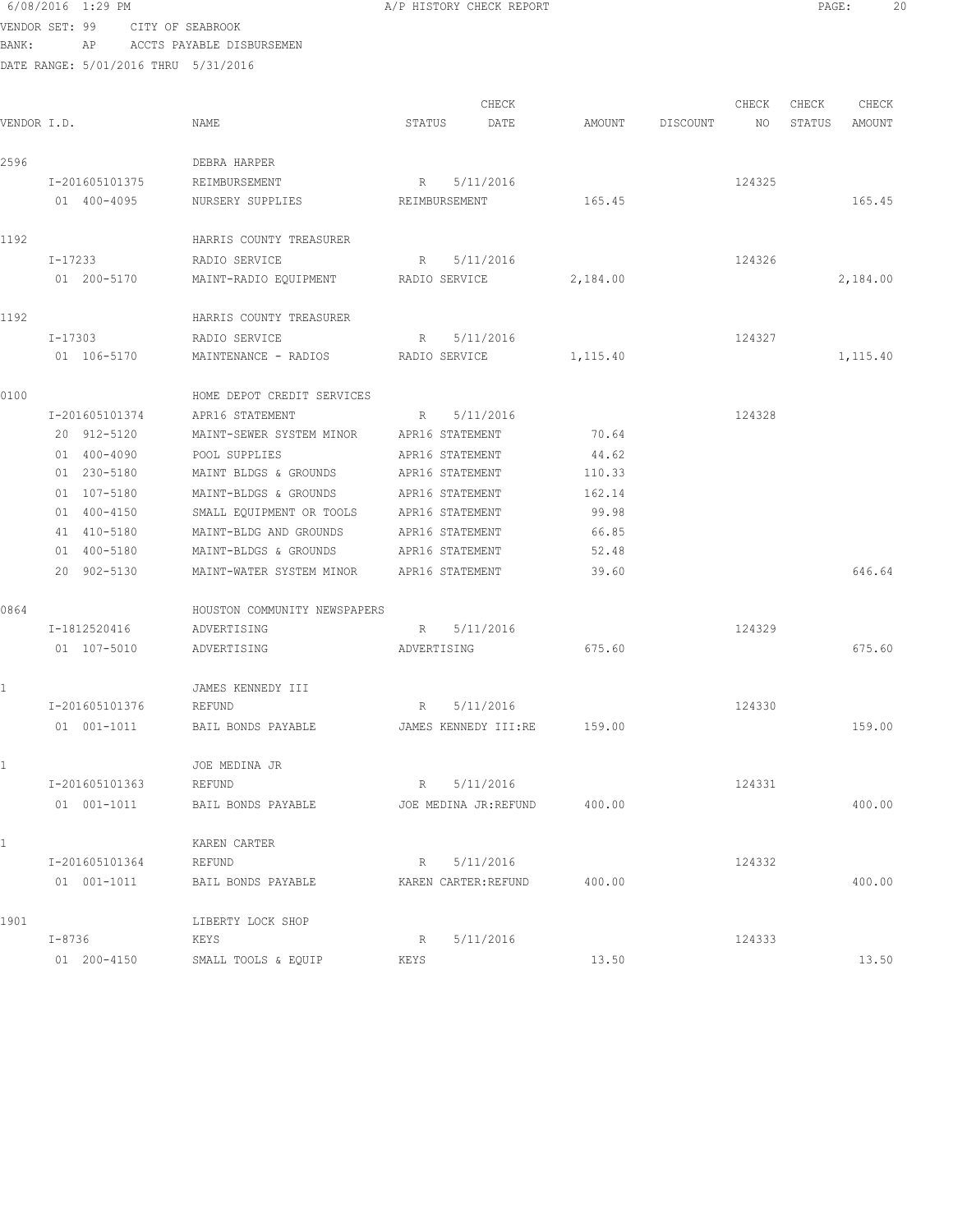6/08/2016 1:29 PM A/P HISTORY CHECK REPORT

VENDOR SET: 99 CITY OF SEABROOK
BANK: AP ACCTS PAYABLE DISBURSEMEN
DATE RANGE: 5/01/2016 THRU 5/31/2016

| VENDOR I.D. | NAME | STATUS | CHECK DATE | AMOUNT | DISCOUNT | CHECK NO | CHECK STATUS | CHECK AMOUNT |
|---|---|---|---|---|---|---|---|---|
| 2596 | DEBRA HARPER | | | | | | | |
| I-201605101375 | REIMBURSEMENT | R | 5/11/2016 | | | 124325 | | |
| 01 400-4095 | NURSERY SUPPLIES | REIMBURSEMENT | | 165.45 | | | | 165.45 |
| 1192 | HARRIS COUNTY TREASURER | | | | | | | |
| I-17233 | RADIO SERVICE | R | 5/11/2016 | | | 124326 | | |
| 01 200-5170 | MAINT-RADIO EQUIPMENT | RADIO SERVICE | | 2,184.00 | | | | 2,184.00 |
| 1192 | HARRIS COUNTY TREASURER | | | | | | | |
| I-17303 | RADIO SERVICE | R | 5/11/2016 | | | 124327 | | |
| 01 106-5170 | MAINTENANCE - RADIOS | RADIO SERVICE | | 1,115.40 | | | | 1,115.40 |
| 0100 | HOME DEPOT CREDIT SERVICES | | | | | | | |
| I-201605101374 | APR16 STATEMENT | R | 5/11/2016 | | | 124328 | | |
| 20 912-5120 | MAINT-SEWER SYSTEM MINOR | APR16 STATEMENT | | 70.64 | | | | |
| 01 400-4090 | POOL SUPPLIES | APR16 STATEMENT | | 44.62 | | | | |
| 01 230-5180 | MAINT BLDGS & GROUNDS | APR16 STATEMENT | | 110.33 | | | | |
| 01 107-5180 | MAINT-BLDGS & GROUNDS | APR16 STATEMENT | | 162.14 | | | | |
| 01 400-4150 | SMALL EQUIPMENT OR TOOLS | APR16 STATEMENT | | 99.98 | | | | |
| 41 410-5180 | MAINT-BLDG AND GROUNDS | APR16 STATEMENT | | 66.85 | | | | |
| 01 400-5180 | MAINT-BLDGS & GROUNDS | APR16 STATEMENT | | 52.48 | | | | |
| 20 902-5130 | MAINT-WATER SYSTEM MINOR | APR16 STATEMENT | | 39.60 | | | | 646.64 |
| 0864 | HOUSTON COMMUNITY NEWSPAPERS | | | | | | | |
| I-1812520416 | ADVERTISING | R | 5/11/2016 | | | 124329 | | |
| 01 107-5010 | ADVERTISING | ADVERTISING | | 675.60 | | | | 675.60 |
| 1 | JAMES KENNEDY III | | | | | | | |
| I-201605101376 | REFUND | R | 5/11/2016 | | | 124330 | | |
| 01 001-1011 | BAIL BONDS PAYABLE | JAMES KENNEDY III:RE | | 159.00 | | | | 159.00 |
| 1 | JOE MEDINA JR | | | | | | | |
| I-201605101363 | REFUND | R | 5/11/2016 | | | 124331 | | |
| 01 001-1011 | BAIL BONDS PAYABLE | JOE MEDINA JR:REFUND | | 400.00 | | | | 400.00 |
| 1 | KAREN CARTER | | | | | | | |
| I-201605101364 | REFUND | R | 5/11/2016 | | | 124332 | | |
| 01 001-1011 | BAIL BONDS PAYABLE | KAREN CARTER:REFUND | | 400.00 | | | | 400.00 |
| 1901 | LIBERTY LOCK SHOP | | | | | | | |
| I-8736 | KEYS | R | 5/11/2016 | | | 124333 | | |
| 01 200-4150 | SMALL TOOLS & EQUIP | KEYS | | 13.50 | | | | 13.50 |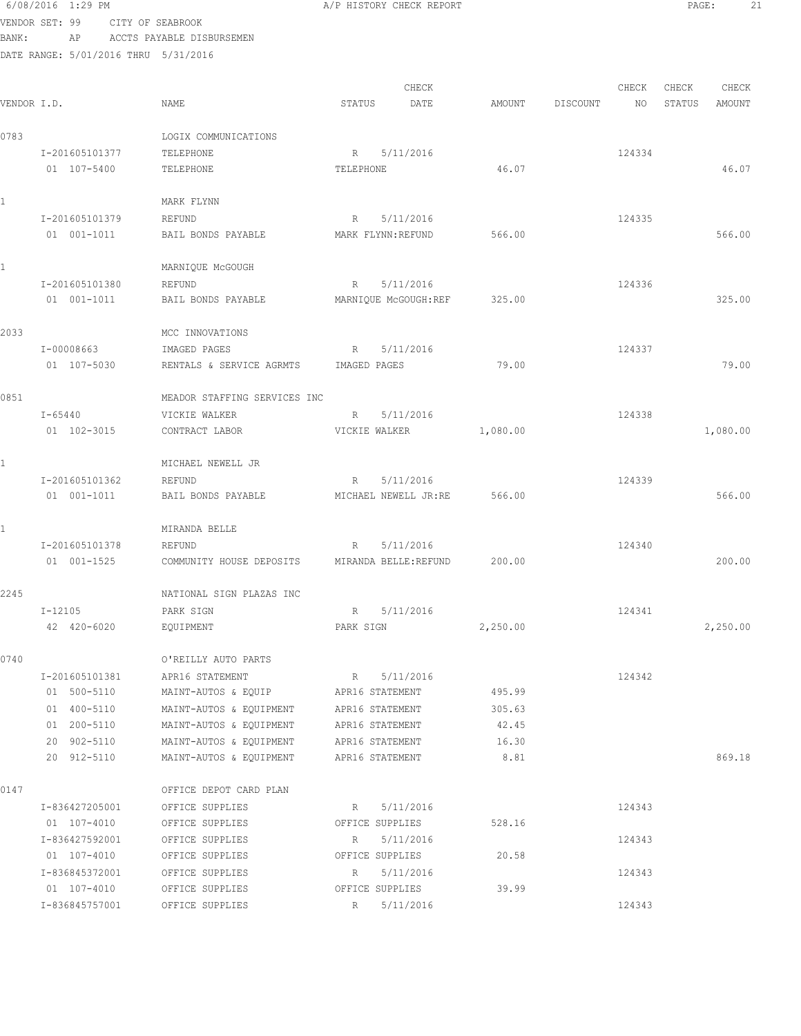6/08/2016 1:29 PM A/P HISTORY CHECK REPORT

VENDOR SET: 99 CITY OF SEABROOK
BANK: AP ACCTS PAYABLE DISBURSEMEN
DATE RANGE: 5/01/2016 THRU 5/31/2016

| VENDOR I.D. | NAME | STATUS | CHECK DATE | AMOUNT | DISCOUNT | CHECK NO | CHECK STATUS | CHECK AMOUNT |
|---|---|---|---|---|---|---|---|---|
| 0783 | LOGIX COMMUNICATIONS | | | | | | | |
| I-201605101377 | TELEPHONE | R | 5/11/2016 | | | 124334 | | |
| 01 107-5400 | TELEPHONE | TELEPHONE | | 46.07 | | | | 46.07 |
| 1 | MARK FLYNN | | | | | | | |
| I-201605101379 | REFUND | R | 5/11/2016 | | | 124335 | | |
| 01 001-1011 | BAIL BONDS PAYABLE | MARK FLYNN:REFUND | | 566.00 | | | | 566.00 |
| 1 | MARNIQUE McGOUGH | | | | | | | |
| I-201605101380 | REFUND | R | 5/11/2016 | | | 124336 | | |
| 01 001-1011 | BAIL BONDS PAYABLE | MARNIQUE McGOUGH:REF | | 325.00 | | | | 325.00 |
| 2033 | MCC INNOVATIONS | | | | | | | |
| I-00008663 | IMAGED PAGES | R | 5/11/2016 | | | 124337 | | |
| 01 107-5030 | RENTALS & SERVICE AGRMTS | IMAGED PAGES | | 79.00 | | | | 79.00 |
| 0851 | MEADOR STAFFING SERVICES INC | | | | | | | |
| I-65440 | VICKIE WALKER | R | 5/11/2016 | | | 124338 | | |
| 01 102-3015 | CONTRACT LABOR | VICKIE WALKER | | 1,080.00 | | | | 1,080.00 |
| 1 | MICHAEL NEWELL JR | | | | | | | |
| I-201605101362 | REFUND | R | 5/11/2016 | | | 124339 | | |
| 01 001-1011 | BAIL BONDS PAYABLE | MICHAEL NEWELL JR:RE | | 566.00 | | | | 566.00 |
| 1 | MIRANDA BELLE | | | | | | | |
| I-201605101378 | REFUND | R | 5/11/2016 | | | 124340 | | |
| 01 001-1525 | COMMUNITY HOUSE DEPOSITS | MIRANDA BELLE:REFUND | | 200.00 | | | | 200.00 |
| 2245 | NATIONAL SIGN PLAZAS INC | | | | | | | |
| I-12105 | PARK SIGN | R | 5/11/2016 | | | 124341 | | |
| 42 420-6020 | EQUIPMENT | PARK SIGN | | 2,250.00 | | | | 2,250.00 |
| 0740 | O'REILLY AUTO PARTS | | | | | | | |
| I-201605101381 | APR16 STATEMENT | R | 5/11/2016 | | | 124342 | | |
| 01 500-5110 | MAINT-AUTOS & EQUIP | APR16 STATEMENT | | 495.99 | | | | |
| 01 400-5110 | MAINT-AUTOS & EQUIPMENT | APR16 STATEMENT | | 305.63 | | | | |
| 01 200-5110 | MAINT-AUTOS & EQUIPMENT | APR16 STATEMENT | | 42.45 | | | | |
| 20 902-5110 | MAINT-AUTOS & EQUIPMENT | APR16 STATEMENT | | 16.30 | | | | |
| 20 912-5110 | MAINT-AUTOS & EQUIPMENT | APR16 STATEMENT | | 8.81 | | | | 869.18 |
| 0147 | OFFICE DEPOT CARD PLAN | | | | | | | |
| I-836427205001 | OFFICE SUPPLIES | R | 5/11/2016 | | | 124343 | | |
| 01 107-4010 | OFFICE SUPPLIES | OFFICE SUPPLIES | | 528.16 | | | | |
| I-836427592001 | OFFICE SUPPLIES | R | 5/11/2016 | | | 124343 | | |
| 01 107-4010 | OFFICE SUPPLIES | OFFICE SUPPLIES | | 20.58 | | | | |
| I-836845372001 | OFFICE SUPPLIES | R | 5/11/2016 | | | 124343 | | |
| 01 107-4010 | OFFICE SUPPLIES | OFFICE SUPPLIES | | 39.99 | | | | |
| I-836845757001 | OFFICE SUPPLIES | R | 5/11/2016 | | | 124343 | | |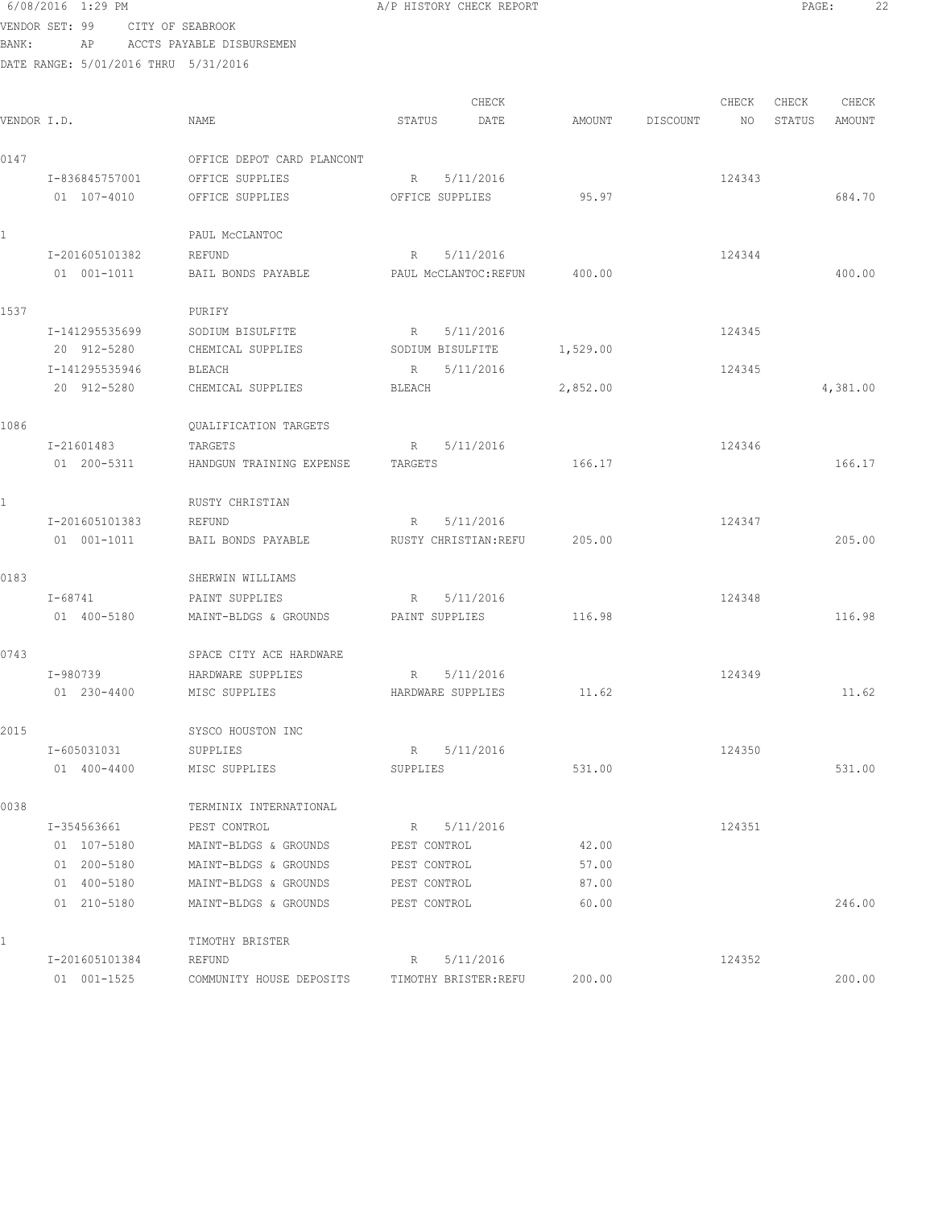6/08/2016 1:29 PM A/P HISTORY CHECK REPORT

VENDOR SET: 99 CITY OF SEABROOK
BANK: AP ACCTS PAYABLE DISBURSEMEN
DATE RANGE: 5/01/2016 THRU 5/31/2016

| VENDOR I.D. | NAME | STATUS | CHECK DATE | AMOUNT | DISCOUNT | CHECK NO | CHECK STATUS | CHECK AMOUNT |
|---|---|---|---|---|---|---|---|---|
| 0147 | OFFICE DEPOT CARD PLANCONT | | | | | | | |
| I-836845757001 | OFFICE SUPPLIES | R | 5/11/2016 | | | 124343 | | |
| 01 107-4010 | OFFICE SUPPLIES | OFFICE SUPPLIES | | 95.97 | | | | 684.70 |
| 1 | PAUL McCLANTOC | | | | | | | |
| I-201605101382 | REFUND | R | 5/11/2016 | | | 124344 | | |
| 01 001-1011 | BAIL BONDS PAYABLE | PAUL McCLANTOC:REFUN | | 400.00 | | | | 400.00 |
| 1537 | PURIFY | | | | | | | |
| I-141295535699 | SODIUM BISULFITE | R | 5/11/2016 | | | 124345 | | |
| 20 912-5280 | CHEMICAL SUPPLIES | SODIUM BISULFITE | | 1,529.00 | | | | |
| I-141295535946 | BLEACH | R | 5/11/2016 | | | 124345 | | |
| 20 912-5280 | CHEMICAL SUPPLIES | BLEACH | | 2,852.00 | | | | 4,381.00 |
| 1086 | QUALIFICATION TARGETS | | | | | | | |
| I-21601483 | TARGETS | R | 5/11/2016 | | | 124346 | | |
| 01 200-5311 | HANDGUN TRAINING EXPENSE | TARGETS | | 166.17 | | | | 166.17 |
| 1 | RUSTY CHRISTIAN | | | | | | | |
| I-201605101383 | REFUND | R | 5/11/2016 | | | 124347 | | |
| 01 001-1011 | BAIL BONDS PAYABLE | RUSTY CHRISTIAN:REFU | | 205.00 | | | | 205.00 |
| 0183 | SHERWIN WILLIAMS | | | | | | | |
| I-68741 | PAINT SUPPLIES | R | 5/11/2016 | | | 124348 | | |
| 01 400-5180 | MAINT-BLDGS & GROUNDS | PAINT SUPPLIES | | 116.98 | | | | 116.98 |
| 0743 | SPACE CITY ACE HARDWARE | | | | | | | |
| I-980739 | HARDWARE SUPPLIES | R | 5/11/2016 | | | 124349 | | |
| 01 230-4400 | MISC SUPPLIES | HARDWARE SUPPLIES | | 11.62 | | | | 11.62 |
| 2015 | SYSCO HOUSTON INC | | | | | | | |
| I-605031031 | SUPPLIES | R | 5/11/2016 | | | 124350 | | |
| 01 400-4400 | MISC SUPPLIES | SUPPLIES | | 531.00 | | | | 531.00 |
| 0038 | TERMINIX INTERNATIONAL | | | | | | | |
| I-354563661 | PEST CONTROL | R | 5/11/2016 | | | 124351 | | |
| 01 107-5180 | MAINT-BLDGS & GROUNDS | PEST CONTROL | | 42.00 | | | | |
| 01 200-5180 | MAINT-BLDGS & GROUNDS | PEST CONTROL | | 57.00 | | | | |
| 01 400-5180 | MAINT-BLDGS & GROUNDS | PEST CONTROL | | 87.00 | | | | |
| 01 210-5180 | MAINT-BLDGS & GROUNDS | PEST CONTROL | | 60.00 | | | | 246.00 |
| 1 | TIMOTHY BRISTER | | | | | | | |
| I-201605101384 | REFUND | R | 5/11/2016 | | | 124352 | | |
| 01 001-1525 | COMMUNITY HOUSE DEPOSITS | TIMOTHY BRISTER:REFU | | 200.00 | | | | 200.00 |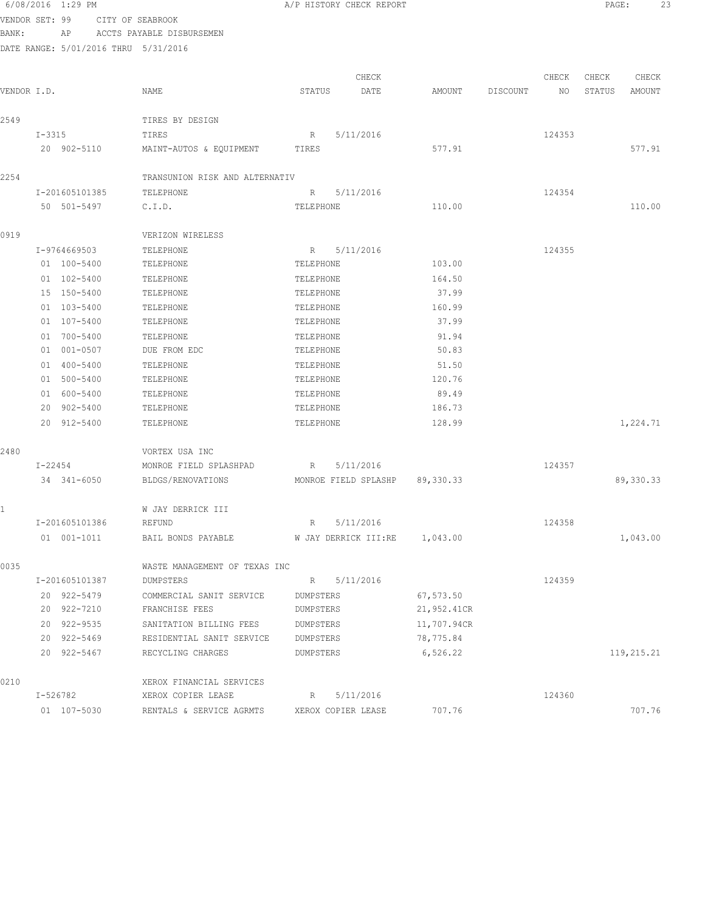6/08/2016 1:29 PM A/P HISTORY CHECK REPORT

VENDOR SET: 99 CITY OF SEABROOK
BANK: AP ACCTS PAYABLE DISBURSEMEN
DATE RANGE: 5/01/2016 THRU 5/31/2016

| VENDOR I.D. | NAME | STATUS | CHECK DATE | AMOUNT | DISCOUNT | CHECK NO | CHECK STATUS | CHECK AMOUNT |
|---|---|---|---|---|---|---|---|---|
| 2549 | TIRES BY DESIGN | | | | | | | |
| I-3315 | TIRES | R | 5/11/2016 | | | 124353 | | |
| 20 902-5110 | MAINT-AUTOS & EQUIPMENT | TIRES | | 577.91 | | | | 577.91 |
| 2254 | TRANSUNION RISK AND ALTERNATIV | | | | | | | |
| I-201605101385 | TELEPHONE | R | 5/11/2016 | | | 124354 | | |
| 50 501-5497 | C.I.D. | TELEPHONE | | 110.00 | | | | 110.00 |
| 0919 | VERIZON WIRELESS | | | | | | | |
| I-9764669503 | TELEPHONE | R | 5/11/2016 | | | 124355 | | |
| 01 100-5400 | TELEPHONE | TELEPHONE | | 103.00 | | | | |
| 01 102-5400 | TELEPHONE | TELEPHONE | | 164.50 | | | | |
| 15 150-5400 | TELEPHONE | TELEPHONE | | 37.99 | | | | |
| 01 103-5400 | TELEPHONE | TELEPHONE | | 160.99 | | | | |
| 01 107-5400 | TELEPHONE | TELEPHONE | | 37.99 | | | | |
| 01 700-5400 | TELEPHONE | TELEPHONE | | 91.94 | | | | |
| 01 001-0507 | DUE FROM EDC | TELEPHONE | | 50.83 | | | | |
| 01 400-5400 | TELEPHONE | TELEPHONE | | 51.50 | | | | |
| 01 500-5400 | TELEPHONE | TELEPHONE | | 120.76 | | | | |
| 01 600-5400 | TELEPHONE | TELEPHONE | | 89.49 | | | | |
| 20 902-5400 | TELEPHONE | TELEPHONE | | 186.73 | | | | |
| 20 912-5400 | TELEPHONE | TELEPHONE | | 128.99 | | | | 1,224.71 |
| 2480 | VORTEX USA INC | | | | | | | |
| I-22454 | MONROE FIELD SPLASHPAD | R | 5/11/2016 | | | 124357 | | |
| 34 341-6050 | BLDGS/RENOVATIONS | MONROE FIELD SPLASHP | | 89,330.33 | | | | 89,330.33 |
| 1 | W JAY DERRICK III | | | | | | | |
| I-201605101386 | REFUND | R | 5/11/2016 | | | 124358 | | |
| 01 001-1011 | BAIL BONDS PAYABLE | W JAY DERRICK III:RE | | 1,043.00 | | | | 1,043.00 |
| 0035 | WASTE MANAGEMENT OF TEXAS INC | | | | | | | |
| I-201605101387 | DUMPSTERS | R | 5/11/2016 | | | 124359 | | |
| 20 922-5479 | COMMERCIAL SANIT SERVICE | DUMPSTERS | | 67,573.50 | | | | |
| 20 922-7210 | FRANCHISE FEES | DUMPSTERS | | 21,952.41CR | | | | |
| 20 922-9535 | SANITATION BILLING FEES | DUMPSTERS | | 11,707.94CR | | | | |
| 20 922-5469 | RESIDENTIAL SANIT SERVICE | DUMPSTERS | | 78,775.84 | | | | |
| 20 922-5467 | RECYCLING CHARGES | DUMPSTERS | | 6,526.22 | | | | 119,215.21 |
| 0210 | XEROX FINANCIAL SERVICES | | | | | | | |
| I-526782 | XEROX COPIER LEASE | R | 5/11/2016 | | | 124360 | | |
| 01 107-5030 | RENTALS & SERVICE AGRMTS | XEROX COPIER LEASE | | 707.76 | | | | 707.76 |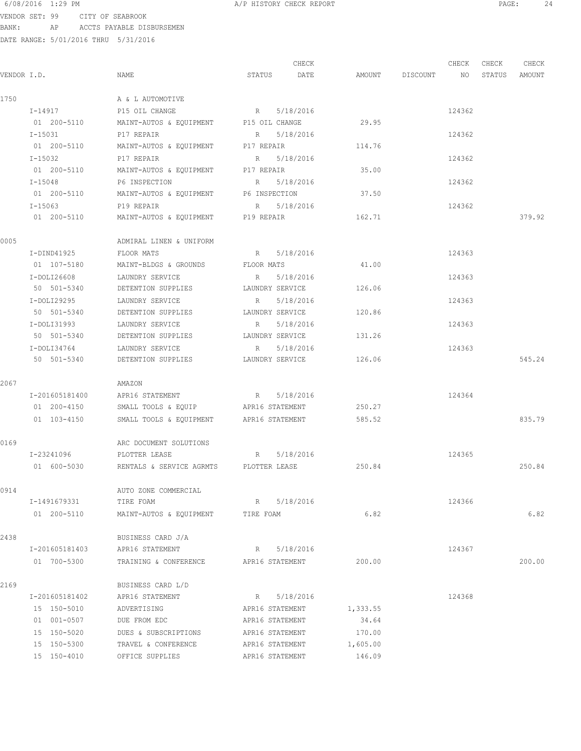6/08/2016 1:29 PM A/P HISTORY CHECK REPORT

VENDOR SET: 99 CITY OF SEABROOK
BANK: AP ACCTS PAYABLE DISBURSEMEN
DATE RANGE: 5/01/2016 THRU 5/31/2016

| VENDOR I.D. | NAME | STATUS | CHECK DATE | AMOUNT | DISCOUNT | CHECK NO | CHECK STATUS | CHECK AMOUNT |
|---|---|---|---|---|---|---|---|---|
| 1750 | A & L AUTOMOTIVE | | | | | | | |
| I-14917 | P15 OIL CHANGE | R | 5/18/2016 | | | 124362 | | |
| 01 200-5110 | MAINT-AUTOS & EQUIPMENT | P15 OIL CHANGE | | 29.95 | | | | |
| I-15031 | P17 REPAIR | R | 5/18/2016 | | | 124362 | | |
| 01 200-5110 | MAINT-AUTOS & EQUIPMENT | P17 REPAIR | | 114.76 | | | | |
| I-15032 | P17 REPAIR | R | 5/18/2016 | | | 124362 | | |
| 01 200-5110 | MAINT-AUTOS & EQUIPMENT | P17 REPAIR | | 35.00 | | | | |
| I-15048 | P6 INSPECTION | R | 5/18/2016 | | | 124362 | | |
| 01 200-5110 | MAINT-AUTOS & EQUIPMENT | P6 INSPECTION | | 37.50 | | | | |
| I-15063 | P19 REPAIR | R | 5/18/2016 | | | 124362 | | |
| 01 200-5110 | MAINT-AUTOS & EQUIPMENT | P19 REPAIR | | 162.71 | | | | 379.92 |
| 0005 | ADMIRAL LINEN & UNIFORM | | | | | | | |
| I-DIND41925 | FLOOR MATS | R | 5/18/2016 | | | 124363 | | |
| 01 107-5180 | MAINT-BLDGS & GROUNDS | FLOOR MATS | | 41.00 | | | | |
| I-DOLI26608 | LAUNDRY SERVICE | R | 5/18/2016 | | | 124363 | | |
| 50 501-5340 | DETENTION SUPPLIES | LAUNDRY SERVICE | | 126.06 | | | | |
| I-DOLI29295 | LAUNDRY SERVICE | R | 5/18/2016 | | | 124363 | | |
| 50 501-5340 | DETENTION SUPPLIES | LAUNDRY SERVICE | | 120.86 | | | | |
| I-DOLI31993 | LAUNDRY SERVICE | R | 5/18/2016 | | | 124363 | | |
| 50 501-5340 | DETENTION SUPPLIES | LAUNDRY SERVICE | | 131.26 | | | | |
| I-DOLI34764 | LAUNDRY SERVICE | R | 5/18/2016 | | | 124363 | | |
| 50 501-5340 | DETENTION SUPPLIES | LAUNDRY SERVICE | | 126.06 | | | | 545.24 |
| 2067 | AMAZON | | | | | | | |
| I-201605181400 | APR16 STATEMENT | R | 5/18/2016 | | | 124364 | | |
| 01 200-4150 | SMALL TOOLS & EQUIP | APR16 STATEMENT | | 250.27 | | | | |
| 01 103-4150 | SMALL TOOLS & EQUIPMENT | APR16 STATEMENT | | 585.52 | | | | 835.79 |
| 0169 | ARC DOCUMENT SOLUTIONS | | | | | | | |
| I-23241096 | PLOTTER LEASE | R | 5/18/2016 | | | 124365 | | |
| 01 600-5030 | RENTALS & SERVICE AGRMTS | PLOTTER LEASE | | 250.84 | | | | 250.84 |
| 0914 | AUTO ZONE COMMERCIAL | | | | | | | |
| I-1491679331 | TIRE FOAM | R | 5/18/2016 | | | 124366 | | |
| 01 200-5110 | MAINT-AUTOS & EQUIPMENT | TIRE FOAM | | 6.82 | | | | 6.82 |
| 2438 | BUSINESS CARD J/A | | | | | | | |
| I-201605181403 | APR16 STATEMENT | R | 5/18/2016 | | | 124367 | | |
| 01 700-5300 | TRAINING & CONFERENCE | APR16 STATEMENT | | 200.00 | | | | 200.00 |
| 2169 | BUSINESS CARD L/D | | | | | | | |
| I-201605181402 | APR16 STATEMENT | R | 5/18/2016 | | | 124368 | | |
| 15 150-5010 | ADVERTISING | APR16 STATEMENT | | 1,333.55 | | | | |
| 01 001-0507 | DUE FROM EDC | APR16 STATEMENT | | 34.64 | | | | |
| 15 150-5020 | DUES & SUBSCRIPTIONS | APR16 STATEMENT | | 170.00 | | | | |
| 15 150-5300 | TRAVEL & CONFERENCE | APR16 STATEMENT | | 1,605.00 | | | | |
| 15 150-4010 | OFFICE SUPPLIES | APR16 STATEMENT | | 146.09 | | | | |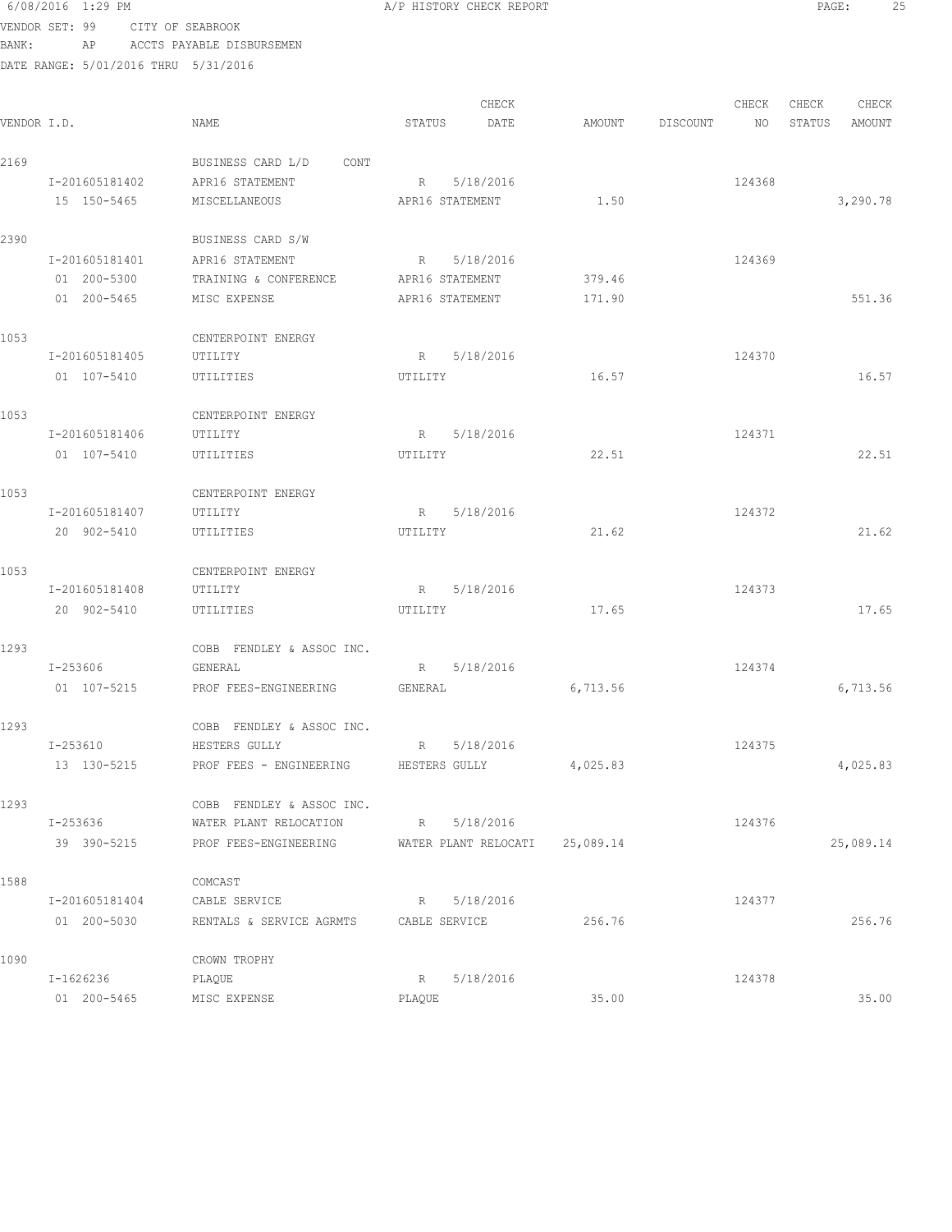6/08/2016 1:29 PM A/P HISTORY CHECK REPORT

VENDOR SET: 99 CITY OF SEABROOK
BANK: AP ACCTS PAYABLE DISBURSEMEN
DATE RANGE: 5/01/2016 THRU 5/31/2016

| VENDOR I.D. | NAME | STATUS | CHECK DATE | AMOUNT | DISCOUNT | CHECK NO | CHECK STATUS | CHECK AMOUNT |
|---|---|---|---|---|---|---|---|---|
| 2169 | BUSINESS CARD L/D CONT | | | | | | | |
| I-201605181402 | APR16 STATEMENT | R | 5/18/2016 | | | 124368 | | |
| 15 150-5465 | MISCELLANEOUS | APR16 STATEMENT | | 1.50 | | | | 3,290.78 |
| 2390 | BUSINESS CARD S/W | | | | | | | |
| I-201605181401 | APR16 STATEMENT | R | 5/18/2016 | | | 124369 | | |
| 01 200-5300 | TRAINING & CONFERENCE | APR16 STATEMENT | | 379.46 | | | | |
| 01 200-5465 | MISC EXPENSE | APR16 STATEMENT | | 171.90 | | | | 551.36 |
| 1053 | CENTERPOINT ENERGY | | | | | | | |
| I-201605181405 | UTILITY | R | 5/18/2016 | | | 124370 | | |
| 01 107-5410 | UTILITIES | UTILITY | | 16.57 | | | | 16.57 |
| 1053 | CENTERPOINT ENERGY | | | | | | | |
| I-201605181406 | UTILITY | R | 5/18/2016 | | | 124371 | | |
| 01 107-5410 | UTILITIES | UTILITY | | 22.51 | | | | 22.51 |
| 1053 | CENTERPOINT ENERGY | | | | | | | |
| I-201605181407 | UTILITY | R | 5/18/2016 | | | 124372 | | |
| 20 902-5410 | UTILITIES | UTILITY | | 21.62 | | | | 21.62 |
| 1053 | CENTERPOINT ENERGY | | | | | | | |
| I-201605181408 | UTILITY | R | 5/18/2016 | | | 124373 | | |
| 20 902-5410 | UTILITIES | UTILITY | | 17.65 | | | | 17.65 |
| 1293 | COBB FENDLEY & ASSOC INC. | | | | | | | |
| I-253606 | GENERAL | R | 5/18/2016 | | | 124374 | | |
| 01 107-5215 | PROF FEES-ENGINEERING | GENERAL | | 6,713.56 | | | | 6,713.56 |
| 1293 | COBB FENDLEY & ASSOC INC. | | | | | | | |
| I-253610 | HESTERS GULLY | R | 5/18/2016 | | | 124375 | | |
| 13 130-5215 | PROF FEES - ENGINEERING | HESTERS GULLY | | 4,025.83 | | | | 4,025.83 |
| 1293 | COBB FENDLEY & ASSOC INC. | | | | | | | |
| I-253636 | WATER PLANT RELOCATION | R | 5/18/2016 | | | 124376 | | |
| 39 390-5215 | PROF FEES-ENGINEERING | WATER PLANT RELOCATI | | 25,089.14 | | | | 25,089.14 |
| 1588 | COMCAST | | | | | | | |
| I-201605181404 | CABLE SERVICE | R | 5/18/2016 | | | 124377 | | |
| 01 200-5030 | RENTALS & SERVICE AGRMTS | CABLE SERVICE | | 256.76 | | | | 256.76 |
| 1090 | CROWN TROPHY | | | | | | | |
| I-1626236 | PLAQUE | R | 5/18/2016 | | | 124378 | | |
| 01 200-5465 | MISC EXPENSE | PLAQUE | | 35.00 | | | | 35.00 |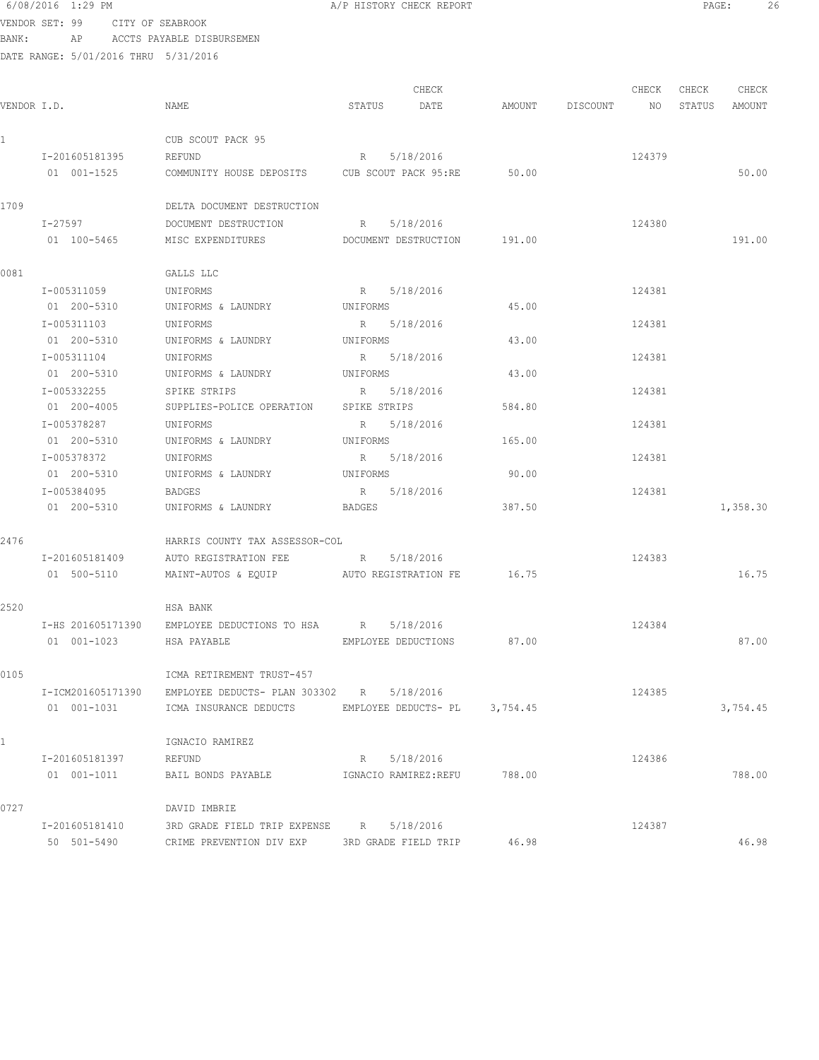6/08/2016 1:29 PM A/P HISTORY CHECK REPORT

VENDOR SET: 99 CITY OF SEABROOK
BANK: AP ACCTS PAYABLE DISBURSEMEN
DATE RANGE: 5/01/2016 THRU 5/31/2016

| VENDOR I.D. | NAME | STATUS | CHECK DATE | AMOUNT | DISCOUNT | CHECK NO | CHECK STATUS | CHECK AMOUNT |
|---|---|---|---|---|---|---|---|---|
| 1 | CUB SCOUT PACK 95 | | | | | | | |
| I-201605181395 | REFUND | R | 5/18/2016 | | | 124379 | | |
| 01 001-1525 | COMMUNITY HOUSE DEPOSITS | CUB SCOUT PACK 95:RE | | 50.00 | | | | 50.00 |
| 1709 | DELTA DOCUMENT DESTRUCTION | | | | | | | |
| I-27597 | DOCUMENT DESTRUCTION | R | 5/18/2016 | | | 124380 | | |
| 01 100-5465 | MISC EXPENDITURES | DOCUMENT DESTRUCTION | | 191.00 | | | | 191.00 |
| 0081 | GALLS LLC | | | | | | | |
| I-005311059 | UNIFORMS | R | 5/18/2016 | | | 124381 | | |
| 01 200-5310 | UNIFORMS & LAUNDRY | UNIFORMS | | 45.00 | | | | |
| I-005311103 | UNIFORMS | R | 5/18/2016 | | | 124381 | | |
| 01 200-5310 | UNIFORMS & LAUNDRY | UNIFORMS | | 43.00 | | | | |
| I-005311104 | UNIFORMS | R | 5/18/2016 | | | 124381 | | |
| 01 200-5310 | UNIFORMS & LAUNDRY | UNIFORMS | | 43.00 | | | | |
| I-005332255 | SPIKE STRIPS | R | 5/18/2016 | | | 124381 | | |
| 01 200-4005 | SUPPLIES-POLICE OPERATION | SPIKE STRIPS | | 584.80 | | | | |
| I-005378287 | UNIFORMS | R | 5/18/2016 | | | 124381 | | |
| 01 200-5310 | UNIFORMS & LAUNDRY | UNIFORMS | | 165.00 | | | | |
| I-005378372 | UNIFORMS | R | 5/18/2016 | | | 124381 | | |
| 01 200-5310 | UNIFORMS & LAUNDRY | UNIFORMS | | 90.00 | | | | |
| I-005384095 | BADGES | R | 5/18/2016 | | | 124381 | | |
| 01 200-5310 | UNIFORMS & LAUNDRY | BADGES | | 387.50 | | | | 1,358.30 |
| 2476 | HARRIS COUNTY TAX ASSESSOR-COL | | | | | | | |
| I-201605181409 | AUTO REGISTRATION FEE | R | 5/18/2016 | | | 124383 | | |
| 01 500-5110 | MAINT-AUTOS & EQUIP | AUTO REGISTRATION FE | | 16.75 | | | | 16.75 |
| 2520 | HSA BANK | | | | | | | |
| I-HS 201605171390 | EMPLOYEE DEDUCTIONS TO HSA | R | 5/18/2016 | | | 124384 | | |
| 01 001-1023 | HSA PAYABLE | EMPLOYEE DEDUCTIONS | | 87.00 | | | | 87.00 |
| 0105 | ICMA RETIREMENT TRUST-457 | | | | | | | |
| I-ICM201605171390 | EMPLOYEE DEDUCTS- PLAN 303302 | R | 5/18/2016 | | | 124385 | | |
| 01 001-1031 | ICMA INSURANCE DEDUCTS | EMPLOYEE DEDUCTS- PL | | 3,754.45 | | | | 3,754.45 |
| 1 | IGNACIO RAMIREZ | | | | | | | |
| I-201605181397 | REFUND | R | 5/18/2016 | | | 124386 | | |
| 01 001-1011 | BAIL BONDS PAYABLE | IGNACIO RAMIREZ:REFU | | 788.00 | | | | 788.00 |
| 0727 | DAVID IMBRIE | | | | | | | |
| I-201605181410 | 3RD GRADE FIELD TRIP EXPENSE | R | 5/18/2016 | | | 124387 | | |
| 50 501-5490 | CRIME PREVENTION DIV EXP | 3RD GRADE FIELD TRIP | | 46.98 | | | | 46.98 |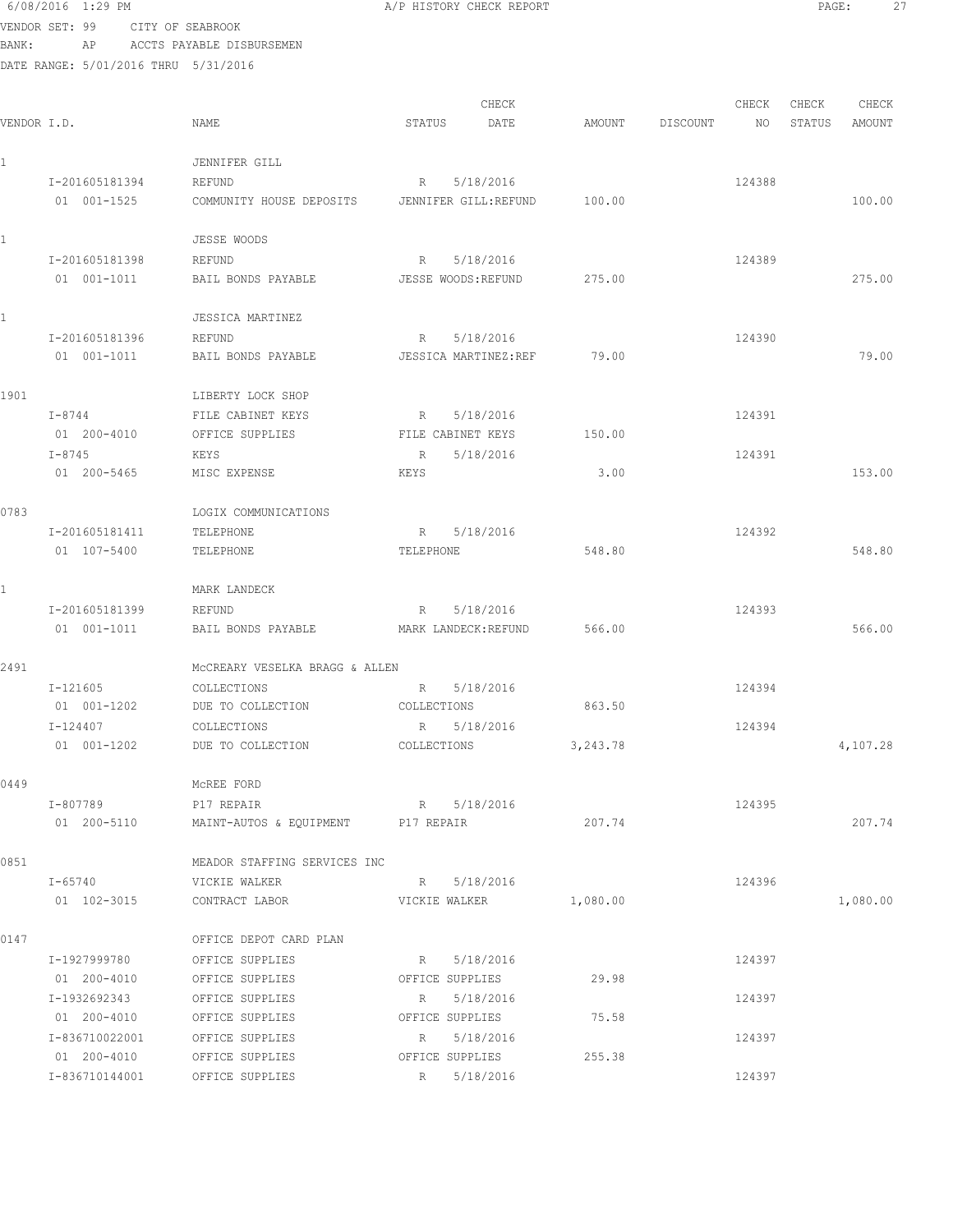6/08/2016 1:29 PM A/P HISTORY CHECK REPORT

VENDOR SET: 99 CITY OF SEABROOK
BANK: AP ACCTS PAYABLE DISBURSEMEN
DATE RANGE: 5/01/2016 THRU 5/31/2016

| VENDOR I.D. | NAME | STATUS | CHECK DATE | AMOUNT | DISCOUNT | CHECK NO | CHECK STATUS | CHECK AMOUNT |
|---|---|---|---|---|---|---|---|---|
| 1 | JENNIFER GILL | | | | | | | |
| I-201605181394 | REFUND | R | 5/18/2016 | | | 124388 | | |
| 01 001-1525 | COMMUNITY HOUSE DEPOSITS | JENNIFER GILL:REFUND | | 100.00 | | | | 100.00 |
| 1 | JESSE WOODS | | | | | | | |
| I-201605181398 | REFUND | R | 5/18/2016 | | | 124389 | | |
| 01 001-1011 | BAIL BONDS PAYABLE | JESSE WOODS:REFUND | | 275.00 | | | | 275.00 |
| 1 | JESSICA MARTINEZ | | | | | | | |
| I-201605181396 | REFUND | R | 5/18/2016 | | | 124390 | | |
| 01 001-1011 | BAIL BONDS PAYABLE | JESSICA MARTINEZ:REF | | 79.00 | | | | 79.00 |
| 1901 | LIBERTY LOCK SHOP | | | | | | | |
| I-8744 | FILE CABINET KEYS | R | 5/18/2016 | | | 124391 | | |
| 01 200-4010 | OFFICE SUPPLIES | FILE CABINET KEYS | | 150.00 | | | | |
| I-8745 | KEYS | R | 5/18/2016 | | | 124391 | | |
| 01 200-5465 | MISC EXPENSE | KEYS | | 3.00 | | | | 153.00 |
| 0783 | LOGIX COMMUNICATIONS | | | | | | | |
| I-201605181411 | TELEPHONE | R | 5/18/2016 | | | 124392 | | |
| 01 107-5400 | TELEPHONE | TELEPHONE | | 548.80 | | | | 548.80 |
| 1 | MARK LANDECK | | | | | | | |
| I-201605181399 | REFUND | R | 5/18/2016 | | | 124393 | | |
| 01 001-1011 | BAIL BONDS PAYABLE | MARK LANDECK:REFUND | | 566.00 | | | | 566.00 |
| 2491 | McCREARY VESELKA BRAGG & ALLEN | | | | | | | |
| I-121605 | COLLECTIONS | R | 5/18/2016 | | | 124394 | | |
| 01 001-1202 | DUE TO COLLECTION | COLLECTIONS | | 863.50 | | | | |
| I-124407 | COLLECTIONS | R | 5/18/2016 | | | 124394 | | |
| 01 001-1202 | DUE TO COLLECTION | COLLECTIONS | | 3,243.78 | | | | 4,107.28 |
| 0449 | McREE FORD | | | | | | | |
| I-807789 | P17 REPAIR | R | 5/18/2016 | | | 124395 | | |
| 01 200-5110 | MAINT-AUTOS & EQUIPMENT | P17 REPAIR | | 207.74 | | | | 207.74 |
| 0851 | MEADOR STAFFING SERVICES INC | | | | | | | |
| I-65740 | VICKIE WALKER | R | 5/18/2016 | | | 124396 | | |
| 01 102-3015 | CONTRACT LABOR | VICKIE WALKER | | 1,080.00 | | | | 1,080.00 |
| 0147 | OFFICE DEPOT CARD PLAN | | | | | | | |
| I-1927999780 | OFFICE SUPPLIES | R | 5/18/2016 | | | 124397 | | |
| 01 200-4010 | OFFICE SUPPLIES | OFFICE SUPPLIES | | 29.98 | | | | |
| I-1932692343 | OFFICE SUPPLIES | R | 5/18/2016 | | | 124397 | | |
| 01 200-4010 | OFFICE SUPPLIES | OFFICE SUPPLIES | | 75.58 | | | | |
| I-836710022001 | OFFICE SUPPLIES | R | 5/18/2016 | | | 124397 | | |
| 01 200-4010 | OFFICE SUPPLIES | OFFICE SUPPLIES | | 255.38 | | | | |
| I-836710144001 | OFFICE SUPPLIES | R | 5/18/2016 | | | 124397 | | |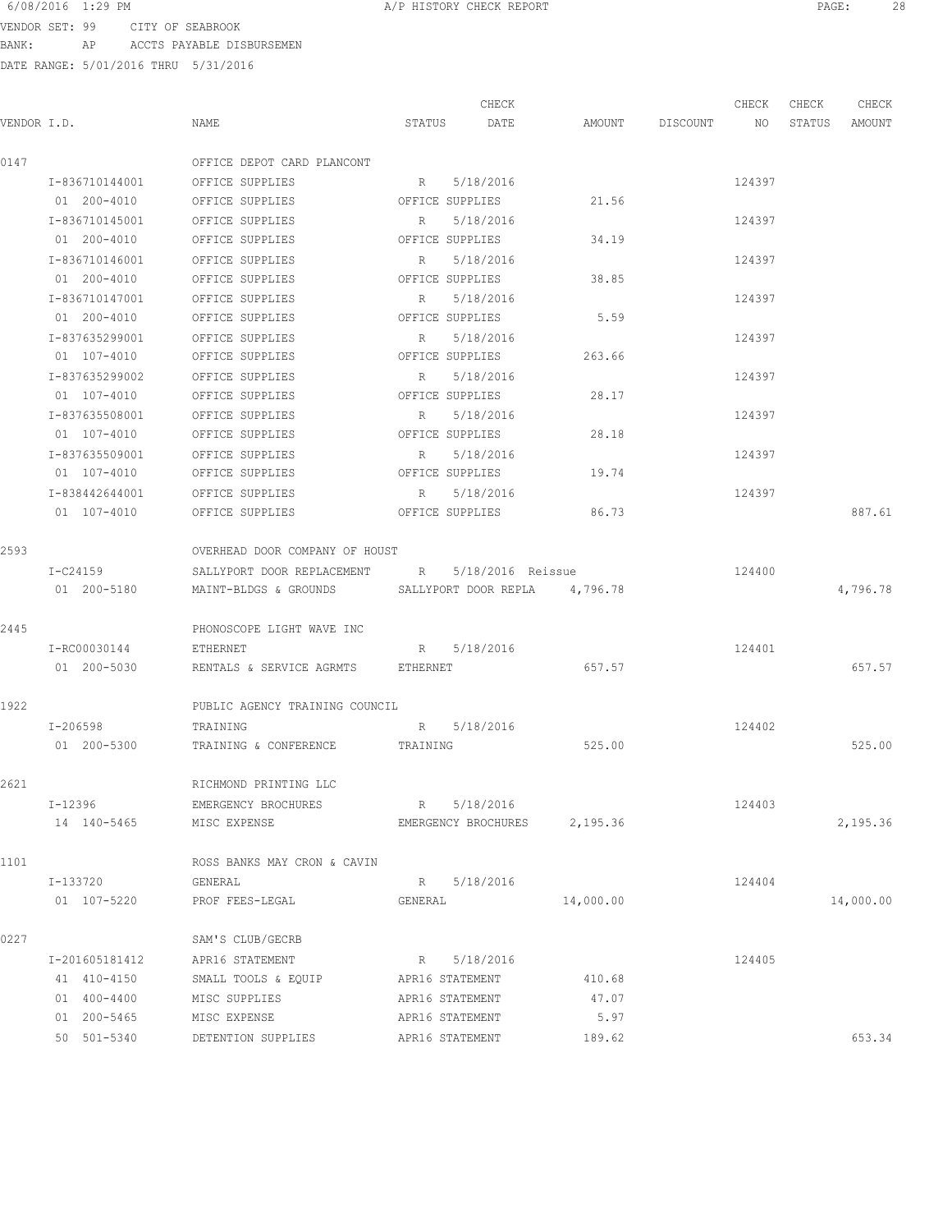6/08/2016 1:29 PM A/P HISTORY CHECK REPORT

VENDOR SET: 99 CITY OF SEABROOK
BANK: AP ACCTS PAYABLE DISBURSEMEN
DATE RANGE: 5/01/2016 THRU 5/31/2016

| VENDOR I.D. | NAME | STATUS | CHECK DATE | AMOUNT | DISCOUNT | CHECK NO | CHECK STATUS | CHECK AMOUNT |
|---|---|---|---|---|---|---|---|---|
| 0147 | OFFICE DEPOT CARD PLANCONT | | | | | | | |
| I-836710144001 | OFFICE SUPPLIES | R | 5/18/2016 | | | 124397 | | |
| 01 200-4010 | OFFICE SUPPLIES | OFFICE SUPPLIES | | 21.56 | | | | |
| I-836710145001 | OFFICE SUPPLIES | R | 5/18/2016 | | | 124397 | | |
| 01 200-4010 | OFFICE SUPPLIES | OFFICE SUPPLIES | | 34.19 | | | | |
| I-836710146001 | OFFICE SUPPLIES | R | 5/18/2016 | | | 124397 | | |
| 01 200-4010 | OFFICE SUPPLIES | OFFICE SUPPLIES | | 38.85 | | | | |
| I-836710147001 | OFFICE SUPPLIES | R | 5/18/2016 | | | 124397 | | |
| 01 200-4010 | OFFICE SUPPLIES | OFFICE SUPPLIES | | 5.59 | | | | |
| I-837635299001 | OFFICE SUPPLIES | R | 5/18/2016 | | | 124397 | | |
| 01 107-4010 | OFFICE SUPPLIES | OFFICE SUPPLIES | | 263.66 | | | | |
| I-837635299002 | OFFICE SUPPLIES | R | 5/18/2016 | | | 124397 | | |
| 01 107-4010 | OFFICE SUPPLIES | OFFICE SUPPLIES | | 28.17 | | | | |
| I-837635508001 | OFFICE SUPPLIES | R | 5/18/2016 | | | 124397 | | |
| 01 107-4010 | OFFICE SUPPLIES | OFFICE SUPPLIES | | 28.18 | | | | |
| I-837635509001 | OFFICE SUPPLIES | R | 5/18/2016 | | | 124397 | | |
| 01 107-4010 | OFFICE SUPPLIES | OFFICE SUPPLIES | | 19.74 | | | | |
| I-838442644001 | OFFICE SUPPLIES | R | 5/18/2016 | | | 124397 | | |
| 01 107-4010 | OFFICE SUPPLIES | OFFICE SUPPLIES | | 86.73 | | | | 887.61 |
| 2593 | OVERHEAD DOOR COMPANY OF HOUST | | | | | | | |
| I-C24159 | SALLYPORT DOOR REPLACEMENT | R | 5/18/2016 Reissue | | | 124400 | | |
| 01 200-5180 | MAINT-BLDGS & GROUNDS | SALLYPORT DOOR REPLA | | 4,796.78 | | | | 4,796.78 |
| 2445 | PHONOSCOPE LIGHT WAVE INC | | | | | | | |
| I-RC00030144 | ETHERNET | R | 5/18/2016 | | | 124401 | | |
| 01 200-5030 | RENTALS & SERVICE AGRMTS | ETHERNET | | 657.57 | | | | 657.57 |
| 1922 | PUBLIC AGENCY TRAINING COUNCIL | | | | | | | |
| I-206598 | TRAINING | R | 5/18/2016 | | | 124402 | | |
| 01 200-5300 | TRAINING & CONFERENCE | TRAINING | | 525.00 | | | | 525.00 |
| 2621 | RICHMOND PRINTING LLC | | | | | | | |
| I-12396 | EMERGENCY BROCHURES | R | 5/18/2016 | | | 124403 | | |
| 14 140-5465 | MISC EXPENSE | EMERGENCY BROCHURES | | 2,195.36 | | | | 2,195.36 |
| 1101 | ROSS BANKS MAY CRON & CAVIN | | | | | | | |
| I-133720 | GENERAL | R | 5/18/2016 | | | 124404 | | |
| 01 107-5220 | PROF FEES-LEGAL | GENERAL | | 14,000.00 | | | | 14,000.00 |
| 0227 | SAM'S CLUB/GECRB | | | | | | | |
| I-201605181412 | APR16 STATEMENT | R | 5/18/2016 | | | 124405 | | |
| 41 410-4150 | SMALL TOOLS & EQUIP | APR16 STATEMENT | | 410.68 | | | | |
| 01 400-4400 | MISC SUPPLIES | APR16 STATEMENT | | 47.07 | | | | |
| 01 200-5465 | MISC EXPENSE | APR16 STATEMENT | | 5.97 | | | | |
| 50 501-5340 | DETENTION SUPPLIES | APR16 STATEMENT | | 189.62 | | | | 653.34 |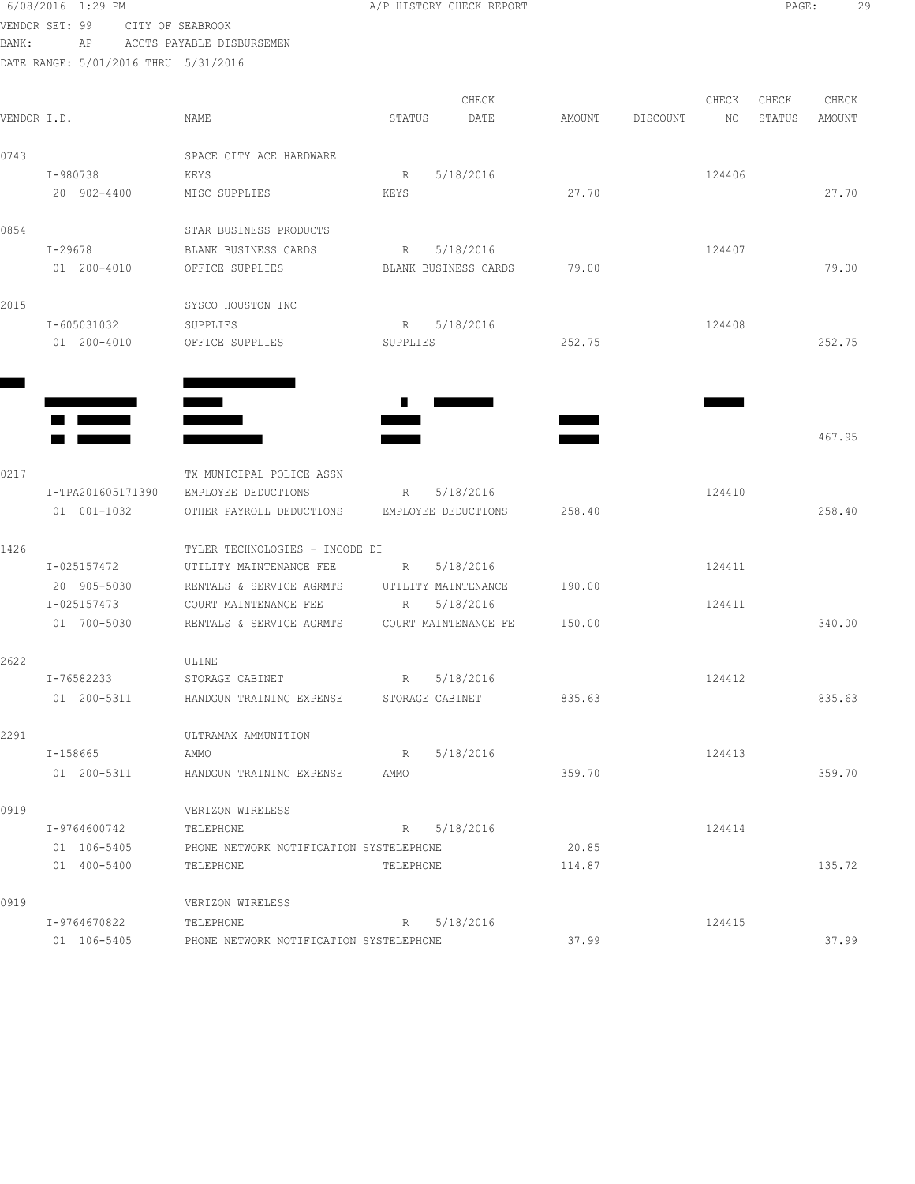6/08/2016 1:29 PM A/P HISTORY CHECK REPORT

VENDOR SET: 99 CITY OF SEABROOK
BANK: AP ACCTS PAYABLE DISBURSEMEN
DATE RANGE: 5/01/2016 THRU 5/31/2016

| VENDOR I.D. | NAME | STATUS | CHECK DATE | AMOUNT | DISCOUNT | CHECK NO | CHECK STATUS | CHECK AMOUNT |
|---|---|---|---|---|---|---|---|---|
| 0743 | SPACE CITY ACE HARDWARE | | | | | | | |
| I-980738 | KEYS | R | 5/18/2016 | | | 124406 | | |
| 20 902-4400 | MISC SUPPLIES | KEYS | | 27.70 | | | | 27.70 |
| 0854 | STAR BUSINESS PRODUCTS | | | | | | | |
| I-29678 | BLANK BUSINESS CARDS | R | 5/18/2016 | | | 124407 | | |
| 01 200-4010 | OFFICE SUPPLIES | BLANK BUSINESS CARDS | | 79.00 | | | | 79.00 |
| 2015 | SYSCO HOUSTON INC | | | | | | | |
| I-605031032 | SUPPLIES | R | 5/18/2016 | | | 124408 | | |
| 01 200-4010 | OFFICE SUPPLIES | SUPPLIES | | 252.75 | | | | 252.75 |
| ████ | ████ | | | | | | | |
| ████ | ████ | █ | ████ | | | ████ | | |
| ██ ████ | ████ | ████ | | ████ | | | | |
| ██ ████ | ████ | ████ | | ████ | | | | 467.95 |
| 0217 | TX MUNICIPAL POLICE ASSN | | | | | | | |
| I-TPA201605171390 | EMPLOYEE DEDUCTIONS | R | 5/18/2016 | | | 124410 | | |
| 01 001-1032 | OTHER PAYROLL DEDUCTIONS | EMPLOYEE DEDUCTIONS | | 258.40 | | | | 258.40 |
| 1426 | TYLER TECHNOLOGIES - INCODE DI | | | | | | | |
| I-025157472 | UTILITY MAINTENANCE FEE | R | 5/18/2016 | | | 124411 | | |
| 20 905-5030 | RENTALS & SERVICE AGRMTS | UTILITY MAINTENANCE | | 190.00 | | | | |
| I-025157473 | COURT MAINTENANCE FEE | R | 5/18/2016 | | | 124411 | | |
| 01 700-5030 | RENTALS & SERVICE AGRMTS | COURT MAINTENANCE FE | | 150.00 | | | | 340.00 |
| 2622 | ULINE | | | | | | | |
| I-76582233 | STORAGE CABINET | R | 5/18/2016 | | | 124412 | | |
| 01 200-5311 | HANDGUN TRAINING EXPENSE | STORAGE CABINET | | 835.63 | | | | 835.63 |
| 2291 | ULTRAMAX AMMUNITION | | | | | | | |
| I-158665 | AMMO | R | 5/18/2016 | | | 124413 | | |
| 01 200-5311 | HANDGUN TRAINING EXPENSE | AMMO | | 359.70 | | | | 359.70 |
| 0919 | VERIZON WIRELESS | | | | | | | |
| I-9764600742 | TELEPHONE | R | 5/18/2016 | | | 124414 | | |
| 01 106-5405 | PHONE NETWORK NOTIFICATION SYSTE | TELEPHONE | | 20.85 | | | | |
| 01 400-5400 | TELEPHONE | TELEPHONE | | 114.87 | | | | 135.72 |
| 0919 | VERIZON WIRELESS | | | | | | | |
| I-9764670822 | TELEPHONE | R | 5/18/2016 | | | 124415 | | |
| 01 106-5405 | PHONE NETWORK NOTIFICATION SYSTE | TELEPHONE | | 37.99 | | | | 37.99 |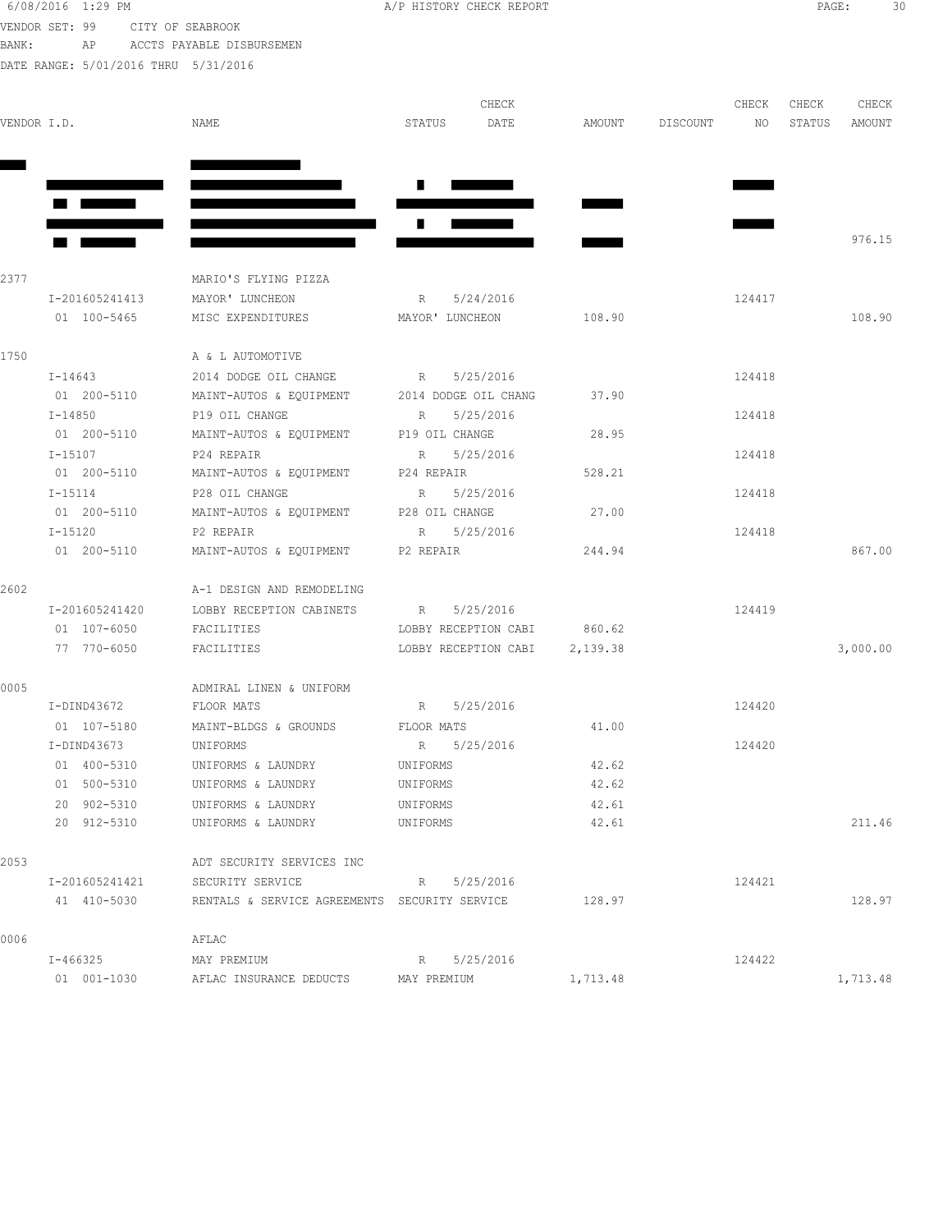VENDOR SET: 99 CITY OF SEABROOK
BANK: AP ACCTS PAYABLE DISBURSEMEN
DATE RANGE: 5/01/2016 THRU 5/31/2016

A/P HISTORY CHECK REPORT

| VENDOR I.D. | NAME | STATUS | CHECK DATE | AMOUNT | DISCOUNT | CHECK NO | CHECK STATUS | CHECK AMOUNT |
|---|---|---|---|---|---|---|---|---|
| | | | | | | | | 976.15 |
| 2377 | MARIO'S FLYING PIZZA | | | | | | | |
| I-201605241413 | MAYOR' LUNCHEON | R | 5/24/2016 | | | 124417 | | |
| 01 100-5465 | MISC EXPENDITURES | MAYOR' LUNCHEON | | 108.90 | | | | 108.90 |
| 1750 | A & L AUTOMOTIVE | | | | | | | |
| I-14643 | 2014 DODGE OIL CHANGE | R | 5/25/2016 | | | 124418 | | |
| 01 200-5110 | MAINT-AUTOS & EQUIPMENT | 2014 DODGE OIL CHANG | | 37.90 | | | | |
| I-14850 | P19 OIL CHANGE | R | 5/25/2016 | | | 124418 | | |
| 01 200-5110 | MAINT-AUTOS & EQUIPMENT | P19 OIL CHANGE | | 28.95 | | | | |
| I-15107 | P24 REPAIR | R | 5/25/2016 | | | 124418 | | |
| 01 200-5110 | MAINT-AUTOS & EQUIPMENT | P24 REPAIR | | 528.21 | | | | |
| I-15114 | P28 OIL CHANGE | R | 5/25/2016 | | | 124418 | | |
| 01 200-5110 | MAINT-AUTOS & EQUIPMENT | P28 OIL CHANGE | | 27.00 | | | | |
| I-15120 | P2 REPAIR | R | 5/25/2016 | | | 124418 | | |
| 01 200-5110 | MAINT-AUTOS & EQUIPMENT | P2 REPAIR | | 244.94 | | | | 867.00 |
| 2602 | A-1 DESIGN AND REMODELING | | | | | | | |
| I-201605241420 | LOBBY RECEPTION CABINETS | R | 5/25/2016 | | | 124419 | | |
| 01 107-6050 | FACILITIES | LOBBY RECEPTION CABI | | 860.62 | | | | |
| 77 770-6050 | FACILITIES | LOBBY RECEPTION CABI | | 2,139.38 | | | | 3,000.00 |
| 0005 | ADMIRAL LINEN & UNIFORM | | | | | | | |
| I-DIND43672 | FLOOR MATS | R | 5/25/2016 | | | 124420 | | |
| 01 107-5180 | MAINT-BLDGS & GROUNDS | FLOOR MATS | | 41.00 | | | | |
| I-DIND43673 | UNIFORMS | R | 5/25/2016 | | | 124420 | | |
| 01 400-5310 | UNIFORMS & LAUNDRY | UNIFORMS | | 42.62 | | | | |
| 01 500-5310 | UNIFORMS & LAUNDRY | UNIFORMS | | 42.62 | | | | |
| 20 902-5310 | UNIFORMS & LAUNDRY | UNIFORMS | | 42.61 | | | | |
| 20 912-5310 | UNIFORMS & LAUNDRY | UNIFORMS | | 42.61 | | | | 211.46 |
| 2053 | ADT SECURITY SERVICES INC | | | | | | | |
| I-201605241421 | SECURITY SERVICE | R | 5/25/2016 | | | 124421 | | |
| 41 410-5030 | RENTALS & SERVICE AGREEMENTS | SECURITY SERVICE | | 128.97 | | | | 128.97 |
| 0006 | AFLAC | | | | | | | |
| I-466325 | MAY PREMIUM | R | 5/25/2016 | | | 124422 | | |
| 01 001-1030 | AFLAC INSURANCE DEDUCTS | MAY PREMIUM | | 1,713.48 | | | | 1,713.48 |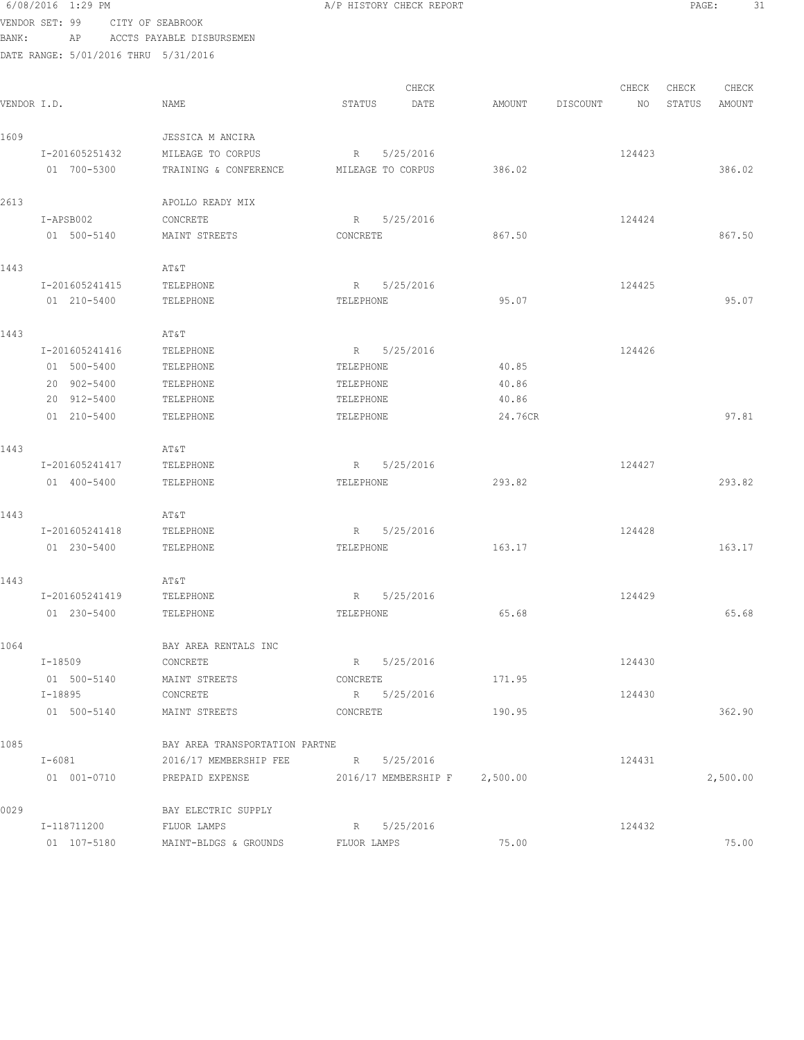6/08/2016 1:29 PM A/P HISTORY CHECK REPORT

VENDOR SET: 99 CITY OF SEABROOK
BANK: AP ACCTS PAYABLE DISBURSEMEN
DATE RANGE: 5/01/2016 THRU 5/31/2016

| VENDOR I.D. | NAME | STATUS | CHECK DATE | AMOUNT | DISCOUNT | CHECK NO | CHECK STATUS | CHECK AMOUNT |
|---|---|---|---|---|---|---|---|---|
| 1609 | JESSICA M ANCIRA | | | | | | | |
| I-201605251432 | MILEAGE TO CORPUS | R | 5/25/2016 | | | 124423 | | |
| 01 700-5300 | TRAINING & CONFERENCE | MILEAGE TO CORPUS | | 386.02 | | | | 386.02 |
| 2613 | APOLLO READY MIX | | | | | | | |
| I-APSB002 | CONCRETE | R | 5/25/2016 | | | 124424 | | |
| 01 500-5140 | MAINT STREETS | CONCRETE | | 867.50 | | | | 867.50 |
| 1443 | AT&T | | | | | | | |
| I-201605241415 | TELEPHONE | R | 5/25/2016 | | | 124425 | | |
| 01 210-5400 | TELEPHONE | TELEPHONE | | 95.07 | | | | 95.07 |
| 1443 | AT&T | | | | | | | |
| I-201605241416 | TELEPHONE | R | 5/25/2016 | | | 124426 | | |
| 01 500-5400 | TELEPHONE | TELEPHONE | | 40.85 | | | | |
| 20 902-5400 | TELEPHONE | TELEPHONE | | 40.86 | | | | |
| 20 912-5400 | TELEPHONE | TELEPHONE | | 40.86 | | | | |
| 01 210-5400 | TELEPHONE | TELEPHONE | | 24.76CR | | | | 97.81 |
| 1443 | AT&T | | | | | | | |
| I-201605241417 | TELEPHONE | R | 5/25/2016 | | | 124427 | | |
| 01 400-5400 | TELEPHONE | TELEPHONE | | 293.82 | | | | 293.82 |
| 1443 | AT&T | | | | | | | |
| I-201605241418 | TELEPHONE | R | 5/25/2016 | | | 124428 | | |
| 01 230-5400 | TELEPHONE | TELEPHONE | | 163.17 | | | | 163.17 |
| 1443 | AT&T | | | | | | | |
| I-201605241419 | TELEPHONE | R | 5/25/2016 | | | 124429 | | |
| 01 230-5400 | TELEPHONE | TELEPHONE | | 65.68 | | | | 65.68 |
| 1064 | BAY AREA RENTALS INC | | | | | | | |
| I-18509 | CONCRETE | R | 5/25/2016 | | | 124430 | | |
| 01 500-5140 | MAINT STREETS | CONCRETE | | 171.95 | | | | |
| I-18895 | CONCRETE | R | 5/25/2016 | | | 124430 | | |
| 01 500-5140 | MAINT STREETS | CONCRETE | | 190.95 | | | | 362.90 |
| 1085 | BAY AREA TRANSPORTATION PARTNE | | | | | | | |
| I-6081 | 2016/17 MEMBERSHIP FEE | R | 5/25/2016 | | | 124431 | | |
| 01 001-0710 | PREPAID EXPENSE | 2016/17 MEMBERSHIP F | | 2,500.00 | | | | 2,500.00 |
| 0029 | BAY ELECTRIC SUPPLY | | | | | | | |
| I-118711200 | FLUOR LAMPS | R | 5/25/2016 | | | 124432 | | |
| 01 107-5180 | MAINT-BLDGS & GROUNDS | FLUOR LAMPS | | 75.00 | | | | 75.00 |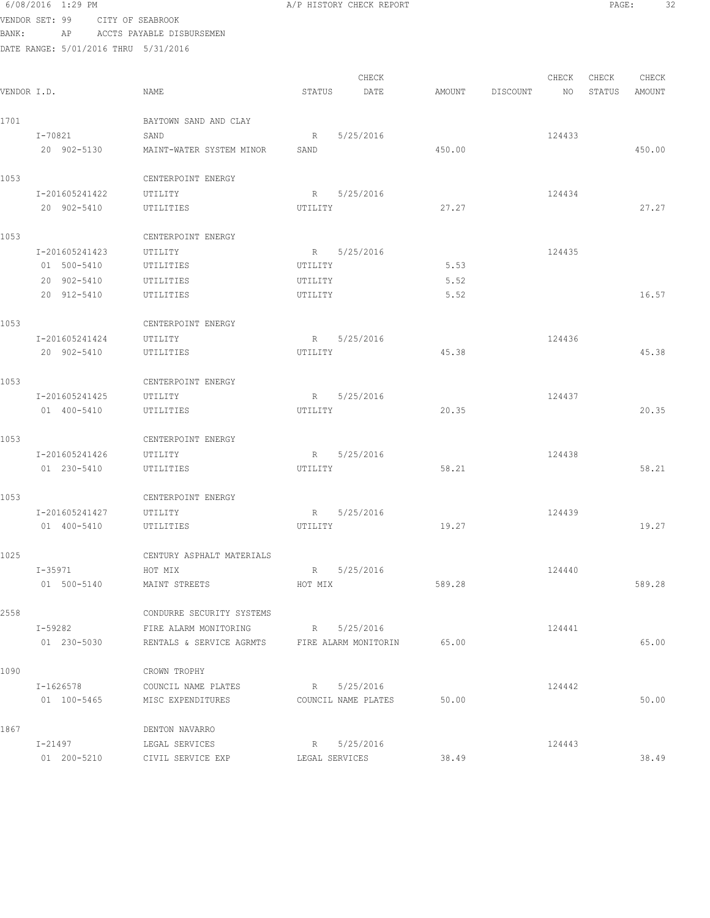6/08/2016 1:29 PM A/P HISTORY CHECK REPORT

VENDOR SET: 99 CITY OF SEABROOK
BANK: AP ACCTS PAYABLE DISBURSEMEN
DATE RANGE: 5/01/2016 THRU 5/31/2016

| VENDOR I.D. | NAME | STATUS | CHECK DATE | AMOUNT | DISCOUNT | CHECK NO | CHECK STATUS | CHECK AMOUNT |
|---|---|---|---|---|---|---|---|---|
| 1701 | BAYTOWN SAND AND CLAY | | | | | | | |
| I-70821 | SAND | R | 5/25/2016 | | | 124433 | | |
| 20 902-5130 | MAINT-WATER SYSTEM MINOR | SAND | | 450.00 | | | | 450.00 |
| 1053 | CENTERPOINT ENERGY | | | | | | | |
| I-201605241422 | UTILITY | R | 5/25/2016 | | | 124434 | | |
| 20 902-5410 | UTILITIES | UTILITY | | 27.27 | | | | 27.27 |
| 1053 | CENTERPOINT ENERGY | | | | | | | |
| I-201605241423 | UTILITY | R | 5/25/2016 | | | 124435 | | |
| 01 500-5410 | UTILITIES | UTILITY | | 5.53 | | | | |
| 20 902-5410 | UTILITIES | UTILITY | | 5.52 | | | | |
| 20 912-5410 | UTILITIES | UTILITY | | 5.52 | | | | 16.57 |
| 1053 | CENTERPOINT ENERGY | | | | | | | |
| I-201605241424 | UTILITY | R | 5/25/2016 | | | 124436 | | |
| 20 902-5410 | UTILITIES | UTILITY | | 45.38 | | | | 45.38 |
| 1053 | CENTERPOINT ENERGY | | | | | | | |
| I-201605241425 | UTILITY | R | 5/25/2016 | | | 124437 | | |
| 01 400-5410 | UTILITIES | UTILITY | | 20.35 | | | | 20.35 |
| 1053 | CENTERPOINT ENERGY | | | | | | | |
| I-201605241426 | UTILITY | R | 5/25/2016 | | | 124438 | | |
| 01 230-5410 | UTILITIES | UTILITY | | 58.21 | | | | 58.21 |
| 1053 | CENTERPOINT ENERGY | | | | | | | |
| I-201605241427 | UTILITY | R | 5/25/2016 | | | 124439 | | |
| 01 400-5410 | UTILITIES | UTILITY | | 19.27 | | | | 19.27 |
| 1025 | CENTURY ASPHALT MATERIALS | | | | | | | |
| I-35971 | HOT MIX | R | 5/25/2016 | | | 124440 | | |
| 01 500-5140 | MAINT STREETS | HOT MIX | | 589.28 | | | | 589.28 |
| 2558 | CONDURRE SECURITY SYSTEMS | | | | | | | |
| I-59282 | FIRE ALARM MONITORING | R | 5/25/2016 | | | 124441 | | |
| 01 230-5030 | RENTALS & SERVICE AGRMTS | FIRE ALARM MONITORIN | | 65.00 | | | | 65.00 |
| 1090 | CROWN TROPHY | | | | | | | |
| I-1626578 | COUNCIL NAME PLATES | R | 5/25/2016 | | | 124442 | | |
| 01 100-5465 | MISC EXPENDITURES | COUNCIL NAME PLATES | | 50.00 | | | | 50.00 |
| 1867 | DENTON NAVARRO | | | | | | | |
| I-21497 | LEGAL SERVICES | R | 5/25/2016 | | | 124443 | | |
| 01 200-5210 | CIVIL SERVICE EXP | LEGAL SERVICES | | 38.49 | | | | 38.49 |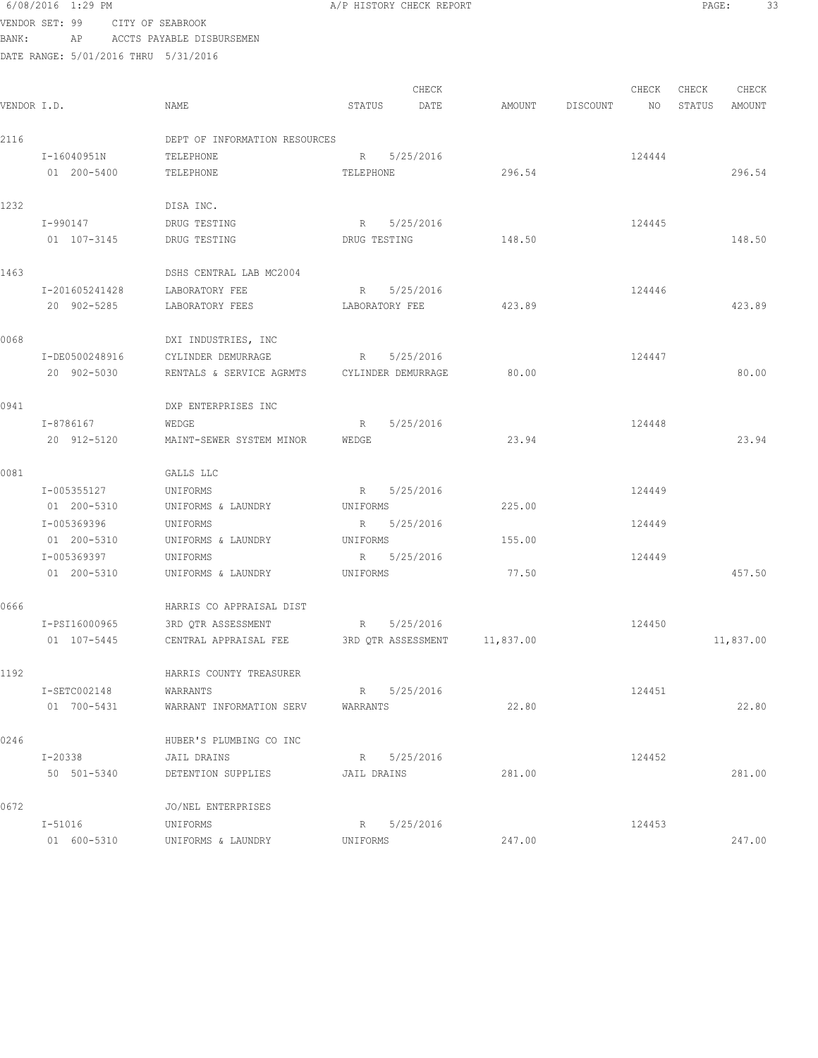6/08/2016 1:29 PM A/P HISTORY CHECK REPORT

VENDOR SET: 99 CITY OF SEABROOK
BANK: AP ACCTS PAYABLE DISBURSEMEN
DATE RANGE: 5/01/2016 THRU 5/31/2016

| VENDOR I.D. | NAME | STATUS | CHECK DATE | AMOUNT | DISCOUNT | CHECK NO | CHECK STATUS | CHECK AMOUNT |
|---|---|---|---|---|---|---|---|---|
| 2116 | DEPT OF INFORMATION RESOURCES | | | | | | | |
| I-16040951N | TELEPHONE | R | 5/25/2016 | | | 124444 | | |
| 01 200-5400 | TELEPHONE | TELEPHONE | | 296.54 | | | | 296.54 |
| 1232 | DISA INC. | | | | | | | |
| I-990147 | DRUG TESTING | R | 5/25/2016 | | | 124445 | | |
| 01 107-3145 | DRUG TESTING | DRUG TESTING | | 148.50 | | | | 148.50 |
| 1463 | DSHS CENTRAL LAB MC2004 | | | | | | | |
| I-201605241428 | LABORATORY FEE | R | 5/25/2016 | | | 124446 | | |
| 20 902-5285 | LABORATORY FEES | LABORATORY FEE | | 423.89 | | | | 423.89 |
| 0068 | DXI INDUSTRIES, INC | | | | | | | |
| I-DE0500248916 | CYLINDER DEMURRAGE | R | 5/25/2016 | | | 124447 | | |
| 20 902-5030 | RENTALS & SERVICE AGRMTS | CYLINDER DEMURRAGE | | 80.00 | | | | 80.00 |
| 0941 | DXP ENTERPRISES INC | | | | | | | |
| I-8786167 | WEDGE | R | 5/25/2016 | | | 124448 | | |
| 20 912-5120 | MAINT-SEWER SYSTEM MINOR | WEDGE | | 23.94 | | | | 23.94 |
| 0081 | GALLS LLC | | | | | | | |
| I-005355127 | UNIFORMS | R | 5/25/2016 | | | 124449 | | |
| 01 200-5310 | UNIFORMS & LAUNDRY | UNIFORMS | | 225.00 | | | | |
| I-005369396 | UNIFORMS | R | 5/25/2016 | | | 124449 | | |
| 01 200-5310 | UNIFORMS & LAUNDRY | UNIFORMS | | 155.00 | | | | |
| I-005369397 | UNIFORMS | R | 5/25/2016 | | | 124449 | | |
| 01 200-5310 | UNIFORMS & LAUNDRY | UNIFORMS | | 77.50 | | | | 457.50 |
| 0666 | HARRIS CO APPRAISAL DIST | | | | | | | |
| I-PSI16000965 | 3RD QTR ASSESSMENT | R | 5/25/2016 | | | 124450 | | |
| 01 107-5445 | CENTRAL APPRAISAL FEE | 3RD QTR ASSESSMENT | | 11,837.00 | | | | 11,837.00 |
| 1192 | HARRIS COUNTY TREASURER | | | | | | | |
| I-SETC002148 | WARRANTS | R | 5/25/2016 | | | 124451 | | |
| 01 700-5431 | WARRANT INFORMATION SERV | WARRANTS | | 22.80 | | | | 22.80 |
| 0246 | HUBER'S PLUMBING CO INC | | | | | | | |
| I-20338 | JAIL DRAINS | R | 5/25/2016 | | | 124452 | | |
| 50 501-5340 | DETENTION SUPPLIES | JAIL DRAINS | | 281.00 | | | | 281.00 |
| 0672 | JO/NEL ENTERPRISES | | | | | | | |
| I-51016 | UNIFORMS | R | 5/25/2016 | | | 124453 | | |
| 01 600-5310 | UNIFORMS & LAUNDRY | UNIFORMS | | 247.00 | | | | 247.00 |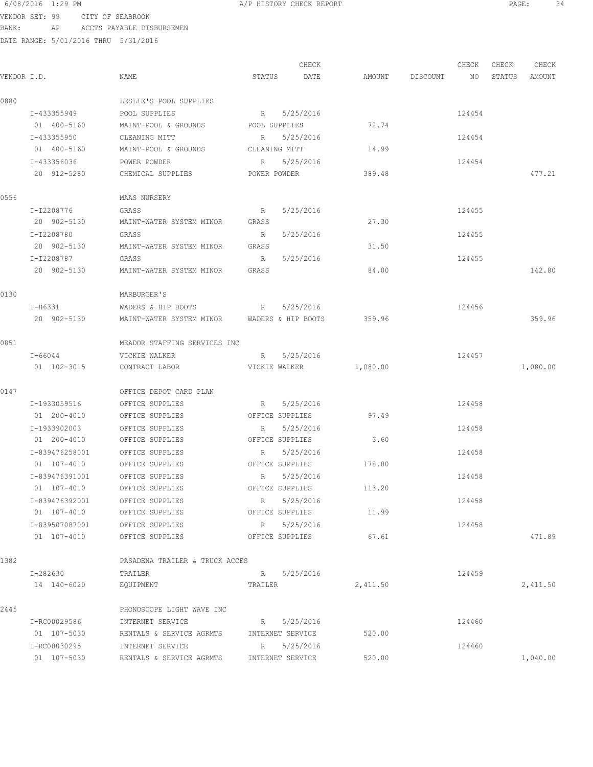6/08/2016 1:29 PM A/P HISTORY CHECK REPORT

VENDOR SET: 99 CITY OF SEABROOK
BANK: AP ACCTS PAYABLE DISBURSEMEN
DATE RANGE: 5/01/2016 THRU 5/31/2016

| VENDOR I.D. | NAME | STATUS | CHECK DATE | AMOUNT | DISCOUNT | CHECK NO | CHECK STATUS | CHECK AMOUNT |
|---|---|---|---|---|---|---|---|---|
| 0880 | LESLIE'S POOL SUPPLIES | | | | | | | |
| I-433355949 | POOL SUPPLIES | R | 5/25/2016 | | | 124454 | | |
| 01 400-5160 | MAINT-POOL & GROUNDS | POOL SUPPLIES | | 72.74 | | | | |
| I-433355950 | CLEANING MITT | R | 5/25/2016 | | | 124454 | | |
| 01 400-5160 | MAINT-POOL & GROUNDS | CLEANING MITT | | 14.99 | | | | |
| I-433356036 | POWER POWDER | R | 5/25/2016 | | | 124454 | | |
| 20 912-5280 | CHEMICAL SUPPLIES | POWER POWDER | | 389.48 | | | | 477.21 |
| 0556 | MAAS NURSERY | | | | | | | |
| I-I2208776 | GRASS | R | 5/25/2016 | | | 124455 | | |
| 20 902-5130 | MAINT-WATER SYSTEM MINOR | GRASS | | 27.30 | | | | |
| I-I2208780 | GRASS | R | 5/25/2016 | | | 124455 | | |
| 20 902-5130 | MAINT-WATER SYSTEM MINOR | GRASS | | 31.50 | | | | |
| I-I2208787 | GRASS | R | 5/25/2016 | | | 124455 | | |
| 20 902-5130 | MAINT-WATER SYSTEM MINOR | GRASS | | 84.00 | | | | 142.80 |
| 0130 | MARBURGER'S | | | | | | | |
| I-H6331 | WADERS & HIP BOOTS | R | 5/25/2016 | | | 124456 | | |
| 20 902-5130 | MAINT-WATER SYSTEM MINOR | WADERS & HIP BOOTS | | 359.96 | | | | 359.96 |
| 0851 | MEADOR STAFFING SERVICES INC | | | | | | | |
| I-66044 | VICKIE WALKER | R | 5/25/2016 | | | 124457 | | |
| 01 102-3015 | CONTRACT LABOR | VICKIE WALKER | | 1,080.00 | | | | 1,080.00 |
| 0147 | OFFICE DEPOT CARD PLAN | | | | | | | |
| I-1933059516 | OFFICE SUPPLIES | R | 5/25/2016 | | | 124458 | | |
| 01 200-4010 | OFFICE SUPPLIES | OFFICE SUPPLIES | | 97.49 | | | | |
| I-1933902003 | OFFICE SUPPLIES | R | 5/25/2016 | | | 124458 | | |
| 01 200-4010 | OFFICE SUPPLIES | OFFICE SUPPLIES | | 3.60 | | | | |
| I-839476258001 | OFFICE SUPPLIES | R | 5/25/2016 | | | 124458 | | |
| 01 107-4010 | OFFICE SUPPLIES | OFFICE SUPPLIES | | 178.00 | | | | |
| I-839476391001 | OFFICE SUPPLIES | R | 5/25/2016 | | | 124458 | | |
| 01 107-4010 | OFFICE SUPPLIES | OFFICE SUPPLIES | | 113.20 | | | | |
| I-839476392001 | OFFICE SUPPLIES | R | 5/25/2016 | | | 124458 | | |
| 01 107-4010 | OFFICE SUPPLIES | OFFICE SUPPLIES | | 11.99 | | | | |
| I-839507087001 | OFFICE SUPPLIES | R | 5/25/2016 | | | 124458 | | |
| 01 107-4010 | OFFICE SUPPLIES | OFFICE SUPPLIES | | 67.61 | | | | 471.89 |
| 1382 | PASADENA TRAILER & TRUCK ACCES | | | | | | | |
| I-282630 | TRAILER | R | 5/25/2016 | | | 124459 | | |
| 14 140-6020 | EQUIPMENT | TRAILER | | 2,411.50 | | | | 2,411.50 |
| 2445 | PHONOSCOPE LIGHT WAVE INC | | | | | | | |
| I-RC00029586 | INTERNET SERVICE | R | 5/25/2016 | | | 124460 | | |
| 01 107-5030 | RENTALS & SERVICE AGRMTS | INTERNET SERVICE | | 520.00 | | | | |
| I-RC00030295 | INTERNET SERVICE | R | 5/25/2016 | | | 124460 | | |
| 01 107-5030 | RENTALS & SERVICE AGRMTS | INTERNET SERVICE | | 520.00 | | | | 1,040.00 |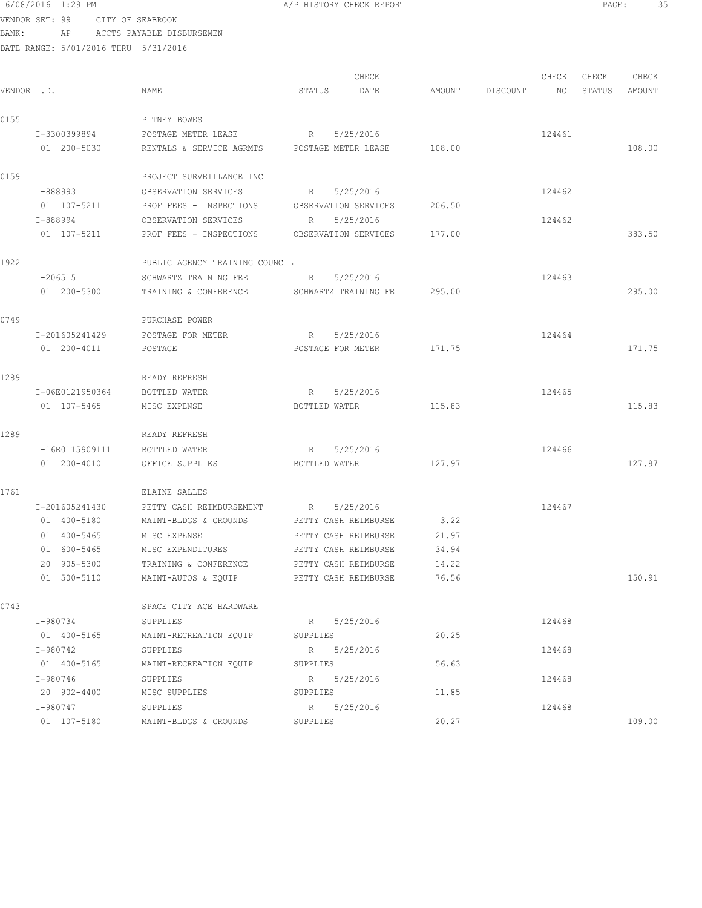6/08/2016 1:29 PM A/P HISTORY CHECK REPORT

VENDOR SET: 99 CITY OF SEABROOK
BANK: AP ACCTS PAYABLE DISBURSEMEN
DATE RANGE: 5/01/2016 THRU 5/31/2016

| VENDOR I.D. | NAME | STATUS | CHECK DATE | AMOUNT | DISCOUNT | CHECK NO | CHECK STATUS | CHECK AMOUNT |
|---|---|---|---|---|---|---|---|---|
| 0155 | PITNEY BOWES | | | | | | | |
| I-3300399894 | POSTAGE METER LEASE | R | 5/25/2016 | | | 124461 | | |
| 01 200-5030 | RENTALS & SERVICE AGRMTS | POSTAGE METER LEASE | | 108.00 | | | | 108.00 |
| 0159 | PROJECT SURVEILLANCE INC | | | | | | | |
| I-888993 | OBSERVATION SERVICES | R | 5/25/2016 | | | 124462 | | |
| 01 107-5211 | PROF FEES - INSPECTIONS | OBSERVATION SERVICES | | 206.50 | | | | |
| I-888994 | OBSERVATION SERVICES | R | 5/25/2016 | | | 124462 | | |
| 01 107-5211 | PROF FEES - INSPECTIONS | OBSERVATION SERVICES | | 177.00 | | | | 383.50 |
| 1922 | PUBLIC AGENCY TRAINING COUNCIL | | | | | | | |
| I-206515 | SCHWARTZ TRAINING FEE | R | 5/25/2016 | | | 124463 | | |
| 01 200-5300 | TRAINING & CONFERENCE | SCHWARTZ TRAINING FE | | 295.00 | | | | 295.00 |
| 0749 | PURCHASE POWER | | | | | | | |
| I-201605241429 | POSTAGE FOR METER | R | 5/25/2016 | | | 124464 | | |
| 01 200-4011 | POSTAGE | POSTAGE FOR METER | | 171.75 | | | | 171.75 |
| 1289 | READY REFRESH | | | | | | | |
| I-06E0121950364 | BOTTLED WATER | R | 5/25/2016 | | | 124465 | | |
| 01 107-5465 | MISC EXPENSE | BOTTLED WATER | | 115.83 | | | | 115.83 |
| 1289 | READY REFRESH | | | | | | | |
| I-16E0115909111 | BOTTLED WATER | R | 5/25/2016 | | | 124466 | | |
| 01 200-4010 | OFFICE SUPPLIES | BOTTLED WATER | | 127.97 | | | | 127.97 |
| 1761 | ELAINE SALLES | | | | | | | |
| I-201605241430 | PETTY CASH REIMBURSEMENT | R | 5/25/2016 | | | 124467 | | |
| 01 400-5180 | MAINT-BLDGS & GROUNDS | PETTY CASH REIMBURSE | | 3.22 | | | | |
| 01 400-5465 | MISC EXPENSE | PETTY CASH REIMBURSE | | 21.97 | | | | |
| 01 600-5465 | MISC EXPENDITURES | PETTY CASH REIMBURSE | | 34.94 | | | | |
| 20 905-5300 | TRAINING & CONFERENCE | PETTY CASH REIMBURSE | | 14.22 | | | | |
| 01 500-5110 | MAINT-AUTOS & EQUIP | PETTY CASH REIMBURSE | | 76.56 | | | | 150.91 |
| 0743 | SPACE CITY ACE HARDWARE | | | | | | | |
| I-980734 | SUPPLIES | R | 5/25/2016 | | | 124468 | | |
| 01 400-5165 | MAINT-RECREATION EQUIP | SUPPLIES | | 20.25 | | | | |
| I-980742 | SUPPLIES | R | 5/25/2016 | | | 124468 | | |
| 01 400-5165 | MAINT-RECREATION EQUIP | SUPPLIES | | 56.63 | | | | |
| I-980746 | SUPPLIES | R | 5/25/2016 | | | 124468 | | |
| 20 902-4400 | MISC SUPPLIES | SUPPLIES | | 11.85 | | | | |
| I-980747 | SUPPLIES | R | 5/25/2016 | | | 124468 | | |
| 01 107-5180 | MAINT-BLDGS & GROUNDS | SUPPLIES | | 20.27 | | | | 109.00 |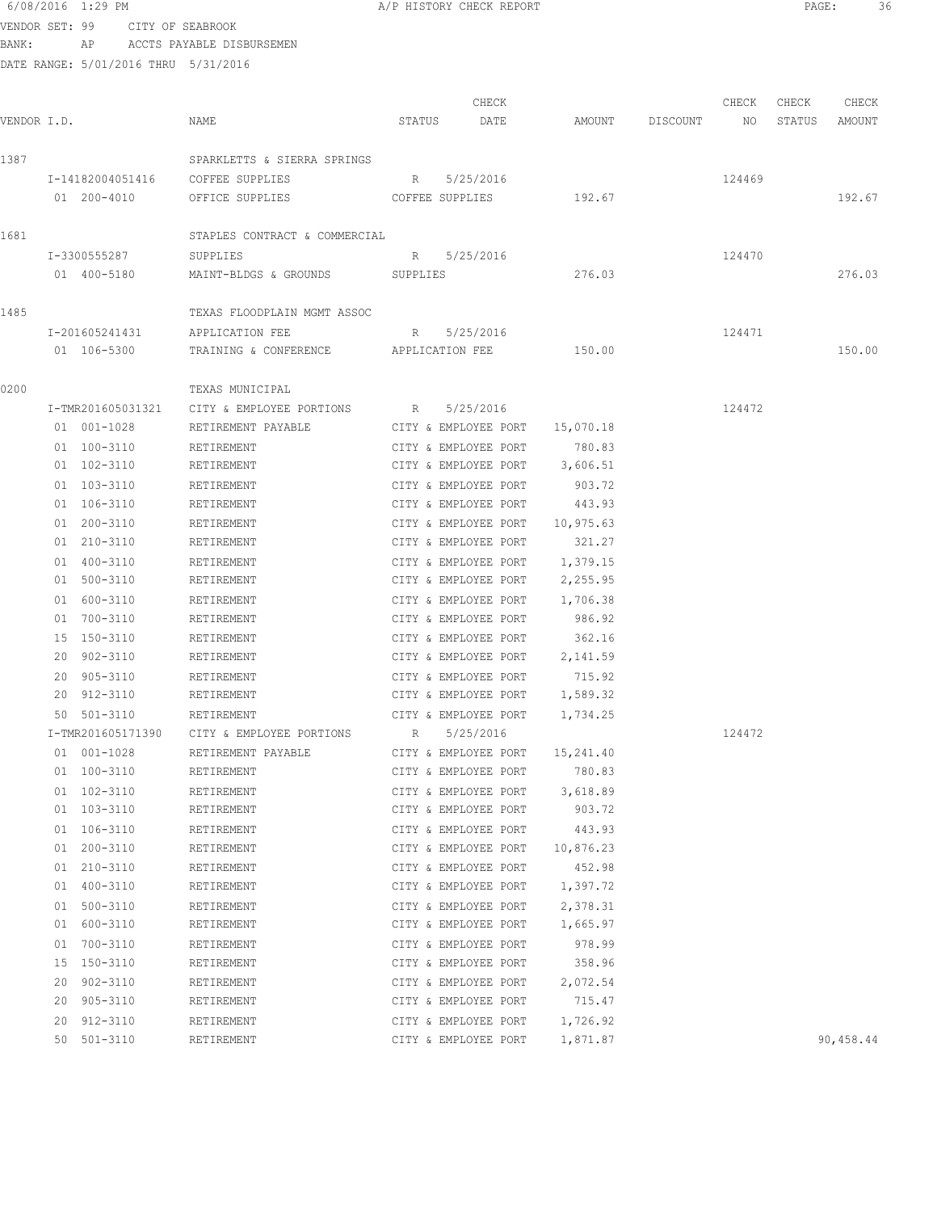6/08/2016 1:29 PM A/P HISTORY CHECK REPORT

VENDOR SET: 99 CITY OF SEABROOK
BANK: AP ACCTS PAYABLE DISBURSEMEN
DATE RANGE: 5/01/2016 THRU 5/31/2016

| VENDOR I.D. | NAME | STATUS | CHECK DATE | AMOUNT | DISCOUNT | CHECK NO | CHECK STATUS | CHECK AMOUNT |
|---|---|---|---|---|---|---|---|---|
| 1387 | SPARKLETTS & SIERRA SPRINGS | | | | | | | |
| I-14182004051416 | COFFEE SUPPLIES | R | 5/25/2016 | | | 124469 | | |
| 01 200-4010 | OFFICE SUPPLIES | COFFEE SUPPLIES | | 192.67 | | | | 192.67 |
| 1681 | STAPLES CONTRACT & COMMERCIAL | | | | | | | |
| I-3300555287 | SUPPLIES | R | 5/25/2016 | | | 124470 | | |
| 01 400-5180 | MAINT-BLDGS & GROUNDS | SUPPLIES | | 276.03 | | | | 276.03 |
| 1485 | TEXAS FLOODPLAIN MGMT ASSOC | | | | | | | |
| I-201605241431 | APPLICATION FEE | R | 5/25/2016 | | | 124471 | | |
| 01 106-5300 | TRAINING & CONFERENCE | APPLICATION FEE | | 150.00 | | | | 150.00 |
| 0200 | TEXAS MUNICIPAL | | | | | | | |
| I-TMR201605031321 | CITY & EMPLOYEE PORTIONS | R | 5/25/2016 | | | 124472 | | |
| 01 001-1028 | RETIREMENT PAYABLE | CITY & EMPLOYEE PORT | | 15,070.18 | | | | |
| 01 100-3110 | RETIREMENT | CITY & EMPLOYEE PORT | | 780.83 | | | | |
| 01 102-3110 | RETIREMENT | CITY & EMPLOYEE PORT | | 3,606.51 | | | | |
| 01 103-3110 | RETIREMENT | CITY & EMPLOYEE PORT | | 903.72 | | | | |
| 01 106-3110 | RETIREMENT | CITY & EMPLOYEE PORT | | 443.93 | | | | |
| 01 200-3110 | RETIREMENT | CITY & EMPLOYEE PORT | | 10,975.63 | | | | |
| 01 210-3110 | RETIREMENT | CITY & EMPLOYEE PORT | | 321.27 | | | | |
| 01 400-3110 | RETIREMENT | CITY & EMPLOYEE PORT | | 1,379.15 | | | | |
| 01 500-3110 | RETIREMENT | CITY & EMPLOYEE PORT | | 2,255.95 | | | | |
| 01 600-3110 | RETIREMENT | CITY & EMPLOYEE PORT | | 1,706.38 | | | | |
| 01 700-3110 | RETIREMENT | CITY & EMPLOYEE PORT | | 986.92 | | | | |
| 15 150-3110 | RETIREMENT | CITY & EMPLOYEE PORT | | 362.16 | | | | |
| 20 902-3110 | RETIREMENT | CITY & EMPLOYEE PORT | | 2,141.59 | | | | |
| 20 905-3110 | RETIREMENT | CITY & EMPLOYEE PORT | | 715.92 | | | | |
| 20 912-3110 | RETIREMENT | CITY & EMPLOYEE PORT | | 1,589.32 | | | | |
| 50 501-3110 | RETIREMENT | CITY & EMPLOYEE PORT | | 1,734.25 | | | | |
| I-TMR201605171390 | CITY & EMPLOYEE PORTIONS | R | 5/25/2016 | | | 124472 | | |
| 01 001-1028 | RETIREMENT PAYABLE | CITY & EMPLOYEE PORT | | 15,241.40 | | | | |
| 01 100-3110 | RETIREMENT | CITY & EMPLOYEE PORT | | 780.83 | | | | |
| 01 102-3110 | RETIREMENT | CITY & EMPLOYEE PORT | | 3,618.89 | | | | |
| 01 103-3110 | RETIREMENT | CITY & EMPLOYEE PORT | | 903.72 | | | | |
| 01 106-3110 | RETIREMENT | CITY & EMPLOYEE PORT | | 443.93 | | | | |
| 01 200-3110 | RETIREMENT | CITY & EMPLOYEE PORT | | 10,876.23 | | | | |
| 01 210-3110 | RETIREMENT | CITY & EMPLOYEE PORT | | 452.98 | | | | |
| 01 400-3110 | RETIREMENT | CITY & EMPLOYEE PORT | | 1,397.72 | | | | |
| 01 500-3110 | RETIREMENT | CITY & EMPLOYEE PORT | | 2,378.31 | | | | |
| 01 600-3110 | RETIREMENT | CITY & EMPLOYEE PORT | | 1,665.97 | | | | |
| 01 700-3110 | RETIREMENT | CITY & EMPLOYEE PORT | | 978.99 | | | | |
| 15 150-3110 | RETIREMENT | CITY & EMPLOYEE PORT | | 358.96 | | | | |
| 20 902-3110 | RETIREMENT | CITY & EMPLOYEE PORT | | 2,072.54 | | | | |
| 20 905-3110 | RETIREMENT | CITY & EMPLOYEE PORT | | 715.47 | | | | |
| 20 912-3110 | RETIREMENT | CITY & EMPLOYEE PORT | | 1,726.92 | | | | |
| 50 501-3110 | RETIREMENT | CITY & EMPLOYEE PORT | | 1,871.87 | | | | 90,458.44 |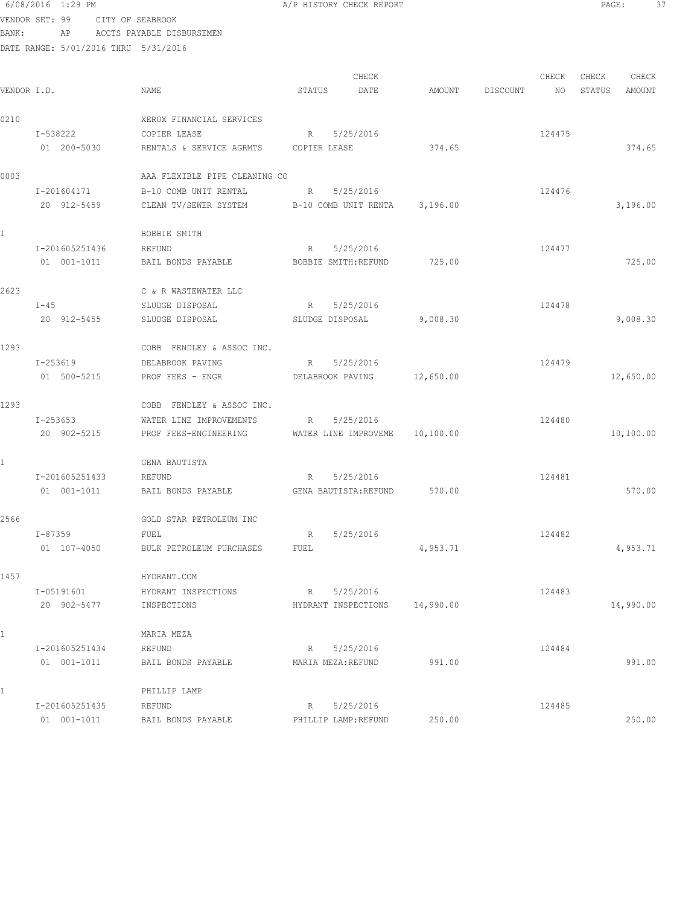6/08/2016 1:29 PM A/P HISTORY CHECK REPORT

VENDOR SET: 99 CITY OF SEABROOK
BANK: AP ACCTS PAYABLE DISBURSEMEN
DATE RANGE: 5/01/2016 THRU 5/31/2016

| VENDOR I.D. | NAME | STATUS | CHECK DATE | AMOUNT | DISCOUNT | CHECK NO | CHECK STATUS | CHECK AMOUNT |
|---|---|---|---|---|---|---|---|---|
| 0210 | XEROX FINANCIAL SERVICES | | | | | | | |
| I-538222 | COPIER LEASE | R | 5/25/2016 | | | 124475 | | |
| 01 200-5030 | RENTALS & SERVICE AGRMTS | COPIER LEASE | | 374.65 | | | | 374.65 |
| 0003 | AAA FLEXIBLE PIPE CLEANING CO | | | | | | | |
| I-201604171 | B-10 COMB UNIT RENTAL | R | 5/25/2016 | | | 124476 | | |
| 20 912-5459 | CLEAN TV/SEWER SYSTEM | B-10 COMB UNIT RENTA | | 3,196.00 | | | | 3,196.00 |
| 1 | BOBBIE SMITH | | | | | | | |
| I-201605251436 | REFUND | R | 5/25/2016 | | | 124477 | | |
| 01 001-1011 | BAIL BONDS PAYABLE | BOBBIE SMITH:REFUND | | 725.00 | | | | 725.00 |
| 2623 | C & R WASTEWATER LLC | | | | | | | |
| I-45 | SLUDGE DISPOSAL | R | 5/25/2016 | | | 124478 | | |
| 20 912-5455 | SLUDGE DISPOSAL | SLUDGE DISPOSAL | | 9,008.30 | | | | 9,008.30 |
| 1293 | COBB FENDLEY & ASSOC INC. | | | | | | | |
| I-253619 | DELABROOK PAVING | R | 5/25/2016 | | | 124479 | | |
| 01 500-5215 | PROF FEES - ENGR | DELABROOK PAVING | | 12,650.00 | | | | 12,650.00 |
| 1293 | COBB FENDLEY & ASSOC INC. | | | | | | | |
| I-253653 | WATER LINE IMPROVEMENTS | R | 5/25/2016 | | | 124480 | | |
| 20 902-5215 | PROF FEES-ENGINEERING | WATER LINE IMPROVEME | | 10,100.00 | | | | 10,100.00 |
| 1 | GENA BAUTISTA | | | | | | | |
| I-201605251433 | REFUND | R | 5/25/2016 | | | 124481 | | |
| 01 001-1011 | BAIL BONDS PAYABLE | GENA BAUTISTA:REFUND | | 570.00 | | | | 570.00 |
| 2566 | GOLD STAR PETROLEUM INC | | | | | | | |
| I-87359 | FUEL | R | 5/25/2016 | | | 124482 | | |
| 01 107-4050 | BULK PETROLEUM PURCHASES | FUEL | | 4,953.71 | | | | 4,953.71 |
| 1457 | HYDRANT.COM | | | | | | | |
| I-05191601 | HYDRANT INSPECTIONS | R | 5/25/2016 | | | 124483 | | |
| 20 902-5477 | INSPECTIONS | HYDRANT INSPECTIONS | | 14,990.00 | | | | 14,990.00 |
| 1 | MARIA MEZA | | | | | | | |
| I-201605251434 | REFUND | R | 5/25/2016 | | | 124484 | | |
| 01 001-1011 | BAIL BONDS PAYABLE | MARIA MEZA:REFUND | | 991.00 | | | | 991.00 |
| 1 | PHILLIP LAMP | | | | | | | |
| I-201605251435 | REFUND | R | 5/25/2016 | | | 124485 | | |
| 01 001-1011 | BAIL BONDS PAYABLE | PHILLIP LAMP:REFUND | | 250.00 | | | | 250.00 |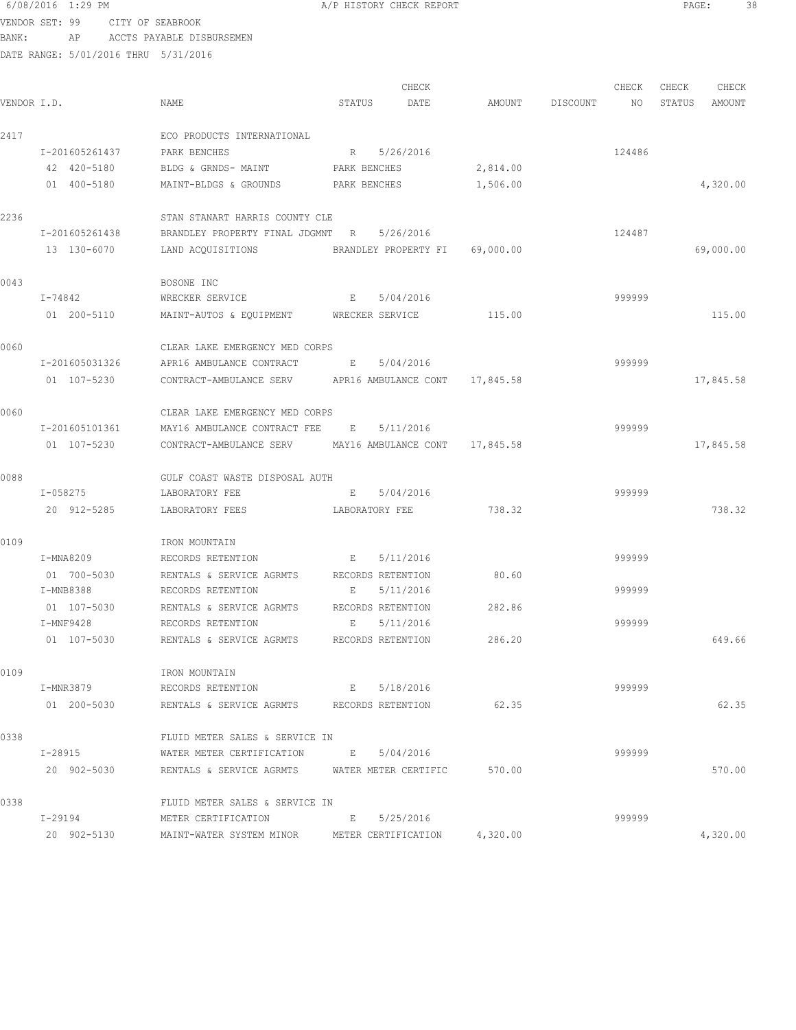6/08/2016 1:29 PM A/P HISTORY CHECK REPORT

VENDOR SET: 99 CITY OF SEABROOK
BANK: AP ACCTS PAYABLE DISBURSEMEN
DATE RANGE: 5/01/2016 THRU 5/31/2016

| VENDOR I.D. | NAME | STATUS | CHECK DATE | AMOUNT | DISCOUNT | CHECK NO | CHECK STATUS | CHECK AMOUNT |
|---|---|---|---|---|---|---|---|---|
| 2417 | ECO PRODUCTS INTERNATIONAL | | | | | | | |
| I-201605261437 | PARK BENCHES | R | 5/26/2016 | | | 124486 | | |
| 42 420-5180 | BLDG & GRNDS- MAINT | PARK BENCHES | | 2,814.00 | | | | |
| 01 400-5180 | MAINT-BLDGS & GROUNDS | PARK BENCHES | | 1,506.00 | | | | 4,320.00 |
| 2236 | STAN STANART HARRIS COUNTY CLE | | | | | | | |
| I-201605261438 | BRANDLEY PROPERTY FINAL JDGMNT | R | 5/26/2016 | | | 124487 | | |
| 13 130-6070 | LAND ACQUISITIONS | BRANDLEY PROPERTY FI | | 69,000.00 | | | | 69,000.00 |
| 0043 | BOSONE INC | | | | | | | |
| I-74842 | WRECKER SERVICE | E | 5/04/2016 | | | 999999 | | |
| 01 200-5110 | MAINT-AUTOS & EQUIPMENT | WRECKER SERVICE | | 115.00 | | | | 115.00 |
| 0060 | CLEAR LAKE EMERGENCY MED CORPS | | | | | | | |
| I-201605031326 | APR16 AMBULANCE CONTRACT | E | 5/04/2016 | | | 999999 | | |
| 01 107-5230 | CONTRACT-AMBULANCE SERV | APR16 AMBULANCE CONT | | 17,845.58 | | | | 17,845.58 |
| 0060 | CLEAR LAKE EMERGENCY MED CORPS | | | | | | | |
| I-201605101361 | MAY16 AMBULANCE CONTRACT FEE | E | 5/11/2016 | | | 999999 | | |
| 01 107-5230 | CONTRACT-AMBULANCE SERV | MAY16 AMBULANCE CONT | | 17,845.58 | | | | 17,845.58 |
| 0088 | GULF COAST WASTE DISPOSAL AUTH | | | | | | | |
| I-058275 | LABORATORY FEE | E | 5/04/2016 | | | 999999 | | |
| 20 912-5285 | LABORATORY FEES | LABORATORY FEE | | 738.32 | | | | 738.32 |
| 0109 | IRON MOUNTAIN | | | | | | | |
| I-MNA8209 | RECORDS RETENTION | E | 5/11/2016 | | | 999999 | | |
| 01 700-5030 | RENTALS & SERVICE AGRMTS | RECORDS RETENTION | | 80.60 | | | | |
| I-MNB8388 | RECORDS RETENTION | E | 5/11/2016 | | | 999999 | | |
| 01 107-5030 | RENTALS & SERVICE AGRMTS | RECORDS RETENTION | | 282.86 | | | | |
| I-MNF9428 | RECORDS RETENTION | E | 5/11/2016 | | | 999999 | | |
| 01 107-5030 | RENTALS & SERVICE AGRMTS | RECORDS RETENTION | | 286.20 | | | | 649.66 |
| 0109 | IRON MOUNTAIN | | | | | | | |
| I-MNR3879 | RECORDS RETENTION | E | 5/18/2016 | | | 999999 | | |
| 01 200-5030 | RENTALS & SERVICE AGRMTS | RECORDS RETENTION | | 62.35 | | | | 62.35 |
| 0338 | FLUID METER SALES & SERVICE IN | | | | | | | |
| I-28915 | WATER METER CERTIFICATION | E | 5/04/2016 | | | 999999 | | |
| 20 902-5030 | RENTALS & SERVICE AGRMTS | WATER METER CERTIFIC | | 570.00 | | | | 570.00 |
| 0338 | FLUID METER SALES & SERVICE IN | | | | | | | |
| I-29194 | METER CERTIFICATION | E | 5/25/2016 | | | 999999 | | |
| 20 902-5130 | MAINT-WATER SYSTEM MINOR | METER CERTIFICATION | | 4,320.00 | | | | 4,320.00 |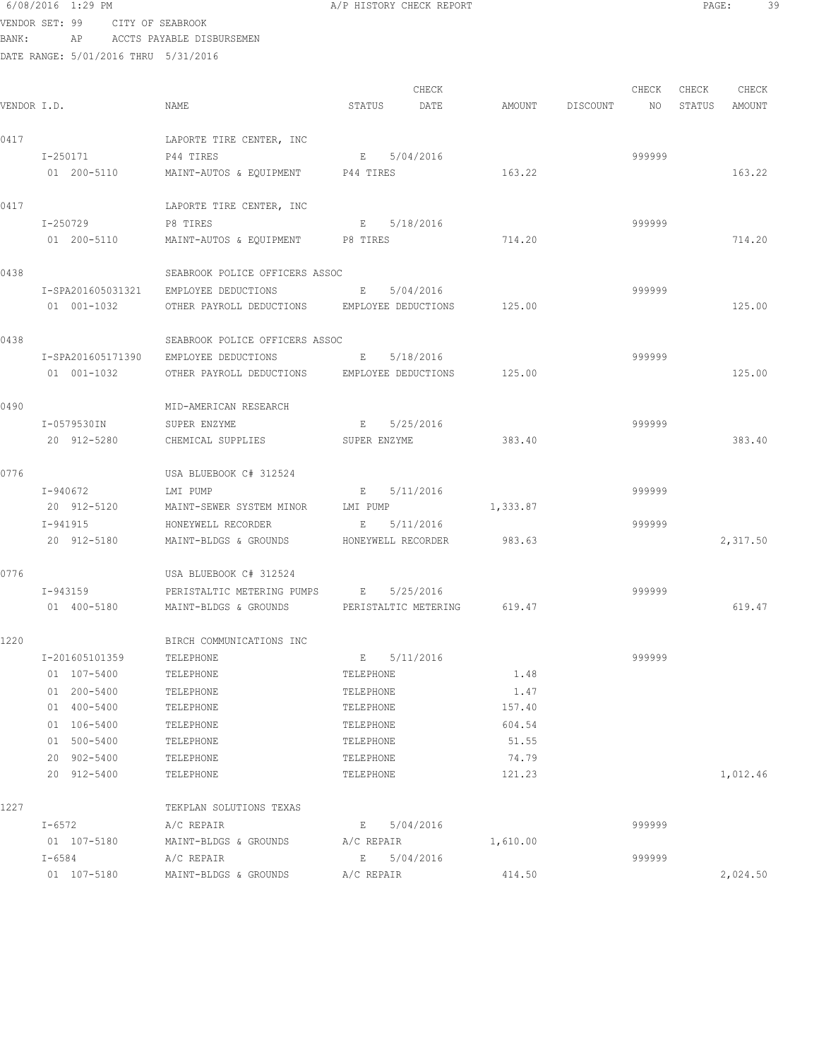6/08/2016 1:29 PM A/P HISTORY CHECK REPORT

VENDOR SET: 99 CITY OF SEABROOK
BANK: AP ACCTS PAYABLE DISBURSEMEN
DATE RANGE: 5/01/2016 THRU 5/31/2016

| VENDOR I.D. | NAME | STATUS | CHECK DATE | AMOUNT | DISCOUNT | CHECK NO | CHECK STATUS | CHECK AMOUNT |
|---|---|---|---|---|---|---|---|---|
| 0417 | LAPORTE TIRE CENTER, INC | | | | | | | |
| I-250171 | P44 TIRES | E | 5/04/2016 | | | 999999 | | |
| 01 200-5110 | MAINT-AUTOS & EQUIPMENT | P44 TIRES | | 163.22 | | | | 163.22 |
| 0417 | LAPORTE TIRE CENTER, INC | | | | | | | |
| I-250729 | P8 TIRES | E | 5/18/2016 | | | 999999 | | |
| 01 200-5110 | MAINT-AUTOS & EQUIPMENT | P8 TIRES | | 714.20 | | | | 714.20 |
| 0438 | SEABROOK POLICE OFFICERS ASSOC | | | | | | | |
| I-SPA201605031321 | EMPLOYEE DEDUCTIONS | E | 5/04/2016 | | | 999999 | | |
| 01 001-1032 | OTHER PAYROLL DEDUCTIONS | EMPLOYEE DEDUCTIONS | | 125.00 | | | | 125.00 |
| 0438 | SEABROOK POLICE OFFICERS ASSOC | | | | | | | |
| I-SPA201605171390 | EMPLOYEE DEDUCTIONS | E | 5/18/2016 | | | 999999 | | |
| 01 001-1032 | OTHER PAYROLL DEDUCTIONS | EMPLOYEE DEDUCTIONS | | 125.00 | | | | 125.00 |
| 0490 | MID-AMERICAN RESEARCH | | | | | | | |
| I-0579530IN | SUPER ENZYME | E | 5/25/2016 | | | 999999 | | |
| 20 912-5280 | CHEMICAL SUPPLIES | SUPER ENZYME | | 383.40 | | | | 383.40 |
| 0776 | USA BLUEBOOK C# 312524 | | | | | | | |
| I-940672 | LMI PUMP | E | 5/11/2016 | | | 999999 | | |
| 20 912-5120 | MAINT-SEWER SYSTEM MINOR | LMI PUMP | | 1,333.87 | | | | |
| I-941915 | HONEYWELL RECORDER | E | 5/11/2016 | | | 999999 | | |
| 20 912-5180 | MAINT-BLDGS & GROUNDS | HONEYWELL RECORDER | | 983.63 | | | | 2,317.50 |
| 0776 | USA BLUEBOOK C# 312524 | | | | | | | |
| I-943159 | PERISTALTIC METERING PUMPS | E | 5/25/2016 | | | 999999 | | |
| 01 400-5180 | MAINT-BLDGS & GROUNDS | PERISTALTIC METERING | | 619.47 | | | | 619.47 |
| 1220 | BIRCH COMMUNICATIONS INC | | | | | | | |
| I-201605101359 | TELEPHONE | E | 5/11/2016 | | | 999999 | | |
| 01 107-5400 | TELEPHONE | TELEPHONE | | 1.48 | | | | |
| 01 200-5400 | TELEPHONE | TELEPHONE | | 1.47 | | | | |
| 01 400-5400 | TELEPHONE | TELEPHONE | | 157.40 | | | | |
| 01 106-5400 | TELEPHONE | TELEPHONE | | 604.54 | | | | |
| 01 500-5400 | TELEPHONE | TELEPHONE | | 51.55 | | | | |
| 20 902-5400 | TELEPHONE | TELEPHONE | | 74.79 | | | | |
| 20 912-5400 | TELEPHONE | TELEPHONE | | 121.23 | | | | 1,012.46 |
| 1227 | TEKPLAN SOLUTIONS TEXAS | | | | | | | |
| I-6572 | A/C REPAIR | E | 5/04/2016 | | | 999999 | | |
| 01 107-5180 | MAINT-BLDGS & GROUNDS | A/C REPAIR | | 1,610.00 | | | | |
| I-6584 | A/C REPAIR | E | 5/04/2016 | | | 999999 | | |
| 01 107-5180 | MAINT-BLDGS & GROUNDS | A/C REPAIR | | 414.50 | | | | 2,024.50 |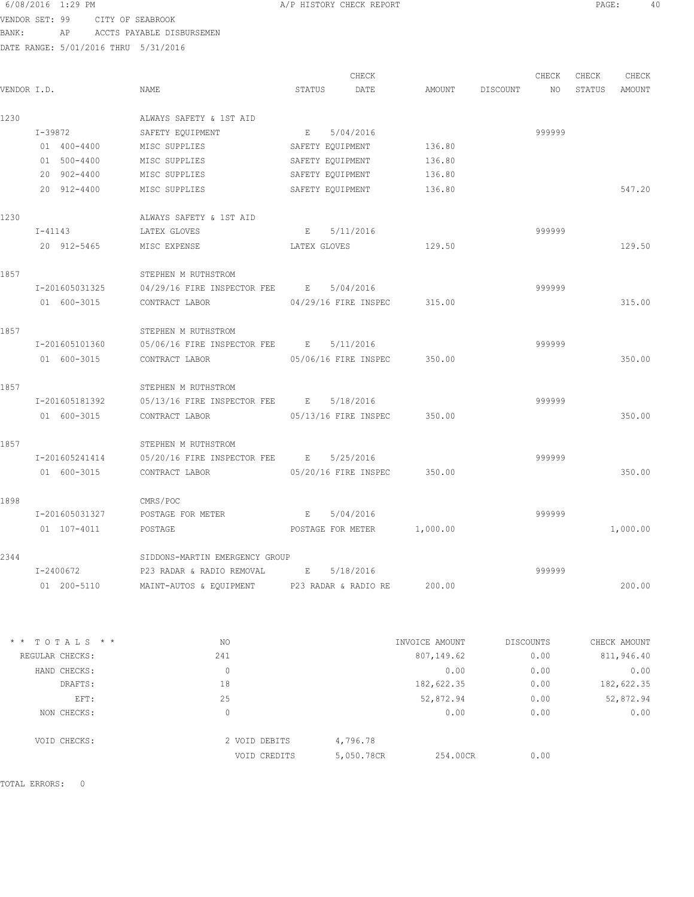6/08/2016 1:29 PM A/P HISTORY CHECK REPORT

VENDOR SET: 99 CITY OF SEABROOK
BANK: AP ACCTS PAYABLE DISBURSEMEN
DATE RANGE: 5/01/2016 THRU 5/31/2016

| VENDOR I.D. | NAME | STATUS | CHECK DATE | AMOUNT | DISCOUNT | CHECK NO | CHECK STATUS | CHECK AMOUNT |
|---|---|---|---|---|---|---|---|---|
| 1230 | ALWAYS SAFETY & 1ST AID | | | | | | | |
| I-39872 | SAFETY EQUIPMENT | E | 5/04/2016 | | | 999999 | | |
| 01 400-4400 | MISC SUPPLIES | SAFETY EQUIPMENT | | 136.80 | | | | |
| 01 500-4400 | MISC SUPPLIES | SAFETY EQUIPMENT | | 136.80 | | | | |
| 20 902-4400 | MISC SUPPLIES | SAFETY EQUIPMENT | | 136.80 | | | | |
| 20 912-4400 | MISC SUPPLIES | SAFETY EQUIPMENT | | 136.80 | | | | 547.20 |
| 1230 | ALWAYS SAFETY & 1ST AID | | | | | | | |
| I-41143 | LATEX GLOVES | E | 5/11/2016 | | | 999999 | | |
| 20 912-5465 | MISC EXPENSE | LATEX GLOVES | | 129.50 | | | | 129.50 |
| 1857 | STEPHEN M RUTHSTROM | | | | | | | |
| I-201605031325 | 04/29/16 FIRE INSPECTOR FEE | E | 5/04/2016 | | | 999999 | | |
| 01 600-3015 | CONTRACT LABOR | 04/29/16 FIRE INSPEC | | 315.00 | | | | 315.00 |
| 1857 | STEPHEN M RUTHSTROM | | | | | | | |
| I-201605101360 | 05/06/16 FIRE INSPECTOR FEE | E | 5/11/2016 | | | 999999 | | |
| 01 600-3015 | CONTRACT LABOR | 05/06/16 FIRE INSPEC | | 350.00 | | | | 350.00 |
| 1857 | STEPHEN M RUTHSTROM | | | | | | | |
| I-201605181392 | 05/13/16 FIRE INSPECTOR FEE | E | 5/18/2016 | | | 999999 | | |
| 01 600-3015 | CONTRACT LABOR | 05/13/16 FIRE INSPEC | | 350.00 | | | | 350.00 |
| 1857 | STEPHEN M RUTHSTROM | | | | | | | |
| I-201605241414 | 05/20/16 FIRE INSPECTOR FEE | E | 5/25/2016 | | | 999999 | | |
| 01 600-3015 | CONTRACT LABOR | 05/20/16 FIRE INSPEC | | 350.00 | | | | 350.00 |
| 1898 | CMRS/POC | | | | | | | |
| I-201605031327 | POSTAGE FOR METER | E | 5/04/2016 | | | 999999 | | |
| 01 107-4011 | POSTAGE | POSTAGE FOR METER | | 1,000.00 | | | | 1,000.00 |
| 2344 | SIDDONS-MARTIN EMERGENCY GROUP | | | | | | | |
| I-2400672 | P23 RADAR & RADIO REMOVAL | E | 5/18/2016 | | | 999999 | | |
| 01 200-5110 | MAINT-AUTOS & EQUIPMENT | P23 RADAR & RADIO RE | | 200.00 | | | | 200.00 |

| * * TOTALS * * | NO | | INVOICE AMOUNT | DISCOUNTS | CHECK AMOUNT |
|---|---|---|---|---|---|
| REGULAR CHECKS: | 241 | | 807,149.62 | 0.00 | 811,946.40 |
| HAND CHECKS: | 0 | | 0.00 | 0.00 | 0.00 |
| DRAFTS: | 18 | | 182,622.35 | 0.00 | 182,622.35 |
| EFT: | 25 | | 52,872.94 | 0.00 | 52,872.94 |
| NON CHECKS: | 0 | | 0.00 | 0.00 | 0.00 |
| VOID CHECKS: | 2 VOID DEBITS | 4,796.78 | | | |
| | VOID CREDITS | 5,050.78CR | 254.00CR | 0.00 | |

TOTAL ERRORS: 0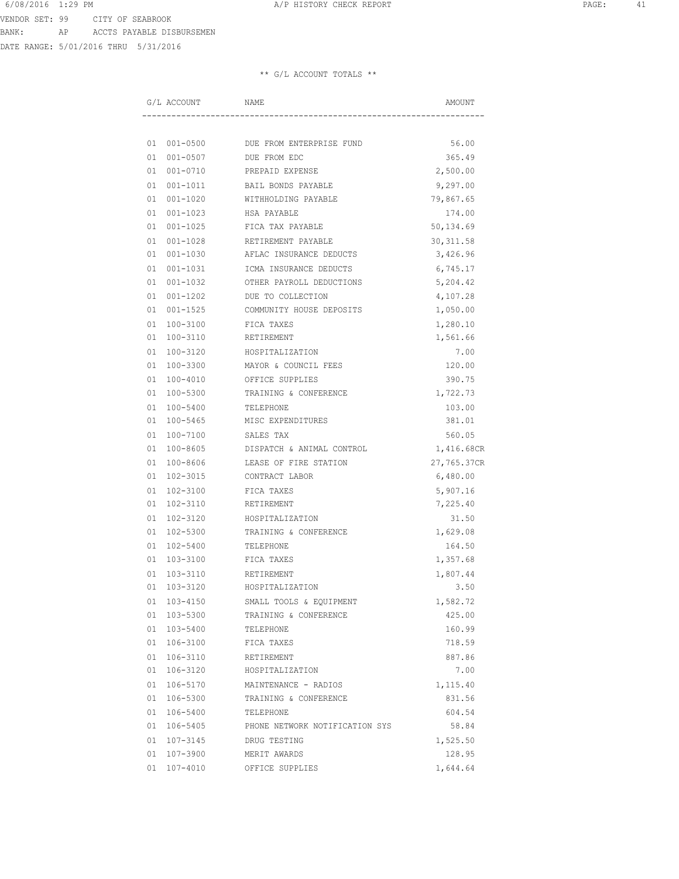VENDOR SET: 99 CITY OF SEABROOK
BANK: AP ACCTS PAYABLE DISBURSEMEN
DATE RANGE: 5/01/2016 THRU 5/31/2016

** G/L ACCOUNT TOTALS **

| G/L ACCOUNT | NAME | AMOUNT |
|---|---|---|
| 01 001-0500 | DUE FROM ENTERPRISE FUND | 56.00 |
| 01 001-0507 | DUE FROM EDC | 365.49 |
| 01 001-0710 | PREPAID EXPENSE | 2,500.00 |
| 01 001-1011 | BAIL BONDS PAYABLE | 9,297.00 |
| 01 001-1020 | WITHHOLDING PAYABLE | 79,867.65 |
| 01 001-1023 | HSA PAYABLE | 174.00 |
| 01 001-1025 | FICA TAX PAYABLE | 50,134.69 |
| 01 001-1028 | RETIREMENT PAYABLE | 30,311.58 |
| 01 001-1030 | AFLAC INSURANCE DEDUCTS | 3,426.96 |
| 01 001-1031 | ICMA INSURANCE DEDUCTS | 6,745.17 |
| 01 001-1032 | OTHER PAYROLL DEDUCTIONS | 5,204.42 |
| 01 001-1202 | DUE TO COLLECTION | 4,107.28 |
| 01 001-1525 | COMMUNITY HOUSE DEPOSITS | 1,050.00 |
| 01 100-3100 | FICA TAXES | 1,280.10 |
| 01 100-3110 | RETIREMENT | 1,561.66 |
| 01 100-3120 | HOSPITALIZATION | 7.00 |
| 01 100-3300 | MAYOR & COUNCIL FEES | 120.00 |
| 01 100-4010 | OFFICE SUPPLIES | 390.75 |
| 01 100-5300 | TRAINING & CONFERENCE | 1,722.73 |
| 01 100-5400 | TELEPHONE | 103.00 |
| 01 100-5465 | MISC EXPENDITURES | 381.01 |
| 01 100-7100 | SALES TAX | 560.05 |
| 01 100-8605 | DISPATCH & ANIMAL CONTROL | 1,416.68CR |
| 01 100-8606 | LEASE OF FIRE STATION | 27,765.37CR |
| 01 102-3015 | CONTRACT LABOR | 6,480.00 |
| 01 102-3100 | FICA TAXES | 5,907.16 |
| 01 102-3110 | RETIREMENT | 7,225.40 |
| 01 102-3120 | HOSPITALIZATION | 31.50 |
| 01 102-5300 | TRAINING & CONFERENCE | 1,629.08 |
| 01 102-5400 | TELEPHONE | 164.50 |
| 01 103-3100 | FICA TAXES | 1,357.68 |
| 01 103-3110 | RETIREMENT | 1,807.44 |
| 01 103-3120 | HOSPITALIZATION | 3.50 |
| 01 103-4150 | SMALL TOOLS & EQUIPMENT | 1,582.72 |
| 01 103-5300 | TRAINING & CONFERENCE | 425.00 |
| 01 103-5400 | TELEPHONE | 160.99 |
| 01 106-3100 | FICA TAXES | 718.59 |
| 01 106-3110 | RETIREMENT | 887.86 |
| 01 106-3120 | HOSPITALIZATION | 7.00 |
| 01 106-5170 | MAINTENANCE - RADIOS | 1,115.40 |
| 01 106-5300 | TRAINING & CONFERENCE | 831.56 |
| 01 106-5400 | TELEPHONE | 604.54 |
| 01 106-5405 | PHONE NETWORK NOTIFICATION SYS | 58.84 |
| 01 107-3145 | DRUG TESTING | 1,525.50 |
| 01 107-3900 | MERIT AWARDS | 128.95 |
| 01 107-4010 | OFFICE SUPPLIES | 1,644.64 |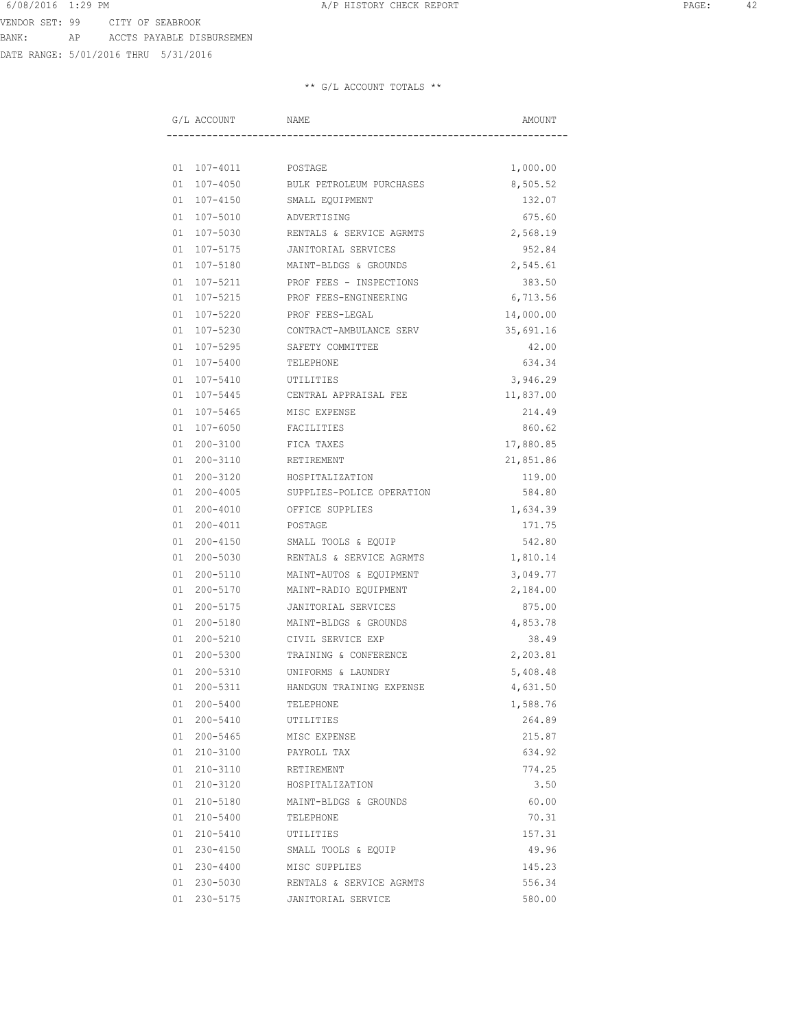VENDOR SET: 99 CITY OF SEABROOK
BANK: AP ACCTS PAYABLE DISBURSEMEN
DATE RANGE: 5/01/2016 THRU 5/31/2016

** G/L ACCOUNT TOTALS **

| G/L ACCOUNT | NAME | AMOUNT |
|---|---|---|
| 01 107-4011 | POSTAGE | 1,000.00 |
| 01 107-4050 | BULK PETROLEUM PURCHASES | 8,505.52 |
| 01 107-4150 | SMALL EQUIPMENT | 132.07 |
| 01 107-5010 | ADVERTISING | 675.60 |
| 01 107-5030 | RENTALS & SERVICE AGRMTS | 2,568.19 |
| 01 107-5175 | JANITORIAL SERVICES | 952.84 |
| 01 107-5180 | MAINT-BLDGS & GROUNDS | 2,545.61 |
| 01 107-5211 | PROF FEES - INSPECTIONS | 383.50 |
| 01 107-5215 | PROF FEES-ENGINEERING | 6,713.56 |
| 01 107-5220 | PROF FEES-LEGAL | 14,000.00 |
| 01 107-5230 | CONTRACT-AMBULANCE SERV | 35,691.16 |
| 01 107-5295 | SAFETY COMMITTEE | 42.00 |
| 01 107-5400 | TELEPHONE | 634.34 |
| 01 107-5410 | UTILITIES | 3,946.29 |
| 01 107-5445 | CENTRAL APPRAISAL FEE | 11,837.00 |
| 01 107-5465 | MISC EXPENSE | 214.49 |
| 01 107-6050 | FACILITIES | 860.62 |
| 01 200-3100 | FICA TAXES | 17,880.85 |
| 01 200-3110 | RETIREMENT | 21,851.86 |
| 01 200-3120 | HOSPITALIZATION | 119.00 |
| 01 200-4005 | SUPPLIES-POLICE OPERATION | 584.80 |
| 01 200-4010 | OFFICE SUPPLIES | 1,634.39 |
| 01 200-4011 | POSTAGE | 171.75 |
| 01 200-4150 | SMALL TOOLS & EQUIP | 542.80 |
| 01 200-5030 | RENTALS & SERVICE AGRMTS | 1,810.14 |
| 01 200-5110 | MAINT-AUTOS & EQUIPMENT | 3,049.77 |
| 01 200-5170 | MAINT-RADIO EQUIPMENT | 2,184.00 |
| 01 200-5175 | JANITORIAL SERVICES | 875.00 |
| 01 200-5180 | MAINT-BLDGS & GROUNDS | 4,853.78 |
| 01 200-5210 | CIVIL SERVICE EXP | 38.49 |
| 01 200-5300 | TRAINING & CONFERENCE | 2,203.81 |
| 01 200-5310 | UNIFORMS & LAUNDRY | 5,408.48 |
| 01 200-5311 | HANDGUN TRAINING EXPENSE | 4,631.50 |
| 01 200-5400 | TELEPHONE | 1,588.76 |
| 01 200-5410 | UTILITIES | 264.89 |
| 01 200-5465 | MISC EXPENSE | 215.87 |
| 01 210-3100 | PAYROLL TAX | 634.92 |
| 01 210-3110 | RETIREMENT | 774.25 |
| 01 210-3120 | HOSPITALIZATION | 3.50 |
| 01 210-5180 | MAINT-BLDGS & GROUNDS | 60.00 |
| 01 210-5400 | TELEPHONE | 70.31 |
| 01 210-5410 | UTILITIES | 157.31 |
| 01 230-4150 | SMALL TOOLS & EQUIP | 49.96 |
| 01 230-4400 | MISC SUPPLIES | 145.23 |
| 01 230-5030 | RENTALS & SERVICE AGRMTS | 556.34 |
| 01 230-5175 | JANITORIAL SERVICE | 580.00 |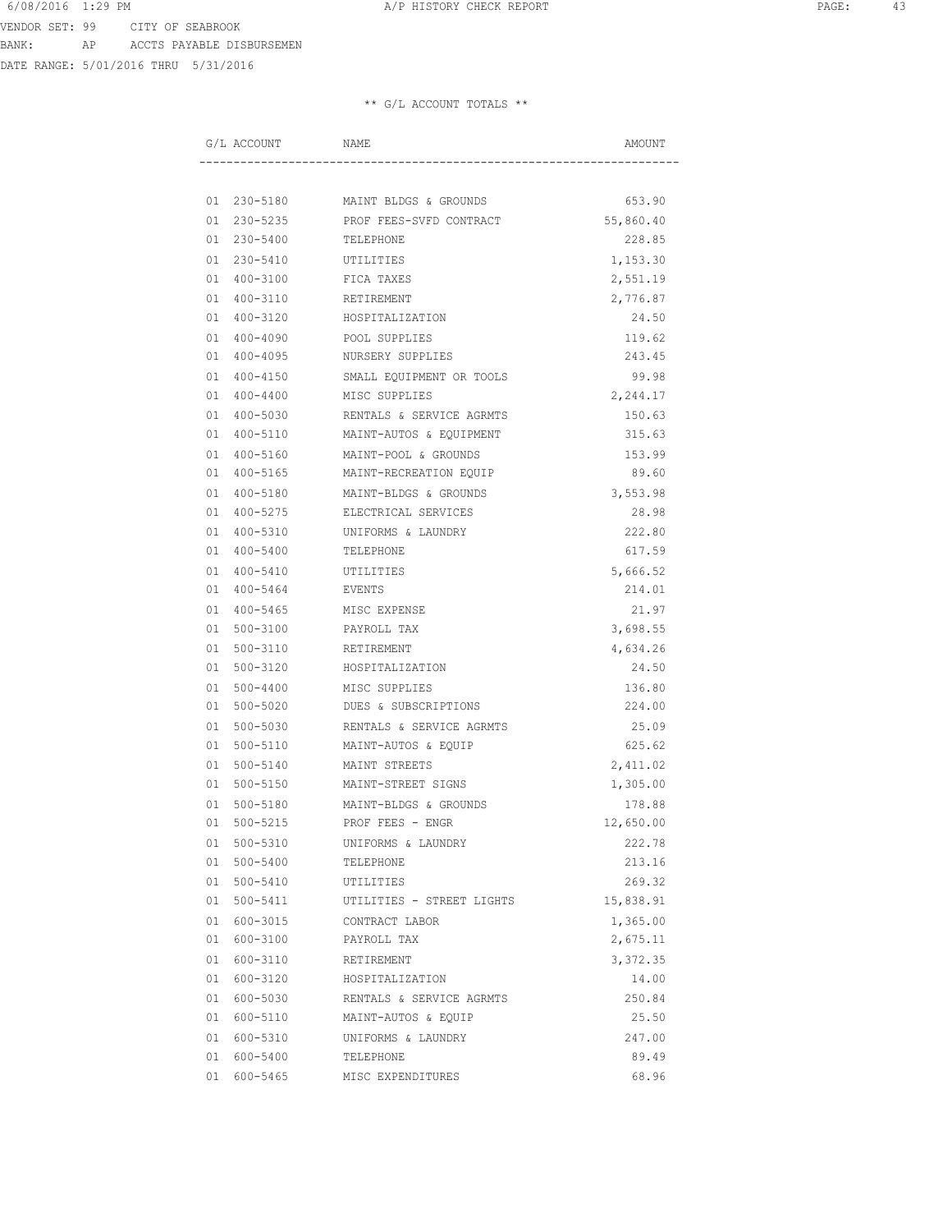VENDOR SET: 99 CITY OF SEABROOK
BANK: AP ACCTS PAYABLE DISBURSEMEN
DATE RANGE: 5/01/2016 THRU 5/31/2016

** G/L ACCOUNT TOTALS **

| G/L ACCOUNT | NAME | AMOUNT |
|---|---|---|
| 01 230-5180 | MAINT BLDGS & GROUNDS | 653.90 |
| 01 230-5235 | PROF FEES-SVFD CONTRACT | 55,860.40 |
| 01 230-5400 | TELEPHONE | 228.85 |
| 01 230-5410 | UTILITIES | 1,153.30 |
| 01 400-3100 | FICA TAXES | 2,551.19 |
| 01 400-3110 | RETIREMENT | 2,776.87 |
| 01 400-3120 | HOSPITALIZATION | 24.50 |
| 01 400-4090 | POOL SUPPLIES | 119.62 |
| 01 400-4095 | NURSERY SUPPLIES | 243.45 |
| 01 400-4150 | SMALL EQUIPMENT OR TOOLS | 99.98 |
| 01 400-4400 | MISC SUPPLIES | 2,244.17 |
| 01 400-5030 | RENTALS & SERVICE AGRMTS | 150.63 |
| 01 400-5110 | MAINT-AUTOS & EQUIPMENT | 315.63 |
| 01 400-5160 | MAINT-POOL & GROUNDS | 153.99 |
| 01 400-5165 | MAINT-RECREATION EQUIP | 89.60 |
| 01 400-5180 | MAINT-BLDGS & GROUNDS | 3,553.98 |
| 01 400-5275 | ELECTRICAL SERVICES | 28.98 |
| 01 400-5310 | UNIFORMS & LAUNDRY | 222.80 |
| 01 400-5400 | TELEPHONE | 617.59 |
| 01 400-5410 | UTILITIES | 5,666.52 |
| 01 400-5464 | EVENTS | 214.01 |
| 01 400-5465 | MISC EXPENSE | 21.97 |
| 01 500-3100 | PAYROLL TAX | 3,698.55 |
| 01 500-3110 | RETIREMENT | 4,634.26 |
| 01 500-3120 | HOSPITALIZATION | 24.50 |
| 01 500-4400 | MISC SUPPLIES | 136.80 |
| 01 500-5020 | DUES & SUBSCRIPTIONS | 224.00 |
| 01 500-5030 | RENTALS & SERVICE AGRMTS | 25.09 |
| 01 500-5110 | MAINT-AUTOS & EQUIP | 625.62 |
| 01 500-5140 | MAINT STREETS | 2,411.02 |
| 01 500-5150 | MAINT-STREET SIGNS | 1,305.00 |
| 01 500-5180 | MAINT-BLDGS & GROUNDS | 178.88 |
| 01 500-5215 | PROF FEES - ENGR | 12,650.00 |
| 01 500-5310 | UNIFORMS & LAUNDRY | 222.78 |
| 01 500-5400 | TELEPHONE | 213.16 |
| 01 500-5410 | UTILITIES | 269.32 |
| 01 500-5411 | UTILITIES - STREET LIGHTS | 15,838.91 |
| 01 600-3015 | CONTRACT LABOR | 1,365.00 |
| 01 600-3100 | PAYROLL TAX | 2,675.11 |
| 01 600-3110 | RETIREMENT | 3,372.35 |
| 01 600-3120 | HOSPITALIZATION | 14.00 |
| 01 600-5030 | RENTALS & SERVICE AGRMTS | 250.84 |
| 01 600-5110 | MAINT-AUTOS & EQUIP | 25.50 |
| 01 600-5310 | UNIFORMS & LAUNDRY | 247.00 |
| 01 600-5400 | TELEPHONE | 89.49 |
| 01 600-5465 | MISC EXPENDITURES | 68.96 |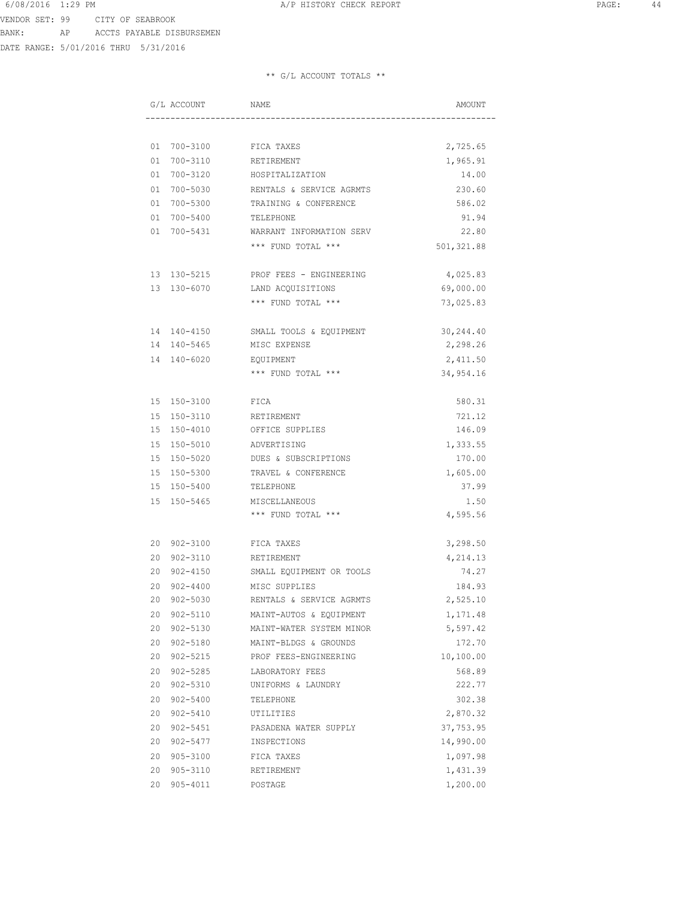VENDOR SET: 99 CITY OF SEABROOK
BANK: AP ACCTS PAYABLE DISBURSEMEN
DATE RANGE: 5/01/2016 THRU 5/31/2016

** G/L ACCOUNT TOTALS **

| G/L ACCOUNT | NAME | AMOUNT |
|---|---|---|
| 01 700-3100 | FICA TAXES | 2,725.65 |
| 01 700-3110 | RETIREMENT | 1,965.91 |
| 01 700-3120 | HOSPITALIZATION | 14.00 |
| 01 700-5030 | RENTALS & SERVICE AGRMTS | 230.60 |
| 01 700-5300 | TRAINING & CONFERENCE | 586.02 |
| 01 700-5400 | TELEPHONE | 91.94 |
| 01 700-5431 | WARRANT INFORMATION SERV | 22.80 |
| | *** FUND TOTAL *** | 501,321.88 |
| 13 130-5215 | PROF FEES - ENGINEERING | 4,025.83 |
| 13 130-6070 | LAND ACQUISITIONS | 69,000.00 |
| | *** FUND TOTAL *** | 73,025.83 |
| 14 140-4150 | SMALL TOOLS & EQUIPMENT | 30,244.40 |
| 14 140-5465 | MISC EXPENSE | 2,298.26 |
| 14 140-6020 | EQUIPMENT | 2,411.50 |
| | *** FUND TOTAL *** | 34,954.16 |
| 15 150-3100 | FICA | 580.31 |
| 15 150-3110 | RETIREMENT | 721.12 |
| 15 150-4010 | OFFICE SUPPLIES | 146.09 |
| 15 150-5010 | ADVERTISING | 1,333.55 |
| 15 150-5020 | DUES & SUBSCRIPTIONS | 170.00 |
| 15 150-5300 | TRAVEL & CONFERENCE | 1,605.00 |
| 15 150-5400 | TELEPHONE | 37.99 |
| 15 150-5465 | MISCELLANEOUS | 1.50 |
| | *** FUND TOTAL *** | 4,595.56 |
| 20 902-3100 | FICA TAXES | 3,298.50 |
| 20 902-3110 | RETIREMENT | 4,214.13 |
| 20 902-4150 | SMALL EQUIPMENT OR TOOLS | 74.27 |
| 20 902-4400 | MISC SUPPLIES | 184.93 |
| 20 902-5030 | RENTALS & SERVICE AGRMTS | 2,525.10 |
| 20 902-5110 | MAINT-AUTOS & EQUIPMENT | 1,171.48 |
| 20 902-5130 | MAINT-WATER SYSTEM MINOR | 5,597.42 |
| 20 902-5180 | MAINT-BLDGS & GROUNDS | 172.70 |
| 20 902-5215 | PROF FEES-ENGINEERING | 10,100.00 |
| 20 902-5285 | LABORATORY FEES | 568.89 |
| 20 902-5310 | UNIFORMS & LAUNDRY | 222.77 |
| 20 902-5400 | TELEPHONE | 302.38 |
| 20 902-5410 | UTILITIES | 2,870.32 |
| 20 902-5451 | PASADENA WATER SUPPLY | 37,753.95 |
| 20 902-5477 | INSPECTIONS | 14,990.00 |
| 20 905-3100 | FICA TAXES | 1,097.98 |
| 20 905-3110 | RETIREMENT | 1,431.39 |
| 20 905-4011 | POSTAGE | 1,200.00 |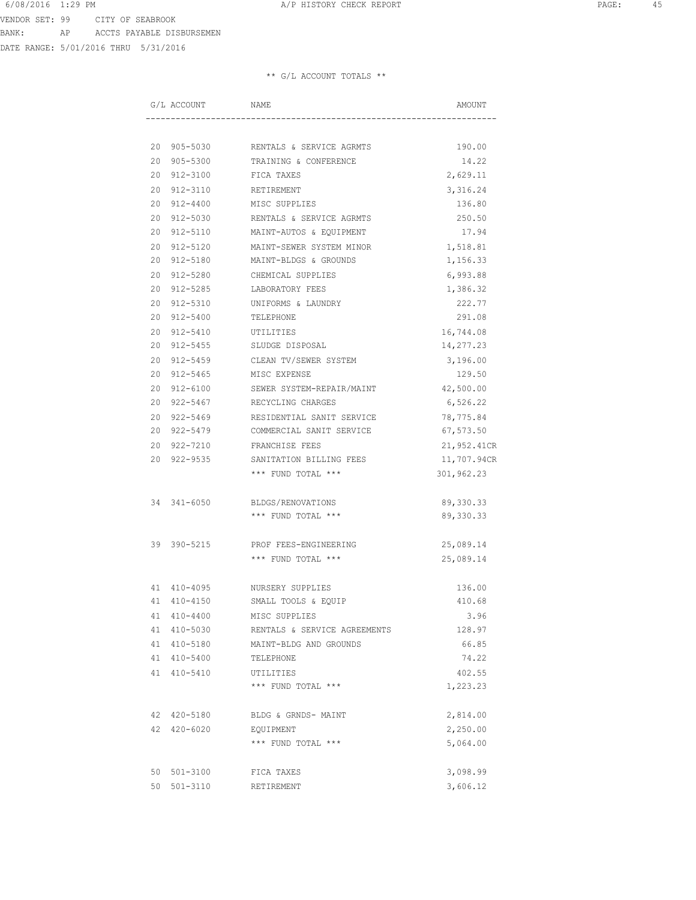VENDOR SET: 99 CITY OF SEABROOK
BANK: AP ACCTS PAYABLE DISBURSEMEN
DATE RANGE: 5/01/2016 THRU 5/31/2016

** G/L ACCOUNT TOTALS **

| G/L ACCOUNT | NAME | AMOUNT |
|---|---|---|
| 20 905-5030 | RENTALS & SERVICE AGRMTS | 190.00 |
| 20 905-5300 | TRAINING & CONFERENCE | 14.22 |
| 20 912-3100 | FICA TAXES | 2,629.11 |
| 20 912-3110 | RETIREMENT | 3,316.24 |
| 20 912-4400 | MISC SUPPLIES | 136.80 |
| 20 912-5030 | RENTALS & SERVICE AGRMTS | 250.50 |
| 20 912-5110 | MAINT-AUTOS & EQUIPMENT | 17.94 |
| 20 912-5120 | MAINT-SEWER SYSTEM MINOR | 1,518.81 |
| 20 912-5180 | MAINT-BLDGS & GROUNDS | 1,156.33 |
| 20 912-5280 | CHEMICAL SUPPLIES | 6,993.88 |
| 20 912-5285 | LABORATORY FEES | 1,386.32 |
| 20 912-5310 | UNIFORMS & LAUNDRY | 222.77 |
| 20 912-5400 | TELEPHONE | 291.08 |
| 20 912-5410 | UTILITIES | 16,744.08 |
| 20 912-5455 | SLUDGE DISPOSAL | 14,277.23 |
| 20 912-5459 | CLEAN TV/SEWER SYSTEM | 3,196.00 |
| 20 912-5465 | MISC EXPENSE | 129.50 |
| 20 912-6100 | SEWER SYSTEM-REPAIR/MAINT | 42,500.00 |
| 20 922-5467 | RECYCLING CHARGES | 6,526.22 |
| 20 922-5469 | RESIDENTIAL SANIT SERVICE | 78,775.84 |
| 20 922-5479 | COMMERCIAL SANIT SERVICE | 67,573.50 |
| 20 922-7210 | FRANCHISE FEES | 21,952.41CR |
| 20 922-9535 | SANITATION BILLING FEES | 11,707.94CR |
| | *** FUND TOTAL *** | 301,962.23 |
| 34 341-6050 | BLDGS/RENOVATIONS | 89,330.33 |
| | *** FUND TOTAL *** | 89,330.33 |
| 39 390-5215 | PROF FEES-ENGINEERING | 25,089.14 |
| | *** FUND TOTAL *** | 25,089.14 |
| 41 410-4095 | NURSERY SUPPLIES | 136.00 |
| 41 410-4150 | SMALL TOOLS & EQUIP | 410.68 |
| 41 410-4400 | MISC SUPPLIES | 3.96 |
| 41 410-5030 | RENTALS & SERVICE AGREEMENTS | 128.97 |
| 41 410-5180 | MAINT-BLDG AND GROUNDS | 66.85 |
| 41 410-5400 | TELEPHONE | 74.22 |
| 41 410-5410 | UTILITIES | 402.55 |
| | *** FUND TOTAL *** | 1,223.23 |
| 42 420-5180 | BLDG & GRNDS- MAINT | 2,814.00 |
| 42 420-6020 | EQUIPMENT | 2,250.00 |
| | *** FUND TOTAL *** | 5,064.00 |
| 50 501-3100 | FICA TAXES | 3,098.99 |
| 50 501-3110 | RETIREMENT | 3,606.12 |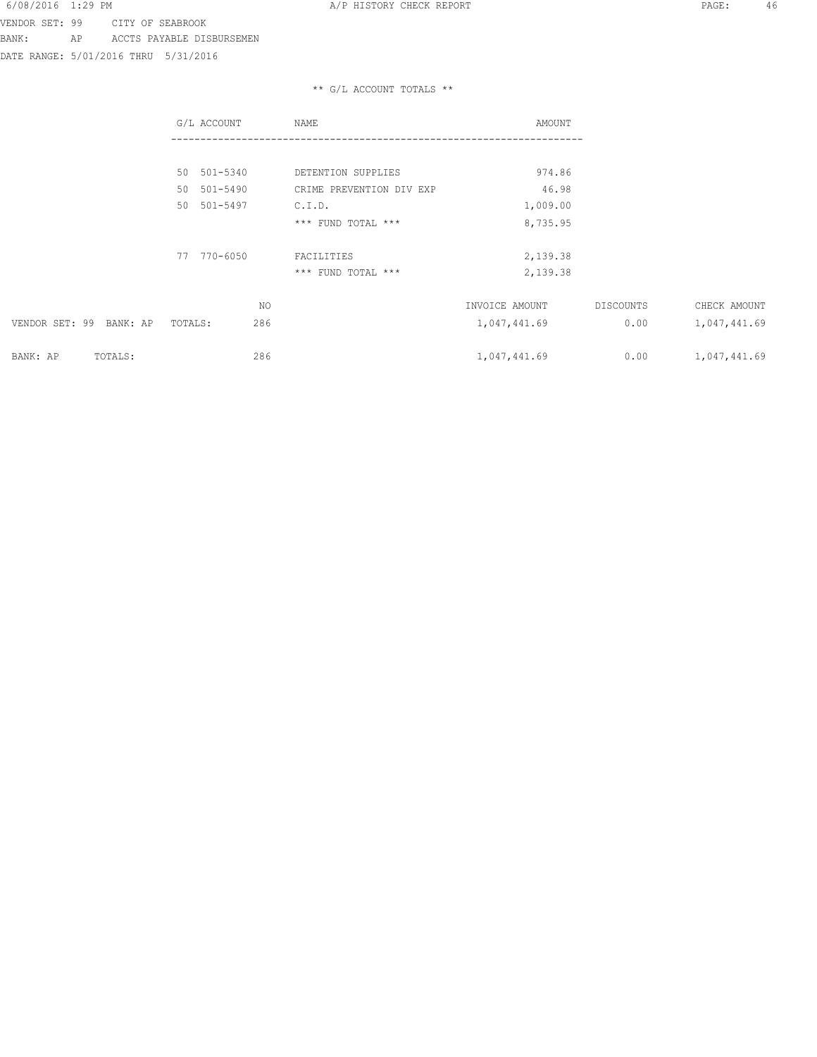VENDOR SET: 99 CITY OF SEABROOK
BANK: AP ACCTS PAYABLE DISBURSEMEN
DATE RANGE: 5/01/2016 THRU 5/31/2016

** G/L ACCOUNT TOTALS **

| G/L ACCOUNT | NAME | AMOUNT |
|---|---|---|
| 50 501-5340 | DETENTION SUPPLIES | 974.86 |
| 50 501-5490 | CRIME PREVENTION DIV EXP | 46.98 |
| 50 501-5497 | C.I.D. | 1,009.00 |
| | *** FUND TOTAL *** | 8,735.95 |
| 77 770-6050 | FACILITIES | 2,139.38 |
| | *** FUND TOTAL *** | 2,139.38 |

| | NO | INVOICE AMOUNT | DISCOUNTS | CHECK AMOUNT |
|---|---|---|---|---|
| VENDOR SET: 99 BANK: AP TOTALS: | 286 | 1,047,441.69 | 0.00 | 1,047,441.69 |
| BANK: AP TOTALS: | 286 | 1,047,441.69 | 0.00 | 1,047,441.69 |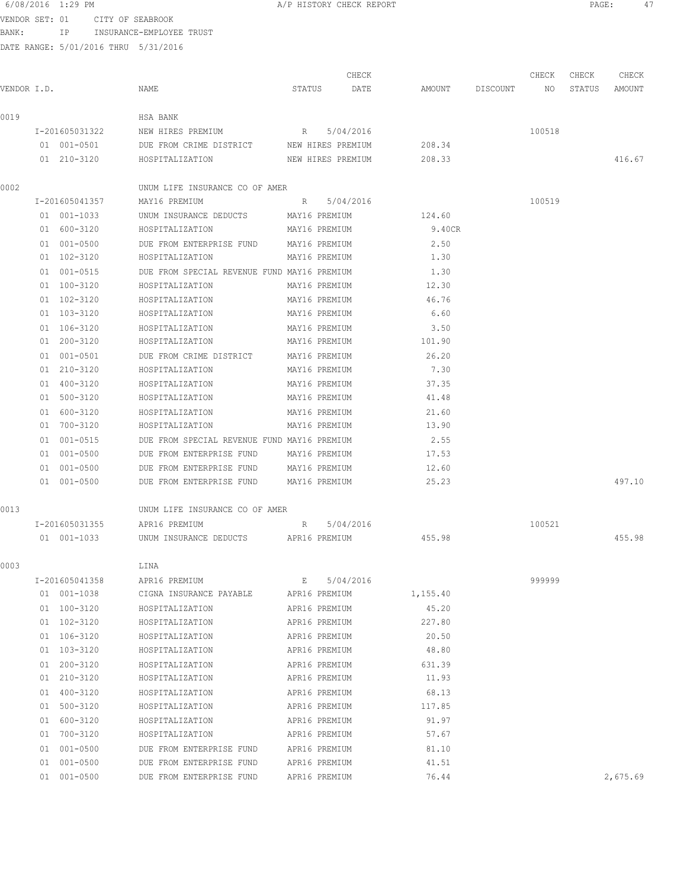6/08/2016 1:29 PM A/P HISTORY CHECK REPORT

VENDOR SET: 01 CITY OF SEABROOK
BANK: IP INSURANCE-EMPLOYEE TRUST
DATE RANGE: 5/01/2016 THRU 5/31/2016

| VENDOR I.D. | NAME | STATUS | CHECK DATE | AMOUNT | DISCOUNT | CHECK NO | CHECK STATUS | CHECK AMOUNT |
|---|---|---|---|---|---|---|---|---|
| 0019 | HSA BANK | | | | | | | |
| I-201605031322 | NEW HIRES PREMIUM | R | 5/04/2016 | | | 100518 | | |
| 01 001-0501 | DUE FROM CRIME DISTRICT | NEW HIRES PREMIUM | | 208.34 | | | | |
| 01 210-3120 | HOSPITALIZATION | NEW HIRES PREMIUM | | 208.33 | | | | 416.67 |
| 0002 | UNUM LIFE INSURANCE CO OF AMER | | | | | | | |
| I-201605041357 | MAY16 PREMIUM | R | 5/04/2016 | | | 100519 | | |
| 01 001-1033 | UNUM INSURANCE DEDUCTS | MAY16 PREMIUM | | 124.60 | | | | |
| 01 600-3120 | HOSPITALIZATION | MAY16 PREMIUM | | 9.40CR | | | | |
| 01 001-0500 | DUE FROM ENTERPRISE FUND | MAY16 PREMIUM | | 2.50 | | | | |
| 01 102-3120 | HOSPITALIZATION | MAY16 PREMIUM | | 1.30 | | | | |
| 01 001-0515 | DUE FROM SPECIAL REVENUE FUND | MAY16 PREMIUM | | 1.30 | | | | |
| 01 100-3120 | HOSPITALIZATION | MAY16 PREMIUM | | 12.30 | | | | |
| 01 102-3120 | HOSPITALIZATION | MAY16 PREMIUM | | 46.76 | | | | |
| 01 103-3120 | HOSPITALIZATION | MAY16 PREMIUM | | 6.60 | | | | |
| 01 106-3120 | HOSPITALIZATION | MAY16 PREMIUM | | 3.50 | | | | |
| 01 200-3120 | HOSPITALIZATION | MAY16 PREMIUM | | 101.90 | | | | |
| 01 001-0501 | DUE FROM CRIME DISTRICT | MAY16 PREMIUM | | 26.20 | | | | |
| 01 210-3120 | HOSPITALIZATION | MAY16 PREMIUM | | 7.30 | | | | |
| 01 400-3120 | HOSPITALIZATION | MAY16 PREMIUM | | 37.35 | | | | |
| 01 500-3120 | HOSPITALIZATION | MAY16 PREMIUM | | 41.48 | | | | |
| 01 600-3120 | HOSPITALIZATION | MAY16 PREMIUM | | 21.60 | | | | |
| 01 700-3120 | HOSPITALIZATION | MAY16 PREMIUM | | 13.90 | | | | |
| 01 001-0515 | DUE FROM SPECIAL REVENUE FUND | MAY16 PREMIUM | | 2.55 | | | | |
| 01 001-0500 | DUE FROM ENTERPRISE FUND | MAY16 PREMIUM | | 17.53 | | | | |
| 01 001-0500 | DUE FROM ENTERPRISE FUND | MAY16 PREMIUM | | 12.60 | | | | |
| 01 001-0500 | DUE FROM ENTERPRISE FUND | MAY16 PREMIUM | | 25.23 | | | | 497.10 |
| 0013 | UNUM LIFE INSURANCE CO OF AMER | | | | | | | |
| I-201605031355 | APR16 PREMIUM | R | 5/04/2016 | | | 100521 | | |
| 01 001-1033 | UNUM INSURANCE DEDUCTS | APR16 PREMIUM | | 455.98 | | | | 455.98 |
| 0003 | LINA | | | | | | | |
| I-201605041358 | APR16 PREMIUM | E | 5/04/2016 | | | 999999 | | |
| 01 001-1038 | CIGNA INSURANCE PAYABLE | APR16 PREMIUM | | 1,155.40 | | | | |
| 01 100-3120 | HOSPITALIZATION | APR16 PREMIUM | | 45.20 | | | | |
| 01 102-3120 | HOSPITALIZATION | APR16 PREMIUM | | 227.80 | | | | |
| 01 106-3120 | HOSPITALIZATION | APR16 PREMIUM | | 20.50 | | | | |
| 01 103-3120 | HOSPITALIZATION | APR16 PREMIUM | | 48.80 | | | | |
| 01 200-3120 | HOSPITALIZATION | APR16 PREMIUM | | 631.39 | | | | |
| 01 210-3120 | HOSPITALIZATION | APR16 PREMIUM | | 11.93 | | | | |
| 01 400-3120 | HOSPITALIZATION | APR16 PREMIUM | | 68.13 | | | | |
| 01 500-3120 | HOSPITALIZATION | APR16 PREMIUM | | 117.85 | | | | |
| 01 600-3120 | HOSPITALIZATION | APR16 PREMIUM | | 91.97 | | | | |
| 01 700-3120 | HOSPITALIZATION | APR16 PREMIUM | | 57.67 | | | | |
| 01 001-0500 | DUE FROM ENTERPRISE FUND | APR16 PREMIUM | | 81.10 | | | | |
| 01 001-0500 | DUE FROM ENTERPRISE FUND | APR16 PREMIUM | | 41.51 | | | | |
| 01 001-0500 | DUE FROM ENTERPRISE FUND | APR16 PREMIUM | | 76.44 | | | | 2,675.69 |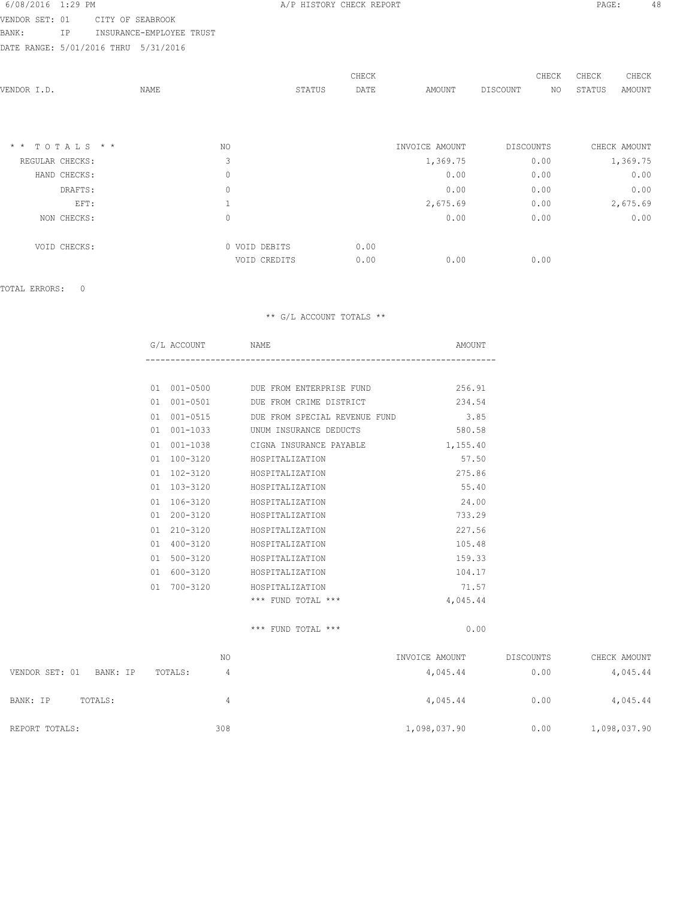6/08/2016 1:29 PM A/P HISTORY CHECK REPORT

VENDOR SET: 01 CITY OF SEABROOK
BANK: IP INSURANCE-EMPLOYEE TRUST
DATE RANGE: 5/01/2016 THRU 5/31/2016

| VENDOR I.D. | NAME | STATUS | CHECK DATE | AMOUNT | DISCOUNT | CHECK NO | CHECK STATUS | CHECK AMOUNT |
|---|---|---|---|---|---|---|---|---|

| * * T O T A L S * * | NO | | | INVOICE AMOUNT | DISCOUNTS | CHECK AMOUNT |
|---|---|---|---|---|---|---|
| REGULAR CHECKS: | 3 | | | 1,369.75 | 0.00 | 1,369.75 |
| HAND CHECKS: | 0 | | | 0.00 | 0.00 | 0.00 |
| DRAFTS: | 0 | | | 0.00 | 0.00 | 0.00 |
| EFT: | 1 | | | 2,675.69 | 0.00 | 2,675.69 |
| NON CHECKS: | 0 | | | 0.00 | 0.00 | 0.00 |
| VOID CHECKS: | 0 | VOID DEBITS | 0.00 | | | |
| | | VOID CREDITS | 0.00 | 0.00 | 0.00 | |

TOTAL ERRORS: 0

** G/L ACCOUNT TOTALS **

| G/L ACCOUNT | NAME | AMOUNT |
|---|---|---|
| 01 001-0500 | DUE FROM ENTERPRISE FUND | 256.91 |
| 01 001-0501 | DUE FROM CRIME DISTRICT | 234.54 |
| 01 001-0515 | DUE FROM SPECIAL REVENUE FUND | 3.85 |
| 01 001-1033 | UNUM INSURANCE DEDUCTS | 580.58 |
| 01 001-1038 | CIGNA INSURANCE PAYABLE | 1,155.40 |
| 01 100-3120 | HOSPITALIZATION | 57.50 |
| 01 102-3120 | HOSPITALIZATION | 275.86 |
| 01 103-3120 | HOSPITALIZATION | 55.40 |
| 01 106-3120 | HOSPITALIZATION | 24.00 |
| 01 200-3120 | HOSPITALIZATION | 733.29 |
| 01 210-3120 | HOSPITALIZATION | 227.56 |
| 01 400-3120 | HOSPITALIZATION | 105.48 |
| 01 500-3120 | HOSPITALIZATION | 159.33 |
| 01 600-3120 | HOSPITALIZATION | 104.17 |
| 01 700-3120 | HOSPITALIZATION | 71.57 |
| | *** FUND TOTAL *** | 4,045.44 |
| | *** FUND TOTAL *** | 0.00 |

| | NO | INVOICE AMOUNT | DISCOUNTS | CHECK AMOUNT |
|---|---|---|---|---|
| VENDOR SET: 01 BANK: IP TOTALS: | 4 | 4,045.44 | 0.00 | 4,045.44 |
| BANK: IP TOTALS: | 4 | 4,045.44 | 0.00 | 4,045.44 |
| REPORT TOTALS: | 308 | 1,098,037.90 | 0.00 | 1,098,037.90 |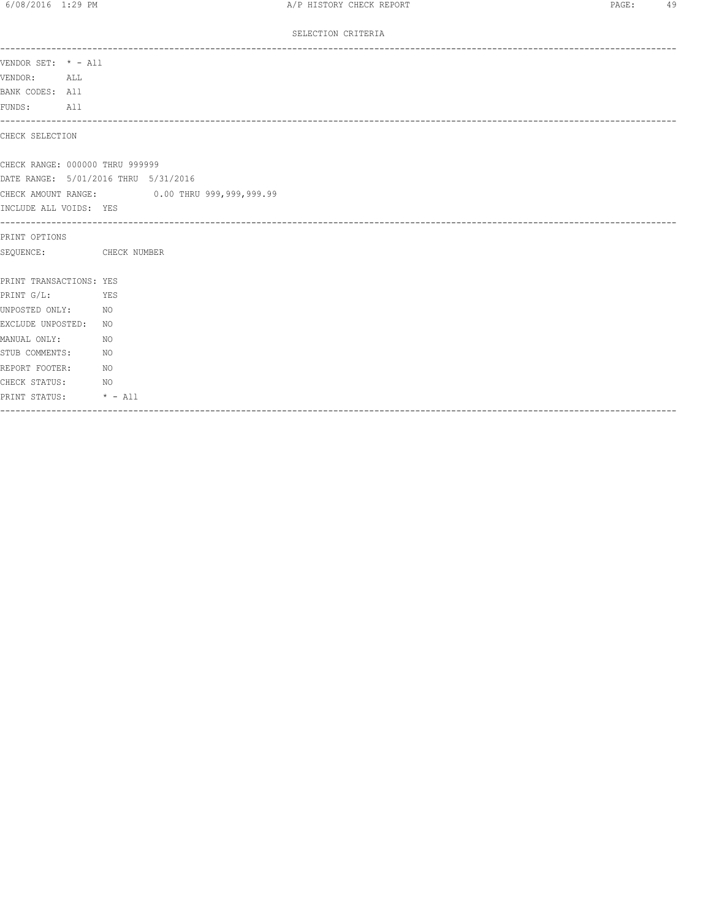SELECTION CRITERIA

---

VENDOR SET: * - All
VENDOR: ALL
BANK CODES: All
FUNDS: All

---

CHECK SELECTION

CHECK RANGE: 000000 THRU 999999
DATE RANGE: 5/01/2016 THRU 5/31/2016
CHECK AMOUNT RANGE: 0.00 THRU 999,999,999.99
INCLUDE ALL VOIDS: YES

---

PRINT OPTIONS
SEQUENCE: CHECK NUMBER

PRINT TRANSACTIONS: YES
PRINT G/L: YES
UNPOSTED ONLY: NO
EXCLUDE UNPOSTED: NO
MANUAL ONLY: NO
STUB COMMENTS: NO
REPORT FOOTER: NO
CHECK STATUS: NO
PRINT STATUS: * - All

---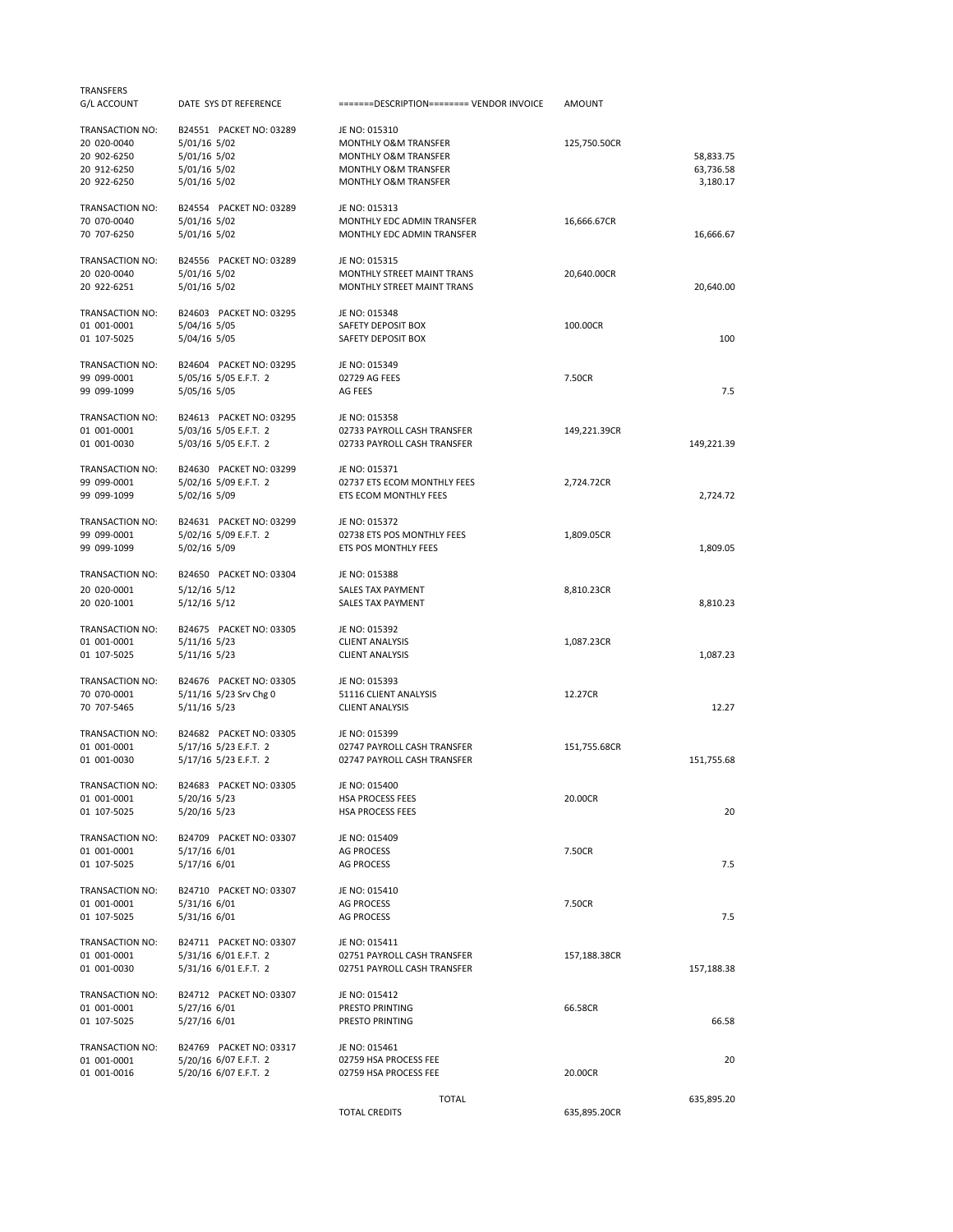TRANSFERS

| G/L ACCOUNT | DATE SYS DT REFERENCE | =======DESCRIPTION======= VENDOR INVOICE | AMOUNT | |
|---|---|---|---|---|
| TRANSACTION NO: | B24551 PACKET NO: 03289 | JE NO: 015310 | | |
| 20 020-0040 | 5/01/16 5/02 | MONTHLY O&M TRANSFER | 125,750.50CR | |
| 20 902-6250 | 5/01/16 5/02 | MONTHLY O&M TRANSFER | | 58,833.75 |
| 20 912-6250 | 5/01/16 5/02 | MONTHLY O&M TRANSFER | | 63,736.58 |
| 20 922-6250 | 5/01/16 5/02 | MONTHLY O&M TRANSFER | | 3,180.17 |
| TRANSACTION NO: | B24554 PACKET NO: 03289 | JE NO: 015313 | | |
| 70 070-0040 | 5/01/16 5/02 | MONTHLY EDC ADMIN TRANSFER | 16,666.67CR | |
| 70 707-6250 | 5/01/16 5/02 | MONTHLY EDC ADMIN TRANSFER | | 16,666.67 |
| TRANSACTION NO: | B24556 PACKET NO: 03289 | JE NO: 015315 | | |
| 20 020-0040 | 5/01/16 5/02 | MONTHLY STREET MAINT TRANS | 20,640.00CR | |
| 20 922-6251 | 5/01/16 5/02 | MONTHLY STREET MAINT TRANS | | 20,640.00 |
| TRANSACTION NO: | B24603 PACKET NO: 03295 | JE NO: 015348 | | |
| 01 001-0001 | 5/04/16 5/05 | SAFETY DEPOSIT BOX | 100.00CR | |
| 01 107-5025 | 5/04/16 5/05 | SAFETY DEPOSIT BOX | | 100 |
| TRANSACTION NO: | B24604 PACKET NO: 03295 | JE NO: 015349 | | |
| 99 099-0001 | 5/05/16 5/05 E.F.T. 2 | 02729 AG FEES | 7.50CR | |
| 99 099-1099 | 5/05/16 5/05 | AG FEES | | 7.5 |
| TRANSACTION NO: | B24613 PACKET NO: 03295 | JE NO: 015358 | | |
| 01 001-0001 | 5/03/16 5/05 E.F.T. 2 | 02733 PAYROLL CASH TRANSFER | 149,221.39CR | |
| 01 001-0030 | 5/03/16 5/05 E.F.T. 2 | 02733 PAYROLL CASH TRANSFER | | 149,221.39 |
| TRANSACTION NO: | B24630 PACKET NO: 03299 | JE NO: 015371 | | |
| 99 099-0001 | 5/02/16 5/09 E.F.T. 2 | 02737 ETS ECOM MONTHLY FEES | 2,724.72CR | |
| 99 099-1099 | 5/02/16 5/09 | ETS ECOM MONTHLY FEES | | 2,724.72 |
| TRANSACTION NO: | B24631 PACKET NO: 03299 | JE NO: 015372 | | |
| 99 099-0001 | 5/02/16 5/09 E.F.T. 2 | 02738 ETS POS MONTHLY FEES | 1,809.05CR | |
| 99 099-1099 | 5/02/16 5/09 | ETS POS MONTHLY FEES | | 1,809.05 |
| TRANSACTION NO: | B24650 PACKET NO: 03304 | JE NO: 015388 | | |
| 20 020-0001 | 5/12/16 5/12 | SALES TAX PAYMENT | 8,810.23CR | |
| 20 020-1001 | 5/12/16 5/12 | SALES TAX PAYMENT | | 8,810.23 |
| TRANSACTION NO: | B24675 PACKET NO: 03305 | JE NO: 015392 | | |
| 01 001-0001 | 5/11/16 5/23 | CLIENT ANALYSIS | 1,087.23CR | |
| 01 107-5025 | 5/11/16 5/23 | CLIENT ANALYSIS | | 1,087.23 |
| TRANSACTION NO: | B24676 PACKET NO: 03305 | JE NO: 015393 | | |
| 70 070-0001 | 5/11/16 5/23 Srv Chg 0 | 51116 CLIENT ANALYSIS | 12.27CR | |
| 70 707-5465 | 5/11/16 5/23 | CLIENT ANALYSIS | | 12.27 |
| TRANSACTION NO: | B24682 PACKET NO: 03305 | JE NO: 015399 | | |
| 01 001-0001 | 5/17/16 5/23 E.F.T. 2 | 02747 PAYROLL CASH TRANSFER | 151,755.68CR | |
| 01 001-0030 | 5/17/16 5/23 E.F.T. 2 | 02747 PAYROLL CASH TRANSFER | | 151,755.68 |
| TRANSACTION NO: | B24683 PACKET NO: 03305 | JE NO: 015400 | | |
| 01 001-0001 | 5/20/16 5/23 | HSA PROCESS FEES | 20.00CR | |
| 01 107-5025 | 5/20/16 5/23 | HSA PROCESS FEES | | 20 |
| TRANSACTION NO: | B24709 PACKET NO: 03307 | JE NO: 015409 | | |
| 01 001-0001 | 5/17/16 6/01 | AG PROCESS | 7.50CR | |
| 01 107-5025 | 5/17/16 6/01 | AG PROCESS | | 7.5 |
| TRANSACTION NO: | B24710 PACKET NO: 03307 | JE NO: 015410 | | |
| 01 001-0001 | 5/31/16 6/01 | AG PROCESS | 7.50CR | |
| 01 107-5025 | 5/31/16 6/01 | AG PROCESS | | 7.5 |
| TRANSACTION NO: | B24711 PACKET NO: 03307 | JE NO: 015411 | | |
| 01 001-0001 | 5/31/16 6/01 E.F.T. 2 | 02751 PAYROLL CASH TRANSFER | 157,188.38CR | |
| 01 001-0030 | 5/31/16 6/01 E.F.T. 2 | 02751 PAYROLL CASH TRANSFER | | 157,188.38 |
| TRANSACTION NO: | B24712 PACKET NO: 03307 | JE NO: 015412 | | |
| 01 001-0001 | 5/27/16 6/01 | PRESTO PRINTING | 66.58CR | |
| 01 107-5025 | 5/27/16 6/01 | PRESTO PRINTING | | 66.58 |
| TRANSACTION NO: | B24769 PACKET NO: 03317 | JE NO: 015461 | | |
| 01 001-0001 | 5/20/16 6/07 E.F.T. 2 | 02759 HSA PROCESS FEE | | 20 |
| 01 001-0016 | 5/20/16 6/07 E.F.T. 2 | 02759 HSA PROCESS FEE | 20.00CR | |
| | | TOTAL | | 635,895.20 |
| | | TOTAL CREDITS | 635,895.20CR | |